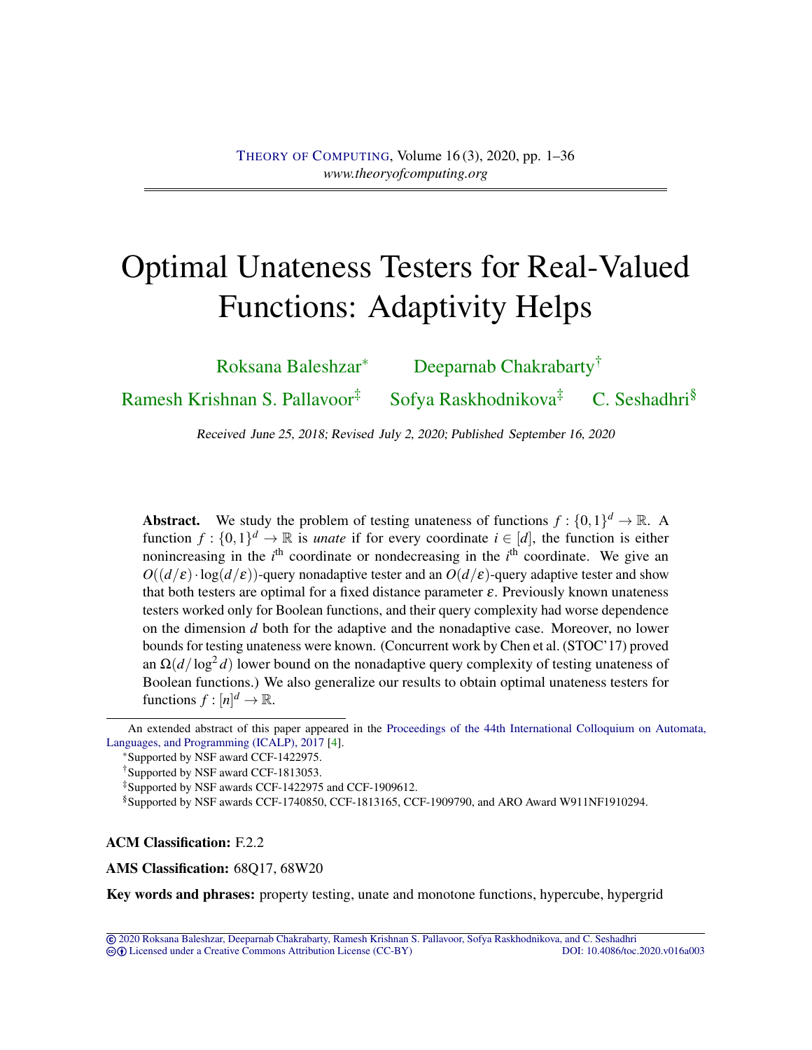# Optimal Unateness Testers for Real-Valued Functions: Adaptivity Helps

Roksana Baleshzar[*] Deeparnab Chakrabarty[†]

Ramesh Krishnan S. Pallavoor[‡] Sofya Raskhodnikova[‡] C. Seshadhri[§]

*Received June 25, 2018; Revised July 2, 2020; Published September 16, 2020*

**Abstract.** We study the problem of testing unateness of functions $f : \{0,1\}^d \to \mathbb{R}$. A function $f : \{0,1\}^d \to \mathbb{R}$ is *unate* if for every coordinate $i \in [d]$, the function is either nonincreasing in the $i^{\text{th}}$ coordinate or nondecreasing in the $i^{\text{th}}$ coordinate. We give an $O((d/\varepsilon) \cdot \log(d/\varepsilon))$-query nonadaptive tester and an $O(d/\varepsilon)$-query adaptive tester and show that both testers are optimal for a fixed distance parameter $\varepsilon$. Previously known unateness testers worked only for Boolean functions, and their query complexity had worse dependence on the dimension $d$ both for the adaptive and the nonadaptive case. Moreover, no lower bounds for testing unateness were known. (Concurrent work by Chen et al. (STOC'17) proved an $\Omega(d/\log^2 d)$ lower bound on the nonadaptive query complexity of testing unateness of Boolean functions.) We also generalize our results to obtain optimal unateness testers for functions $f : [n]^d \to \mathbb{R}$.

---

An extended abstract of this paper appeared in the Proceedings of the 44th International Colloquium on Automata, Languages, and Programming (ICALP), 2017 [4].

[*] Supported by NSF award CCF-1422975.

[†] Supported by NSF award CCF-1813053.

[‡] Supported by NSF awards CCF-1422975 and CCF-1909612.

[§] Supported by NSF awards CCF-1740850, CCF-1813165, CCF-1909790, and ARO Award W911NF1910294.

**ACM Classification:** F.2.2

**AMS Classification:** 68Q17, 68W20

**Key words and phrases:** property testing, unate and monotone functions, hypercube, hypergrid

© 2020 Roksana Baleshzar, Deeparnab Chakrabarty, Ramesh Krishnan S. Pallavoor, Sofya Raskhodnikova, and C. Seshadhri
Licensed under a Creative Commons Attribution License (CC-BY) DOI: 10.4086/toc.2020.v016a003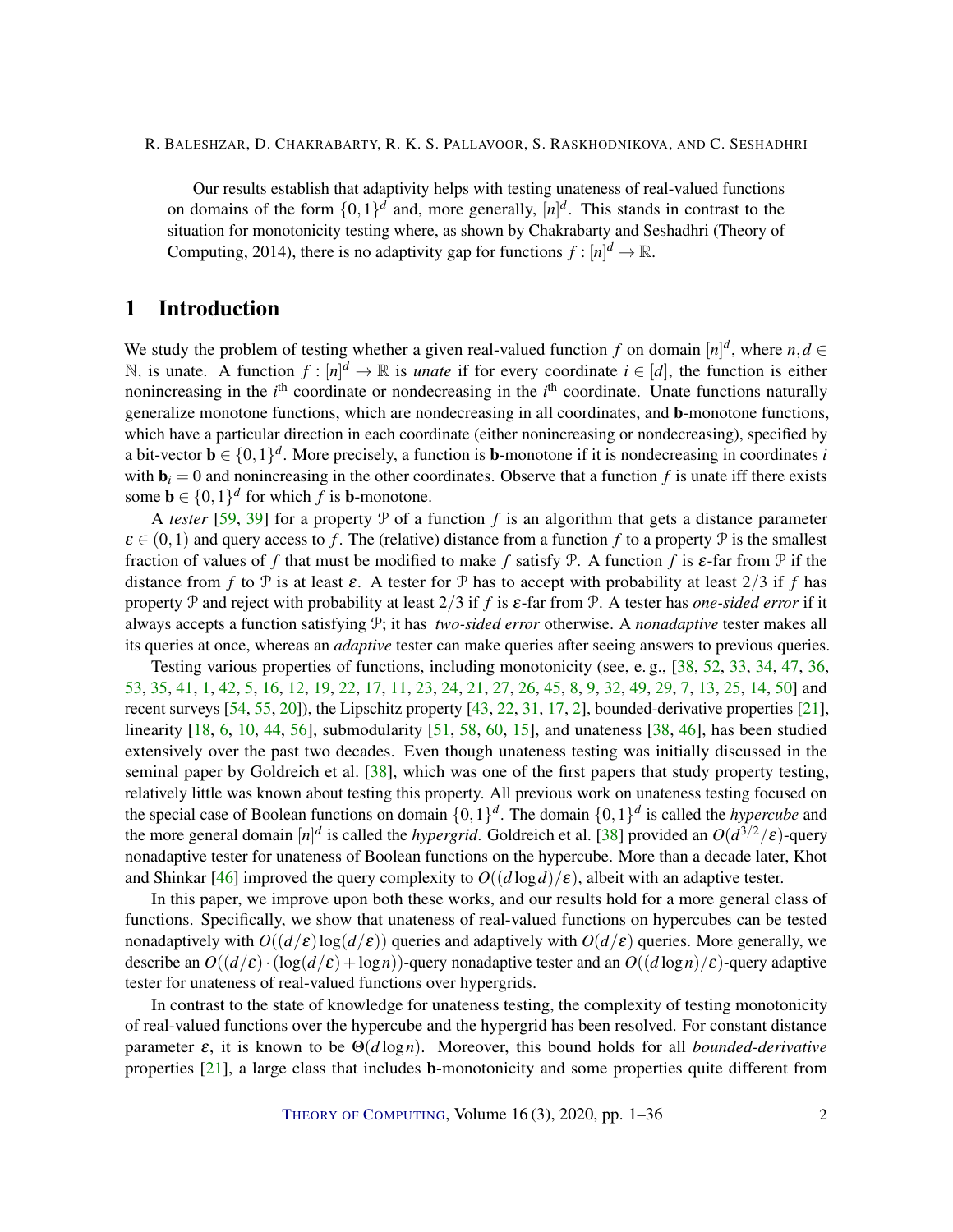Our results establish that adaptivity helps with testing unateness of real-valued functions on domains of the form $\{0,1\}^d$ and, more generally, $[n]^d$. This stands in contrast to the situation for monotonicity testing where, as shown by Chakrabarty and Seshadhri (Theory of Computing, 2014), there is no adaptivity gap for functions $f : [n]^d \to \mathbb{R}$.

# 1 Introduction

We study the problem of testing whether a given real-valued function $f$ on domain $[n]^d$, where $n, d \in \mathbb{N}$, is unate. A function $f : [n]^d \to \mathbb{R}$ is *unate* if for every coordinate $i \in [d]$, the function is either nonincreasing in the $i^{\text{th}}$ coordinate or nondecreasing in the $i^{\text{th}}$ coordinate. Unate functions naturally generalize monotone functions, which are nondecreasing in all coordinates, and **b**-monotone functions, which have a particular direction in each coordinate (either nonincreasing or nondecreasing), specified by a bit-vector $\mathbf{b} \in \{0,1\}^d$. More precisely, a function is **b**-monotone if it is nondecreasing in coordinates $i$ with $\mathbf{b}_i = 0$ and nonincreasing in the other coordinates. Observe that a function $f$ is unate iff there exists some $\mathbf{b} \in \{0,1\}^d$ for which $f$ is **b**-monotone.

A *tester* [59, 39] for a property $\mathcal{P}$ of a function $f$ is an algorithm that gets a distance parameter $\varepsilon \in (0,1)$ and query access to $f$. The (relative) distance from a function $f$ to a property $\mathcal{P}$ is the smallest fraction of values of $f$ that must be modified to make $f$ satisfy $\mathcal{P}$. A function $f$ is $\varepsilon$-far from $\mathcal{P}$ if the distance from $f$ to $\mathcal{P}$ is at least $\varepsilon$. A tester for $\mathcal{P}$ has to accept with probability at least $2/3$ if $f$ has property $\mathcal{P}$ and reject with probability at least $2/3$ if $f$ is $\varepsilon$-far from $\mathcal{P}$. A tester has *one-sided error* if it always accepts a function satisfying $\mathcal{P}$; it has *two-sided error* otherwise. A *nonadaptive* tester makes all its queries at once, whereas an *adaptive* tester can make queries after seeing answers to previous queries.

Testing various properties of functions, including monotonicity (see, e. g., [38, 52, 33, 34, 47, 36, 53, 35, 41, 1, 42, 5, 16, 12, 19, 22, 17, 11, 23, 24, 21, 27, 26, 45, 8, 9, 32, 49, 29, 7, 13, 25, 14, 50] and recent surveys [54, 55, 20]), the Lipschitz property [43, 22, 31, 17, 2], bounded-derivative properties [21], linearity [18, 6, 10, 44, 56], submodularity [51, 58, 60, 15], and unateness [38, 46], has been studied extensively over the past two decades. Even though unateness testing was initially discussed in the seminal paper by Goldreich et al. [38], which was one of the first papers that study property testing, relatively little was known about testing this property. All previous work on unateness testing focused on the special case of Boolean functions on domain $\{0,1\}^d$. The domain $\{0,1\}^d$ is called the *hypercube* and the more general domain $[n]^d$ is called the *hypergrid*. Goldreich et al. [38] provided an $O(d^{3/2}/\varepsilon)$-query nonadaptive tester for unateness of Boolean functions on the hypercube. More than a decade later, Khot and Shinkar [46] improved the query complexity to $O((d \log d)/\varepsilon)$, albeit with an adaptive tester.

In this paper, we improve upon both these works, and our results hold for a more general class of functions. Specifically, we show that unateness of real-valued functions on hypercubes can be tested nonadaptively with $O((d/\varepsilon)\log(d/\varepsilon))$ queries and adaptively with $O(d/\varepsilon)$ queries. More generally, we describe an $O((d/\varepsilon)\cdot(\log(d/\varepsilon)+\log n))$-query nonadaptive tester and an $O((d \log n)/\varepsilon)$-query adaptive tester for unateness of real-valued functions over hypergrids.

In contrast to the state of knowledge for unateness testing, the complexity of testing monotonicity of real-valued functions over the hypercube and the hypergrid has been resolved. For constant distance parameter $\varepsilon$, it is known to be $\Theta(d \log n)$. Moreover, this bound holds for all *bounded-derivative* properties [21], a large class that includes **b**-monotonicity and some properties quite different from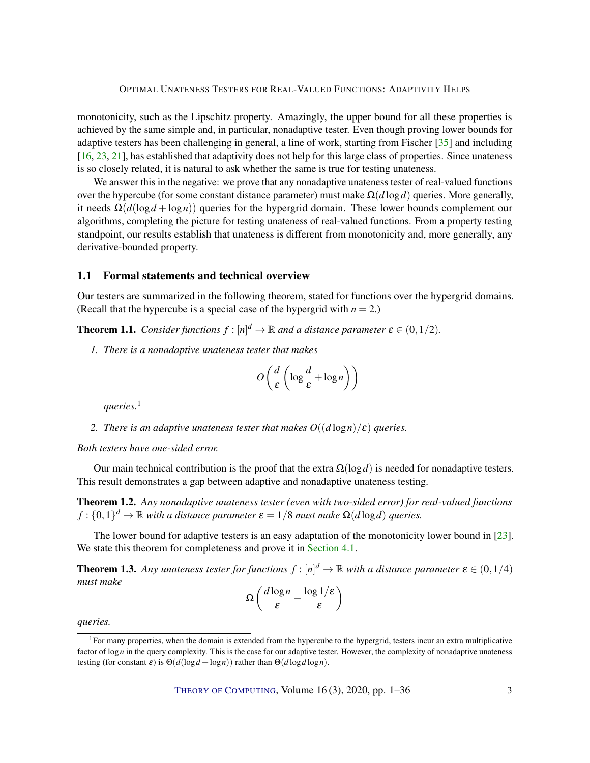monotonicity, such as the Lipschitz property. Amazingly, the upper bound for all these properties is achieved by the same simple and, in particular, nonadaptive tester. Even though proving lower bounds for adaptive testers has been challenging in general, a line of work, starting from Fischer [35] and including [16, 23, 21], has established that adaptivity does not help for this large class of properties. Since unateness is so closely related, it is natural to ask whether the same is true for testing unateness.

We answer this in the negative: we prove that any nonadaptive unateness tester of real-valued functions over the hypercube (for some constant distance parameter) must make $\Omega(d \log d)$ queries. More generally, it needs $\Omega(d(\log d + \log n))$ queries for the hypergrid domain. These lower bounds complement our algorithms, completing the picture for testing unateness of real-valued functions. From a property testing standpoint, our results establish that unateness is different from monotonicity and, more generally, any derivative-bounded property.

## 1.1 Formal statements and technical overview

Our testers are summarized in the following theorem, stated for functions over the hypergrid domains. (Recall that the hypercube is a special case of the hypergrid with $n = 2$.)

**Theorem 1.1.** *Consider functions $f : [n]^d \to \mathbb{R}$ and a distance parameter $\varepsilon \in (0, 1/2)$.*

1. *There is a nonadaptive unateness tester that makes*

$$O\left(\frac{d}{\varepsilon}\left(\log\frac{d}{\varepsilon} + \log n\right)\right)$$

*queries.*[1]

2. *There is an adaptive unateness tester that makes $O((d \log n)/\varepsilon)$ queries.*

*Both testers have one-sided error.*

Our main technical contribution is the proof that the extra $\Omega(\log d)$ is needed for nonadaptive testers. This result demonstrates a gap between adaptive and nonadaptive unateness testing.

**Theorem 1.2.** *Any nonadaptive unateness tester (even with two-sided error) for real-valued functions $f : \{0, 1\}^d \to \mathbb{R}$ with a distance parameter $\varepsilon = 1/8$ must make $\Omega(d \log d)$ queries.*

The lower bound for adaptive testers is an easy adaptation of the monotonicity lower bound in [23]. We state this theorem for completeness and prove it in Section 4.1.

**Theorem 1.3.** *Any unateness tester for functions $f : [n]^d \to \mathbb{R}$ with a distance parameter $\varepsilon \in (0, 1/4)$ must make*

$$\Omega\left(\frac{d \log n}{\varepsilon} - \frac{\log 1/\varepsilon}{\varepsilon}\right)$$

*queries.*

[1] For many properties, when the domain is extended from the hypercube to the hypergrid, testers incur an extra multiplicative factor of $\log n$ in the query complexity. This is the case for our adaptive tester. However, the complexity of nonadaptive unateness testing (for constant $\varepsilon$) is $\Theta(d(\log d + \log n))$ rather than $\Theta(d \log d \log n)$.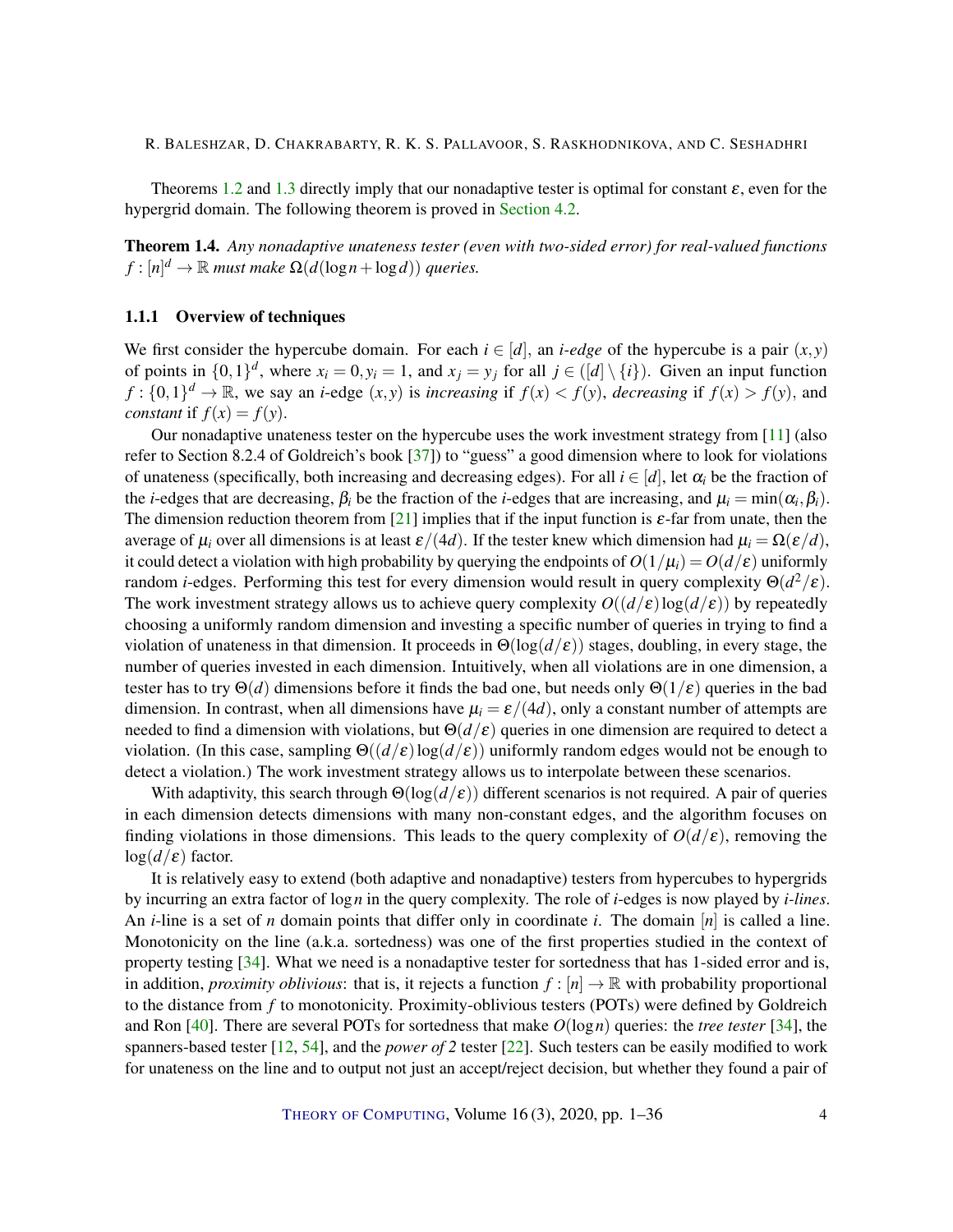Theorems 1.2 and 1.3 directly imply that our nonadaptive tester is optimal for constant $\varepsilon$, even for the hypergrid domain. The following theorem is proved in Section 4.2.

**Theorem 1.4.** *Any nonadaptive unateness tester (even with two-sided error) for real-valued functions $f : [n]^d \to \mathbb{R}$ must make $\Omega(d(\log n + \log d))$ queries.*

#### 1.1.1 Overview of techniques

We first consider the hypercube domain. For each $i \in [d]$, an *$i$-edge* of the hypercube is a pair $(x, y)$ of points in $\{0,1\}^d$, where $x_i = 0, y_i = 1$, and $x_j = y_j$ for all $j \in ([d] \setminus \{i\})$. Given an input function $f : \{0,1\}^d \to \mathbb{R}$, we say an $i$-edge $(x, y)$ is *increasing* if $f(x) < f(y)$, *decreasing* if $f(x) > f(y)$, and *constant* if $f(x) = f(y)$.

Our nonadaptive unateness tester on the hypercube uses the work investment strategy from [11] (also refer to Section 8.2.4 of Goldreich's book [37]) to "guess" a good dimension where to look for violations of unateness (specifically, both increasing and decreasing edges). For all $i \in [d]$, let $\alpha_i$ be the fraction of the $i$-edges that are decreasing, $\beta_i$ be the fraction of the $i$-edges that are increasing, and $\mu_i = \min(\alpha_i, \beta_i)$. The dimension reduction theorem from [21] implies that if the input function is $\varepsilon$-far from unate, then the average of $\mu_i$ over all dimensions is at least $\varepsilon/(4d)$. If the tester knew which dimension had $\mu_i = \Omega(\varepsilon/d)$, it could detect a violation with high probability by querying the endpoints of $O(1/\mu_i) = O(d/\varepsilon)$ uniformly random $i$-edges. Performing this test for every dimension would result in query complexity $\Theta(d^2/\varepsilon)$. The work investment strategy allows us to achieve query complexity $O((d/\varepsilon)\log(d/\varepsilon))$ by repeatedly choosing a uniformly random dimension and investing a specific number of queries in trying to find a violation of unateness in that dimension. It proceeds in $\Theta(\log(d/\varepsilon))$ stages, doubling, in every stage, the number of queries invested in each dimension. Intuitively, when all violations are in one dimension, a tester has to try $\Theta(d)$ dimensions before it finds the bad one, but needs only $\Theta(1/\varepsilon)$ queries in the bad dimension. In contrast, when all dimensions have $\mu_i = \varepsilon/(4d)$, only a constant number of attempts are needed to find a dimension with violations, but $\Theta(d/\varepsilon)$ queries in one dimension are required to detect a violation. (In this case, sampling $\Theta((d/\varepsilon)\log(d/\varepsilon))$ uniformly random edges would not be enough to detect a violation.) The work investment strategy allows us to interpolate between these scenarios.

With adaptivity, this search through $\Theta(\log(d/\varepsilon))$ different scenarios is not required. A pair of queries in each dimension detects dimensions with many non-constant edges, and the algorithm focuses on finding violations in those dimensions. This leads to the query complexity of $O(d/\varepsilon)$, removing the $\log(d/\varepsilon)$ factor.

It is relatively easy to extend (both adaptive and nonadaptive) testers from hypercubes to hypergrids by incurring an extra factor of $\log n$ in the query complexity. The role of $i$-edges is now played by *$i$-lines*. An $i$-line is a set of $n$ domain points that differ only in coordinate $i$. The domain $[n]$ is called a line. Monotonicity on the line (a.k.a. sortedness) was one of the first properties studied in the context of property testing [34]. What we need is a nonadaptive tester for sortedness that has 1-sided error and is, in addition, *proximity oblivious*: that is, it rejects a function $f : [n] \to \mathbb{R}$ with probability proportional to the distance from $f$ to monotonicity. Proximity-oblivious testers (POTs) were defined by Goldreich and Ron [40]. There are several POTs for sortedness that make $O(\log n)$ queries: the *tree tester* [34], the spanners-based tester [12, 54], and the *power of 2* tester [22]. Such testers can be easily modified to work for unateness on the line and to output not just an accept/reject decision, but whether they found a pair of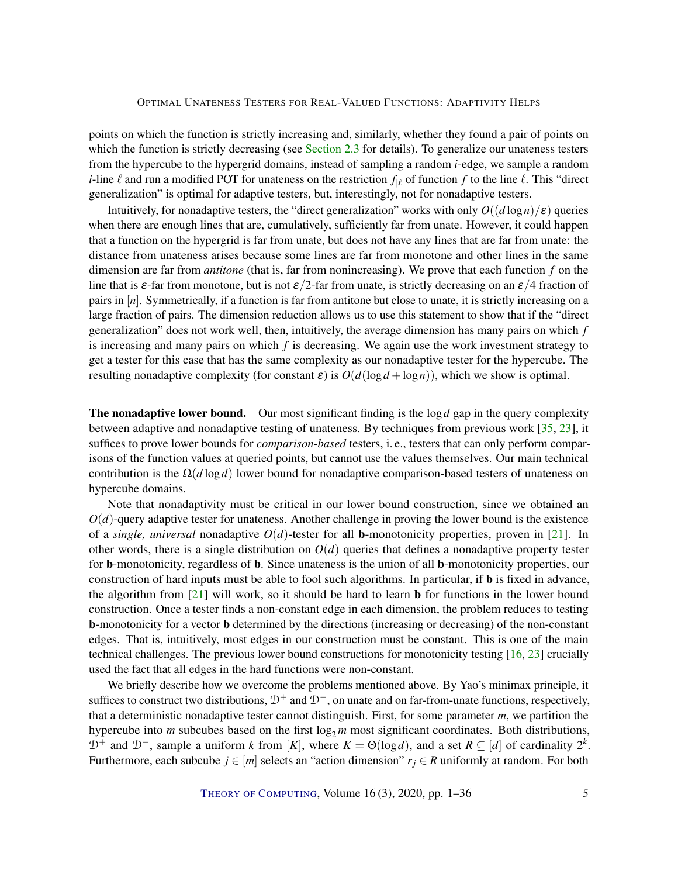points on which the function is strictly increasing and, similarly, whether they found a pair of points on which the function is strictly decreasing (see Section 2.3 for details). To generalize our unateness testers from the hypercube to the hypergrid domains, instead of sampling a random $i$-edge, we sample a random $i$-line $\ell$ and run a modified POT for unateness on the restriction $f_{|\ell}$ of function $f$ to the line $\ell$. This "direct generalization" is optimal for adaptive testers, but, interestingly, not for nonadaptive testers.

Intuitively, for nonadaptive testers, the "direct generalization" works with only $O((d \log n)/\varepsilon)$ queries when there are enough lines that are, cumulatively, sufficiently far from unate. However, it could happen that a function on the hypergrid is far from unate, but does not have any lines that are far from unate: the distance from unateness arises because some lines are far from monotone and other lines in the same dimension are far from *antitone* (that is, far from nonincreasing). We prove that each function $f$ on the line that is $\varepsilon$-far from monotone, but is not $\varepsilon/2$-far from unate, is strictly decreasing on an $\varepsilon/4$ fraction of pairs in $[n]$. Symmetrically, if a function is far from antitone but close to unate, it is strictly increasing on a large fraction of pairs. The dimension reduction allows us to use this statement to show that if the "direct generalization" does not work well, then, intuitively, the average dimension has many pairs on which $f$ is increasing and many pairs on which $f$ is decreasing. We again use the work investment strategy to get a tester for this case that has the same complexity as our nonadaptive tester for the hypercube. The resulting nonadaptive complexity (for constant $\varepsilon$) is $O(d(\log d + \log n))$, which we show is optimal.

**The nonadaptive lower bound.** Our most significant finding is the $\log d$ gap in the query complexity between adaptive and nonadaptive testing of unateness. By techniques from previous work [35, 23], it suffices to prove lower bounds for *comparison-based* testers, i. e., testers that can only perform comparisons of the function values at queried points, but cannot use the values themselves. Our main technical contribution is the $\Omega(d \log d)$ lower bound for nonadaptive comparison-based testers of unateness on hypercube domains.

Note that nonadaptivity must be critical in our lower bound construction, since we obtained an $O(d)$-query adaptive tester for unateness. Another challenge in proving the lower bound is the existence of a *single, universal* nonadaptive $O(d)$-tester for all $\mathbf{b}$-monotonicity properties, proven in [21]. In other words, there is a single distribution on $O(d)$ queries that defines a nonadaptive property tester for $\mathbf{b}$-monotonicity, regardless of $\mathbf{b}$. Since unateness is the union of all $\mathbf{b}$-monotonicity properties, our construction of hard inputs must be able to fool such algorithms. In particular, if $\mathbf{b}$ is fixed in advance, the algorithm from [21] will work, so it should be hard to learn $\mathbf{b}$ for functions in the lower bound construction. Once a tester finds a non-constant edge in each dimension, the problem reduces to testing $\mathbf{b}$-monotonicity for a vector $\mathbf{b}$ determined by the directions (increasing or decreasing) of the non-constant edges. That is, intuitively, most edges in our construction must be constant. This is one of the main technical challenges. The previous lower bound constructions for monotonicity testing [16, 23] crucially used the fact that all edges in the hard functions were non-constant.

We briefly describe how we overcome the problems mentioned above. By Yao's minimax principle, it suffices to construct two distributions, $\mathcal{D}^+$ and $\mathcal{D}^-$, on unate and on far-from-unate functions, respectively, that a deterministic nonadaptive tester cannot distinguish. First, for some parameter $m$, we partition the hypercube into $m$ subcubes based on the first $\log_2 m$ most significant coordinates. Both distributions, $\mathcal{D}^+$ and $\mathcal{D}^-$, sample a uniform $k$ from $[K]$, where $K = \Theta(\log d)$, and a set $R \subseteq [d]$ of cardinality $2^k$. Furthermore, each subcube $j \in [m]$ selects an "action dimension" $r_j \in R$ uniformly at random. For both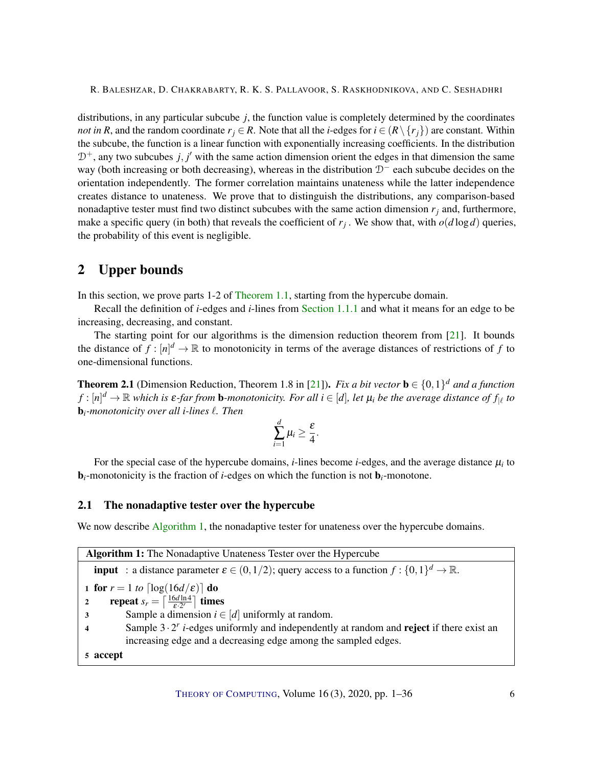distributions, in any particular subcube $j$, the function value is completely determined by the coordinates *not in* $R$, and the random coordinate $r_j \in R$. Note that all the $i$-edges for $i \in (R \setminus \{r_j\})$ are constant. Within the subcube, the function is a linear function with exponentially increasing coefficients. In the distribution $\mathcal{D}^+$, any two subcubes $j, j'$ with the same action dimension orient the edges in that dimension the same way (both increasing or both decreasing), whereas in the distribution $\mathcal{D}^-$ each subcube decides on the orientation independently. The former correlation maintains unateness while the latter independence creates distance to unateness. We prove that to distinguish the distributions, any comparison-based nonadaptive tester must find two distinct subcubes with the same action dimension $r_j$ and, furthermore, make a specific query (in both) that reveals the coefficient of $r_j$. We show that, with $o(d \log d)$ queries, the probability of this event is negligible.

## 2 Upper bounds

In this section, we prove parts 1-2 of Theorem 1.1, starting from the hypercube domain.

Recall the definition of $i$-edges and $i$-lines from Section 1.1.1 and what it means for an edge to be increasing, decreasing, and constant.

The starting point for our algorithms is the dimension reduction theorem from [21]. It bounds the distance of $f : [n]^d \to \mathbb{R}$ to monotonicity in terms of the average distances of restrictions of $f$ to one-dimensional functions.

**Theorem 2.1** (Dimension Reduction, Theorem 1.8 in [21]). *Fix a bit vector* $\mathbf{b} \in \{0,1\}^d$ *and a function* $f : [n]^d \to \mathbb{R}$ *which is* $\varepsilon$*-far from* $\mathbf{b}$*-monotonicity. For all* $i \in [d]$*, let* $\mu_i$ *be the average distance of* $f_{|\ell}$ *to* $\mathbf{b}_i$*-monotonicity over all* $i$*-lines* $\ell$*. Then*

$$\sum_{i=1}^{d} \mu_i \geq \frac{\varepsilon}{4}.$$

For the special case of the hypercube domains, $i$-lines become $i$-edges, and the average distance $\mu_i$ to $\mathbf{b}_i$-monotonicity is the fraction of $i$-edges on which the function is not $\mathbf{b}_i$-monotone.

### 2.1 The nonadaptive tester over the hypercube

We now describe Algorithm 1, the nonadaptive tester for unateness over the hypercube domains.

```
Algorithm 1: The Nonadaptive Unateness Tester over the Hypercube
  input : a distance parameter ε ∈ (0,1/2); query access to a function f : {0,1}^d → ℝ.
1 for r = 1 to ⌈log(16d/ε)⌉ do
2     repeat s_r = ⌈(16d ln 4)/(ε·2^r)⌉ times
3         Sample a dimension i ∈ [d] uniformly at random.
4         Sample 3·2^r i-edges uniformly and independently at random and reject if there exist an
          increasing edge and a decreasing edge among the sampled edges.
5 accept
```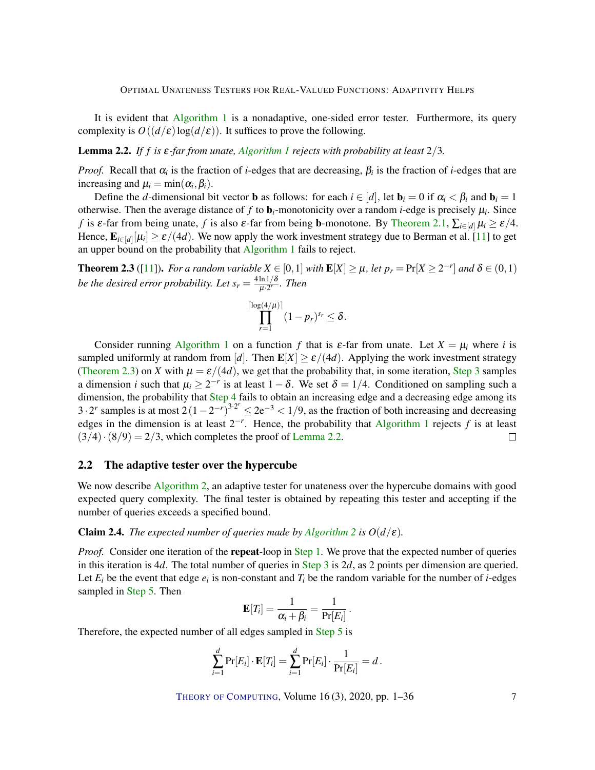It is evident that Algorithm 1 is a nonadaptive, one-sided error tester. Furthermore, its query complexity is $O((d/\varepsilon)\log(d/\varepsilon))$. It suffices to prove the following.

**Lemma 2.2.** *If $f$ is $\varepsilon$-far from unate, Algorithm 1 rejects with probability at least $2/3$.*

*Proof.* Recall that $\alpha_i$ is the fraction of $i$-edges that are decreasing, $\beta_i$ is the fraction of $i$-edges that are increasing and $\mu_i = \min(\alpha_i, \beta_i)$.

Define the $d$-dimensional bit vector $\mathbf{b}$ as follows: for each $i \in [d]$, let $\mathbf{b}_i = 0$ if $\alpha_i < \beta_i$ and $\mathbf{b}_i = 1$ otherwise. Then the average distance of $f$ to $\mathbf{b}_i$-monotonicity over a random $i$-edge is precisely $\mu_i$. Since $f$ is $\varepsilon$-far from being unate, $f$ is also $\varepsilon$-far from being $\mathbf{b}$-monotone. By Theorem 2.1, $\sum_{i\in[d]} \mu_i \geq \varepsilon/4$. Hence, $\mathbf{E}_{i\in[d]}[\mu_i] \geq \varepsilon/(4d)$. We now apply the work investment strategy due to Berman et al. [11] to get an upper bound on the probability that Algorithm 1 fails to reject.

**Theorem 2.3** ([11])**.** *For a random variable $X \in [0,1]$ with $\mathbf{E}[X] \geq \mu$, let $p_r = \Pr[X \geq 2^{-r}]$ and $\delta \in (0,1)$ be the desired error probability. Let $s_r = \frac{4\ln 1/\delta}{\mu \cdot 2^r}$. Then*

$$\prod_{r=1}^{\lceil \log(4/\mu) \rceil} (1-p_r)^{s_r} \leq \delta.$$

Consider running Algorithm 1 on a function $f$ that is $\varepsilon$-far from unate. Let $X = \mu_i$ where $i$ is sampled uniformly at random from $[d]$. Then $\mathbf{E}[X] \geq \varepsilon/(4d)$. Applying the work investment strategy (Theorem 2.3) on $X$ with $\mu = \varepsilon/(4d)$, we get that the probability that, in some iteration, Step 3 samples a dimension $i$ such that $\mu_i \geq 2^{-r}$ is at least $1-\delta$. We set $\delta = 1/4$. Conditioned on sampling such a dimension, the probability that Step 4 fails to obtain an increasing edge and a decreasing edge among its $3 \cdot 2^r$ samples is at most $2\left(1-2^{-r}\right)^{3\cdot 2^r} \leq 2\mathrm{e}^{-3} < 1/9$, as the fraction of both increasing and decreasing edges in the dimension is at least $2^{-r}$. Hence, the probability that Algorithm 1 rejects $f$ is at least $(3/4)\cdot(8/9) = 2/3$, which completes the proof of Lemma 2.2. □

## 2.2 The adaptive tester over the hypercube

We now describe Algorithm 2, an adaptive tester for unateness over the hypercube domains with good expected query complexity. The final tester is obtained by repeating this tester and accepting if the number of queries exceeds a specified bound.

**Claim 2.4.** *The expected number of queries made by Algorithm 2 is $O(d/\varepsilon)$.*

*Proof.* Consider one iteration of the **repeat**-loop in Step 1. We prove that the expected number of queries in this iteration is $4d$. The total number of queries in Step 3 is $2d$, as 2 points per dimension are queried. Let $E_i$ be the event that edge $e_i$ is non-constant and $T_i$ be the random variable for the number of $i$-edges sampled in Step 5. Then

$$\mathbf{E}[T_i] = \frac{1}{\alpha_i + \beta_i} = \frac{1}{\Pr[E_i]}.$$

Therefore, the expected number of all edges sampled in Step 5 is

$$\sum_{i=1}^{d} \Pr[E_i] \cdot \mathbf{E}[T_i] = \sum_{i=1}^{d} \Pr[E_i] \cdot \frac{1}{\Pr[E_i]} = d\,.$$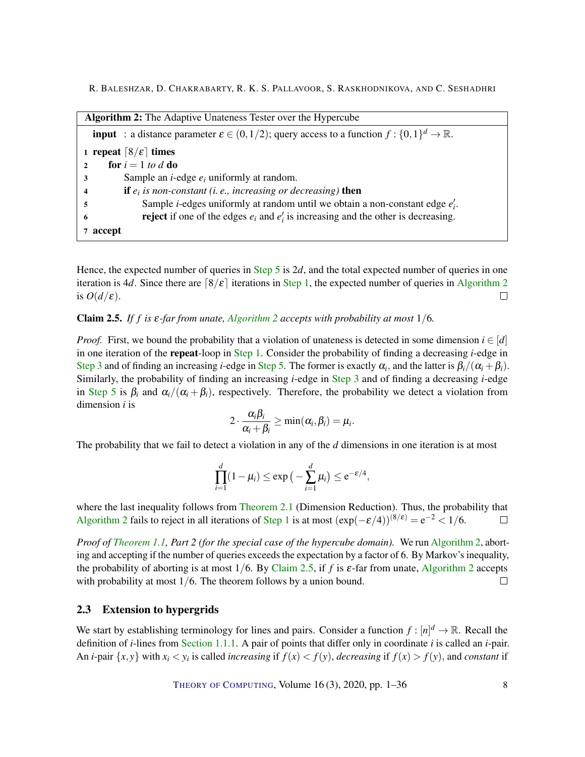**Algorithm 2:** The Adaptive Unateness Tester over the Hypercube

**input** : a distance parameter $\varepsilon \in (0, 1/2)$; query access to a function $f : \{0,1\}^d \to \mathbb{R}$.

```
1 repeat ⌈8/ε⌉ times
2     for i = 1 to d do
3         Sample an i-edge e_i uniformly at random.
4         if e_i is non-constant (i. e., increasing or decreasing) then
5             Sample i-edges uniformly at random until we obtain a non-constant edge e'_i.
6             reject if one of the edges e_i and e'_i is increasing and the other is decreasing.
7 accept
```

Hence, the expected number of queries in Step 5 is $2d$, and the total expected number of queries in one iteration is $4d$. Since there are $\lceil 8/\varepsilon \rceil$ iterations in Step 1, the expected number of queries in Algorithm 2 is $O(d/\varepsilon)$. □

**Claim 2.5.** *If $f$ is $\varepsilon$-far from unate, Algorithm 2 accepts with probability at most $1/6$.*

*Proof.* First, we bound the probability that a violation of unateness is detected in some dimension $i \in [d]$ in one iteration of the **repeat**-loop in Step 1. Consider the probability of finding a decreasing $i$-edge in Step 3 and of finding an increasing $i$-edge in Step 5. The former is exactly $\alpha_i$, and the latter is $\beta_i/(\alpha_i + \beta_i)$. Similarly, the probability of finding an increasing $i$-edge in Step 3 and of finding a decreasing $i$-edge in Step 5 is $\beta_i$ and $\alpha_i/(\alpha_i + \beta_i)$, respectively. Therefore, the probability we detect a violation from dimension $i$ is

$$2 \cdot \frac{\alpha_i \beta_i}{\alpha_i + \beta_i} \geq \min(\alpha_i, \beta_i) = \mu_i.$$

The probability that we fail to detect a violation in any of the $d$ dimensions in one iteration is at most

$$\prod_{i=1}^{d}(1 - \mu_i) \leq \exp\big(-\sum_{i=1}^{d}\mu_i\big) \leq \mathrm{e}^{-\varepsilon/4},$$

where the last inequality follows from Theorem 2.1 (Dimension Reduction). Thus, the probability that Algorithm 2 fails to reject in all iterations of Step 1 is at most $(\exp(-\varepsilon/4))^{(8/\varepsilon)} = \mathrm{e}^{-2} < 1/6$. □

*Proof of Theorem 1.1, Part 2 (for the special case of the hypercube domain).* We run Algorithm 2, aborting and accepting if the number of queries exceeds the expectation by a factor of 6. By Markov's inequality, the probability of aborting is at most $1/6$. By Claim 2.5, if $f$ is $\varepsilon$-far from unate, Algorithm 2 accepts with probability at most $1/6$. The theorem follows by a union bound. □

### 2.3 Extension to hypergrids

We start by establishing terminology for lines and pairs. Consider a function $f : [n]^d \to \mathbb{R}$. Recall the definition of $i$-lines from Section 1.1.1. A pair of points that differ only in coordinate $i$ is called an $i$-pair. An $i$-pair $\{x, y\}$ with $x_i < y_i$ is called *increasing* if $f(x) < f(y)$, *decreasing* if $f(x) > f(y)$, and *constant* if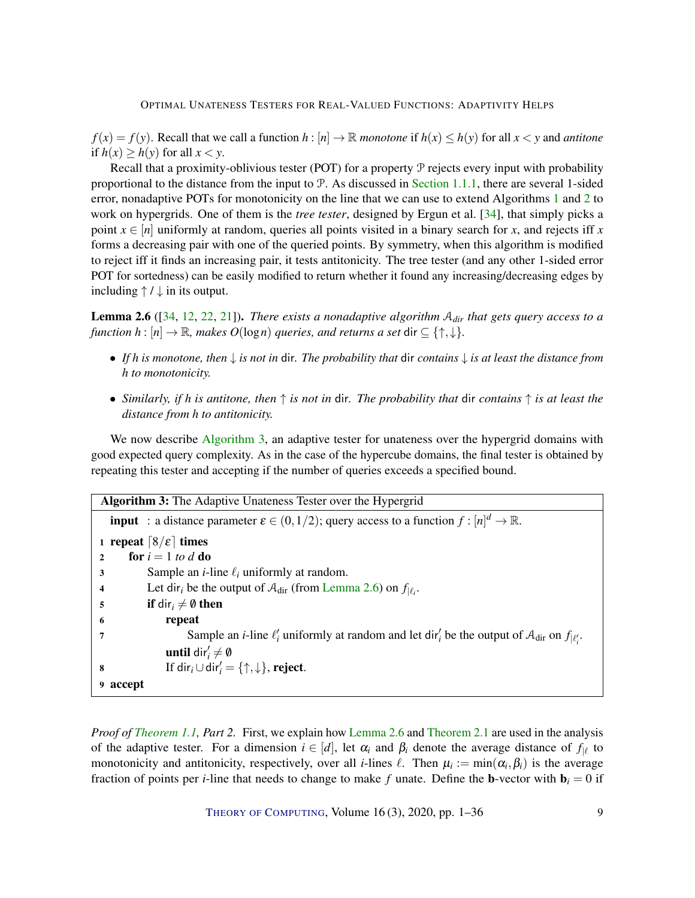$f(x) = f(y)$. Recall that we call a function $h : [n] \to \mathbb{R}$ *monotone* if $h(x) \leq h(y)$ for all $x < y$ and *antitone* if $h(x) \geq h(y)$ for all $x < y$.

Recall that a proximity-oblivious tester (POT) for a property $\mathcal{P}$ rejects every input with probability proportional to the distance from the input to $\mathcal{P}$. As discussed in Section 1.1.1, there are several 1-sided error, nonadaptive POTs for monotonicity on the line that we can use to extend Algorithms 1 and 2 to work on hypergrids. One of them is the *tree tester*, designed by Ergun et al. [34], that simply picks a point $x \in [n]$ uniformly at random, queries all points visited in a binary search for $x$, and rejects iff $x$ forms a decreasing pair with one of the queried points. By symmetry, when this algorithm is modified to reject iff it finds an increasing pair, it tests antitonicity. The tree tester (and any other 1-sided error POT for sortedness) can be easily modified to return whether it found any increasing/decreasing edges by including $\uparrow$ / $\downarrow$ in its output.

**Lemma 2.6** ([34, 12, 22, 21]). *There exists a nonadaptive algorithm $\mathcal{A}_{dir}$ that gets query access to a function $h : [n] \to \mathbb{R}$, makes $O(\log n)$ queries, and returns a set $\mathsf{dir} \subseteq \{\uparrow, \downarrow\}$.*

- *If $h$ is monotone, then $\downarrow$ is not in $\mathsf{dir}$. The probability that $\mathsf{dir}$ contains $\downarrow$ is at least the distance from $h$ to monotonicity.*
- *Similarly, if $h$ is antitone, then $\uparrow$ is not in $\mathsf{dir}$. The probability that $\mathsf{dir}$ contains $\uparrow$ is at least the distance from $h$ to antitonicity.*

We now describe Algorithm 3, an adaptive tester for unateness over the hypergrid domains with good expected query complexity. As in the case of the hypercube domains, the final tester is obtained by repeating this tester and accepting if the number of queries exceeds a specified bound.

**Algorithm 3:** The Adaptive Unateness Tester over the Hypergrid

**input** : a distance parameter $\varepsilon \in (0, 1/2)$; query access to a function $f : [n]^d \to \mathbb{R}$.

1. **repeat** $\lceil 8/\varepsilon \rceil$ **times**
2. &nbsp;&nbsp;&nbsp;&nbsp;**for** $i = 1$ *to* $d$ **do**
3. &nbsp;&nbsp;&nbsp;&nbsp;&nbsp;&nbsp;&nbsp;&nbsp;Sample an $i$-line $\ell_i$ uniformly at random.
4. &nbsp;&nbsp;&nbsp;&nbsp;&nbsp;&nbsp;&nbsp;&nbsp;Let $\mathsf{dir}_i$ be the output of $\mathcal{A}_{\text{dir}}$ (from Lemma 2.6) on $f_{|\ell_i}$.
5. &nbsp;&nbsp;&nbsp;&nbsp;&nbsp;&nbsp;&nbsp;&nbsp;**if** $\mathsf{dir}_i \neq \emptyset$ **then**
6. &nbsp;&nbsp;&nbsp;&nbsp;&nbsp;&nbsp;&nbsp;&nbsp;&nbsp;&nbsp;&nbsp;&nbsp;**repeat**
7. &nbsp;&nbsp;&nbsp;&nbsp;&nbsp;&nbsp;&nbsp;&nbsp;&nbsp;&nbsp;&nbsp;&nbsp;&nbsp;&nbsp;&nbsp;&nbsp;Sample an $i$-line $\ell_i'$ uniformly at random and let $\mathsf{dir}_i'$ be the output of $\mathcal{A}_{\text{dir}}$ on $f_{|\ell_i'}$.
   &nbsp;&nbsp;&nbsp;&nbsp;&nbsp;&nbsp;&nbsp;&nbsp;&nbsp;&nbsp;&nbsp;&nbsp;**until** $\mathsf{dir}_i' \neq \emptyset$
8. &nbsp;&nbsp;&nbsp;&nbsp;&nbsp;&nbsp;&nbsp;&nbsp;&nbsp;&nbsp;&nbsp;&nbsp;If $\mathsf{dir}_i \cup \mathsf{dir}_i' = \{\uparrow, \downarrow\}$, **reject**.
9. **accept**

*Proof of Theorem 1.1, Part 2.* First, we explain how Lemma 2.6 and Theorem 2.1 are used in the analysis of the adaptive tester. For a dimension $i \in [d]$, let $\alpha_i$ and $\beta_i$ denote the average distance of $f_{|\ell}$ to monotonicity and antitonicity, respectively, over all $i$-lines $\ell$. Then $\mu_i := \min(\alpha_i, \beta_i)$ is the average fraction of points per $i$-line that needs to change to make $f$ unate. Define the $\mathbf{b}$-vector with $\mathbf{b}_i = 0$ if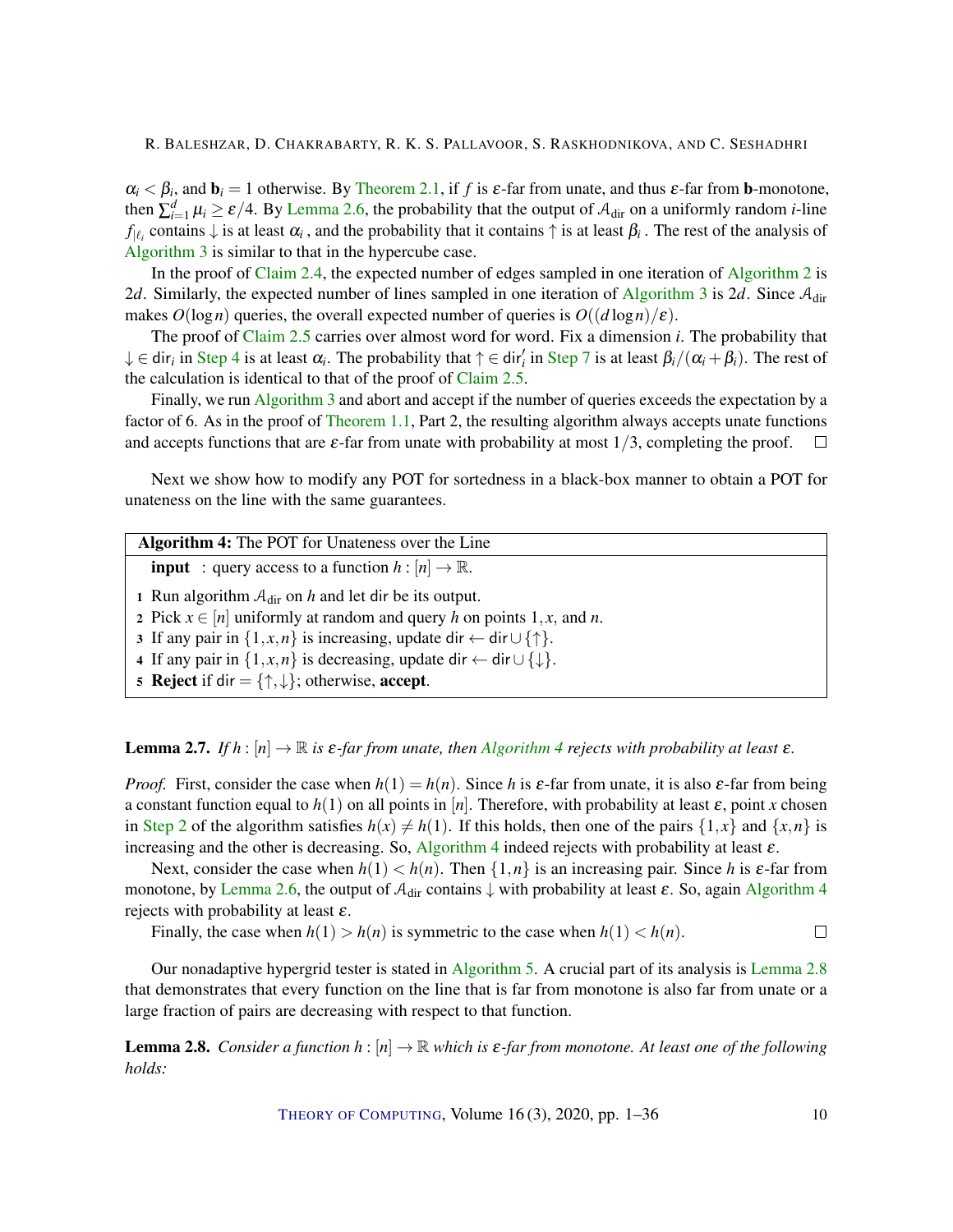$\alpha_i < \beta_i$, and $\mathbf{b}_i = 1$ otherwise. By Theorem 2.1, if $f$ is $\varepsilon$-far from unate, and thus $\varepsilon$-far from $\mathbf{b}$-monotone, then $\sum_{i=1}^{d} \mu_i \geq \varepsilon/4$. By Lemma 2.6, the probability that the output of $\mathcal{A}_{\text{dir}}$ on a uniformly random $i$-line $f_{|\ell_i}$ contains $\downarrow$ is at least $\alpha_i$, and the probability that it contains $\uparrow$ is at least $\beta_i$. The rest of the analysis of Algorithm 3 is similar to that in the hypercube case.

In the proof of Claim 2.4, the expected number of edges sampled in one iteration of Algorithm 2 is $2d$. Similarly, the expected number of lines sampled in one iteration of Algorithm 3 is $2d$. Since $\mathcal{A}_{\text{dir}}$ makes $O(\log n)$ queries, the overall expected number of queries is $O((d \log n)/\varepsilon)$.

The proof of Claim 2.5 carries over almost word for word. Fix a dimension $i$. The probability that $\downarrow \in \mathsf{dir}_i$ in Step 4 is at least $\alpha_i$. The probability that $\uparrow \in \mathsf{dir}'_i$ in Step 7 is at least $\beta_i/(\alpha_i + \beta_i)$. The rest of the calculation is identical to that of the proof of Claim 2.5.

Finally, we run Algorithm 3 and abort and accept if the number of queries exceeds the expectation by a factor of 6. As in the proof of Theorem 1.1, Part 2, the resulting algorithm always accepts unate functions and accepts functions that are $\varepsilon$-far from unate with probability at most $1/3$, completing the proof. $\square$

Next we show how to modify any POT for sortedness in a black-box manner to obtain a POT for unateness on the line with the same guarantees.

**Algorithm 4:** The POT for Unateness over the Line

**input** : query access to a function $h : [n] \to \mathbb{R}$.

1. Run algorithm $\mathcal{A}_{\text{dir}}$ on $h$ and let $\mathsf{dir}$ be its output.
2. Pick $x \in [n]$ uniformly at random and query $h$ on points $1, x$, and $n$.
3. If any pair in $\{1, x, n\}$ is increasing, update $\mathsf{dir} \leftarrow \mathsf{dir} \cup \{\uparrow\}$.
4. If any pair in $\{1, x, n\}$ is decreasing, update $\mathsf{dir} \leftarrow \mathsf{dir} \cup \{\downarrow\}$.
5. **Reject** if $\mathsf{dir} = \{\uparrow, \downarrow\}$; otherwise, **accept**.

**Lemma 2.7.** *If $h : [n] \to \mathbb{R}$ is $\varepsilon$-far from unate, then Algorithm 4 rejects with probability at least $\varepsilon$.*

*Proof.* First, consider the case when $h(1) = h(n)$. Since $h$ is $\varepsilon$-far from unate, it is also $\varepsilon$-far from being a constant function equal to $h(1)$ on all points in $[n]$. Therefore, with probability at least $\varepsilon$, point $x$ chosen in Step 2 of the algorithm satisfies $h(x) \neq h(1)$. If this holds, then one of the pairs $\{1, x\}$ and $\{x, n\}$ is increasing and the other is decreasing. So, Algorithm 4 indeed rejects with probability at least $\varepsilon$.

Next, consider the case when $h(1) < h(n)$. Then $\{1, n\}$ is an increasing pair. Since $h$ is $\varepsilon$-far from monotone, by Lemma 2.6, the output of $\mathcal{A}_{\text{dir}}$ contains $\downarrow$ with probability at least $\varepsilon$. So, again Algorithm 4 rejects with probability at least $\varepsilon$.

Finally, the case when $h(1) > h(n)$ is symmetric to the case when $h(1) < h(n)$. $\square$

Our nonadaptive hypergrid tester is stated in Algorithm 5. A crucial part of its analysis is Lemma 2.8 that demonstrates that every function on the line that is far from monotone is also far from unate or a large fraction of pairs are decreasing with respect to that function.

**Lemma 2.8.** *Consider a function $h : [n] \to \mathbb{R}$ which is $\varepsilon$-far from monotone. At least one of the following holds:*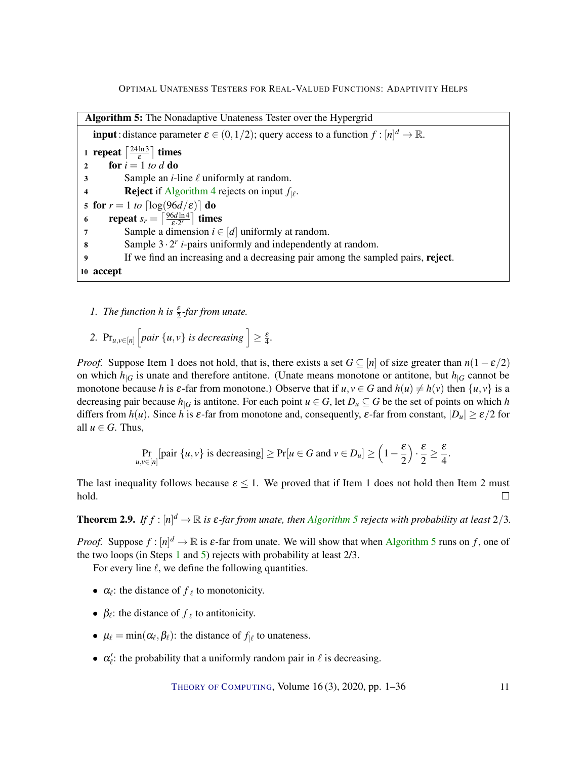**Algorithm 5:** The Nonadaptive Unateness Tester over the Hypergrid

**input** : distance parameter $\varepsilon \in (0, 1/2)$; query access to a function $f : [n]^d \to \mathbb{R}$.

```
1  repeat ⌈24 ln 3 / ε⌉ times
2      for i = 1 to d do
3          Sample an i-line ℓ uniformly at random.
4          Reject if Algorithm 4 rejects on input f|ℓ.
5  for r = 1 to ⌈log(96d/ε)⌉ do
6      repeat s_r = ⌈96d ln 4 / (ε·2^r)⌉ times
7          Sample a dimension i ∈ [d] uniformly at random.
8          Sample 3·2^r i-pairs uniformly and independently at random.
9          If we find an increasing and a decreasing pair among the sampled pairs, reject.
10 accept
```

1. *The function $h$ is $\frac{\varepsilon}{2}$-far from unate.*
2. $\Pr_{u,v \in [n]}\left[\textit{pair } \{u,v\} \textit{ is decreasing}\right] \geq \frac{\varepsilon}{4}$.

*Proof.* Suppose Item 1 does not hold, that is, there exists a set $G \subseteq [n]$ of size greater than $n(1-\varepsilon/2)$ on which $h_{|G}$ is unate and therefore antitone. (Unate means monotone or antitone, but $h_{|G}$ cannot be monotone because $h$ is $\varepsilon$-far from monotone.) Observe that if $u, v \in G$ and $h(u) \neq h(v)$ then $\{u,v\}$ is a decreasing pair because $h_{|G}$ is antitone. For each point $u \in G$, let $D_u \subseteq G$ be the set of points on which $h$ differs from $h(u)$. Since $h$ is $\varepsilon$-far from monotone and, consequently, $\varepsilon$-far from constant, $|D_u| \geq \varepsilon/2$ for all $u \in G$. Thus,

$$\Pr_{u,v \in [n]}[\text{pair } \{u,v\} \text{ is decreasing}] \geq \Pr[u \in G \text{ and } v \in D_u] \geq \left(1 - \frac{\varepsilon}{2}\right) \cdot \frac{\varepsilon}{2} \geq \frac{\varepsilon}{4}.$$

The last inequality follows because $\varepsilon \leq 1$. We proved that if Item 1 does not hold then Item 2 must hold. $\square$

**Theorem 2.9.** *If $f : [n]^d \to \mathbb{R}$ is $\varepsilon$-far from unate, then Algorithm 5 rejects with probability at least $2/3$.*

*Proof.* Suppose $f : [n]^d \to \mathbb{R}$ is $\varepsilon$-far from unate. We will show that when Algorithm 5 runs on $f$, one of the two loops (in Steps 1 and 5) rejects with probability at least 2/3.

For every line $\ell$, we define the following quantities.

- $\alpha_\ell$: the distance of $f_{|\ell}$ to monotonicity.
- $\beta_\ell$: the distance of $f_{|\ell}$ to antitonicity.
- $\mu_\ell = \min(\alpha_\ell, \beta_\ell)$: the distance of $f_{|\ell}$ to unateness.
- $\alpha'_\ell$: the probability that a uniformly random pair in $\ell$ is decreasing.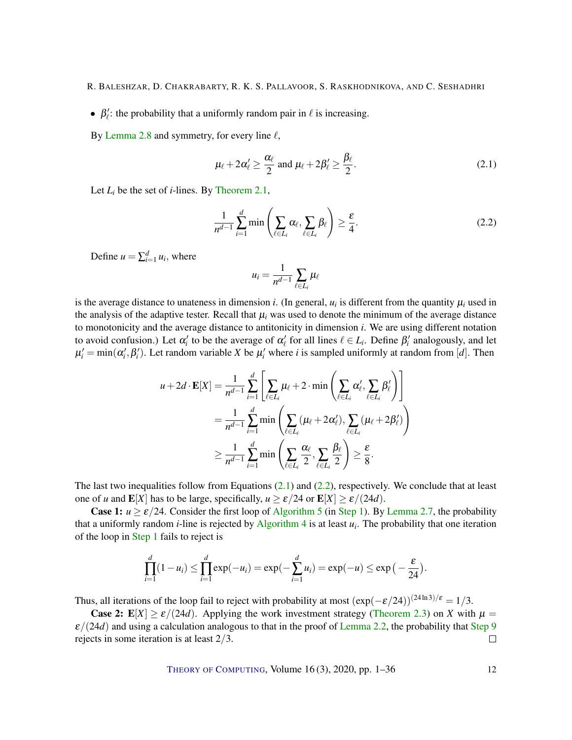- $\beta'_\ell$: the probability that a uniformly random pair in $\ell$ is increasing.

By Lemma 2.8 and symmetry, for every line $\ell$,

$$\mu_\ell + 2\alpha'_\ell \geq \frac{\alpha_\ell}{2} \text{ and } \mu_\ell + 2\beta'_\ell \geq \frac{\beta_\ell}{2}. \tag{2.1}$$

Let $L_i$ be the set of $i$-lines. By Theorem 2.1,

$$\frac{1}{n^{d-1}} \sum_{i=1}^{d} \min\left(\sum_{\ell \in L_i} \alpha_\ell, \sum_{\ell \in L_i} \beta_\ell\right) \geq \frac{\varepsilon}{4}. \tag{2.2}$$

Define $u = \sum_{i=1}^{d} u_i$, where

$$u_i = \frac{1}{n^{d-1}} \sum_{\ell \in L_i} \mu_\ell$$

is the average distance to unateness in dimension $i$. (In general, $u_i$ is different from the quantity $\mu_i$ used in the analysis of the adaptive tester. Recall that $\mu_i$ was used to denote the minimum of the average distance to monotonicity and the average distance to antitonicity in dimension $i$. We are using different notation to avoid confusion.) Let $\alpha'_i$ to be the average of $\alpha'_\ell$ for all lines $\ell \in L_i$. Define $\beta'_i$ analogously, and let $\mu'_i = \min(\alpha'_i, \beta'_i)$. Let random variable $X$ be $\mu'_i$ where $i$ is sampled uniformly at random from $[d]$. Then

$$\begin{aligned}
u + 2d \cdot \mathbf{E}[X] &= \frac{1}{n^{d-1}} \sum_{i=1}^{d} \left[\sum_{\ell \in L_i} \mu_\ell + 2 \cdot \min\left(\sum_{\ell \in L_i} \alpha'_\ell, \sum_{\ell \in L_i} \beta'_\ell\right)\right] \\
&= \frac{1}{n^{d-1}} \sum_{i=1}^{d} \min\left(\sum_{\ell \in L_i} (\mu_\ell + 2\alpha'_\ell), \sum_{\ell \in L_i} (\mu_\ell + 2\beta'_\ell)\right) \\
&\geq \frac{1}{n^{d-1}} \sum_{i=1}^{d} \min\left(\sum_{\ell \in L_i} \frac{\alpha_\ell}{2}, \sum_{\ell \in L_i} \frac{\beta_\ell}{2}\right) \geq \frac{\varepsilon}{8}.
\end{aligned}$$

The last two inequalities follow from Equations (2.1) and (2.2), respectively. We conclude that at least one of $u$ and $\mathbf{E}[X]$ has to be large, specifically, $u \geq \varepsilon/24$ or $\mathbf{E}[X] \geq \varepsilon/(24d)$.

**Case 1:** $u \geq \varepsilon/24$. Consider the first loop of Algorithm 5 (in Step 1). By Lemma 2.7, the probability that a uniformly random $i$-line is rejected by Algorithm 4 is at least $u_i$. The probability that one iteration of the loop in Step 1 fails to reject is

$$\prod_{i=1}^{d}(1-u_i) \leq \prod_{i=1}^{d} \exp(-u_i) = \exp\left(-\sum_{i=1}^{d} u_i\right) = \exp(-u) \leq \exp\left(-\frac{\varepsilon}{24}\right).$$

Thus, all iterations of the loop fail to reject with probability at most $(\exp(-\varepsilon/24))^{(24\ln 3)/\varepsilon} = 1/3$.

**Case 2:** $\mathbf{E}[X] \geq \varepsilon/(24d)$. Applying the work investment strategy (Theorem 2.3) on $X$ with $\mu = \varepsilon/(24d)$ and using a calculation analogous to that in the proof of Lemma 2.2, the probability that Step 9 rejects in some iteration is at least $2/3$. □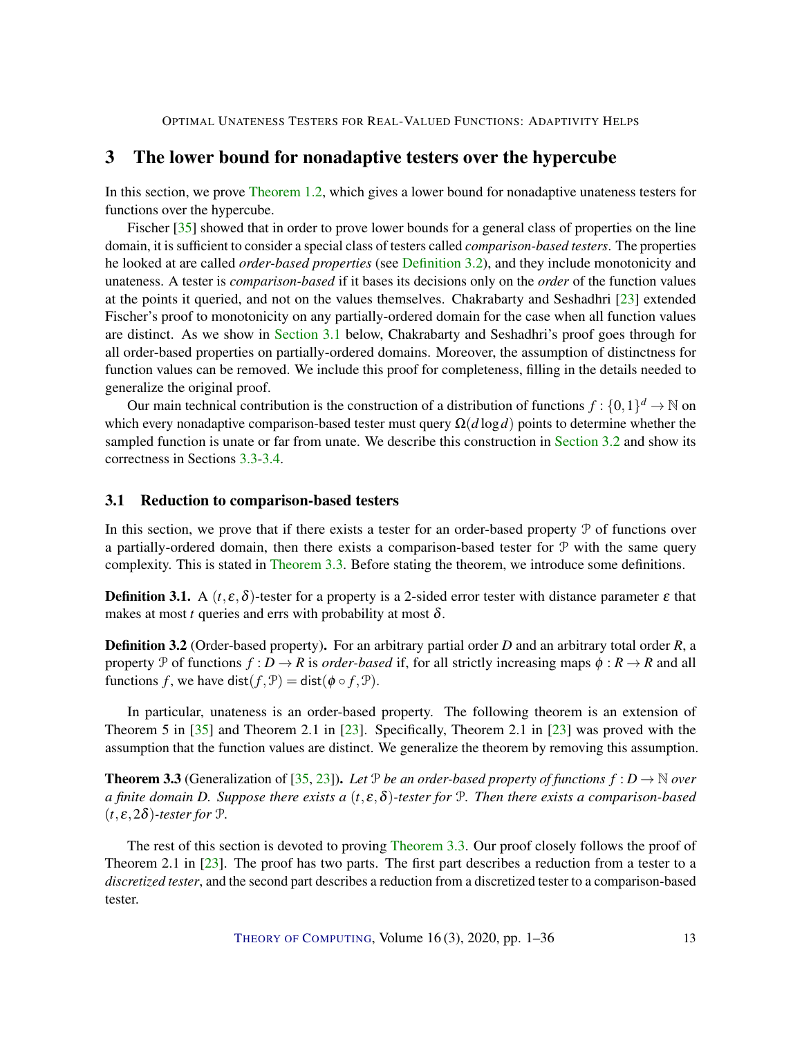## 3 The lower bound for nonadaptive testers over the hypercube

In this section, we prove Theorem 1.2, which gives a lower bound for nonadaptive unateness testers for functions over the hypercube.

Fischer [35] showed that in order to prove lower bounds for a general class of properties on the line domain, it is sufficient to consider a special class of testers called *comparison-based testers*. The properties he looked at are called *order-based properties* (see Definition 3.2), and they include monotonicity and unateness. A tester is *comparison-based* if it bases its decisions only on the *order* of the function values at the points it queried, and not on the values themselves. Chakrabarty and Seshadhri [23] extended Fischer's proof to monotonicity on any partially-ordered domain for the case when all function values are distinct. As we show in Section 3.1 below, Chakrabarty and Seshadhri's proof goes through for all order-based properties on partially-ordered domains. Moreover, the assumption of distinctness for function values can be removed. We include this proof for completeness, filling in the details needed to generalize the original proof.

Our main technical contribution is the construction of a distribution of functions $f : \{0,1\}^d \to \mathbb{N}$ on which every nonadaptive comparison-based tester must query $\Omega(d \log d)$ points to determine whether the sampled function is unate or far from unate. We describe this construction in Section 3.2 and show its correctness in Sections 3.3-3.4.

### 3.1 Reduction to comparison-based testers

In this section, we prove that if there exists a tester for an order-based property $\mathcal{P}$ of functions over a partially-ordered domain, then there exists a comparison-based tester for $\mathcal{P}$ with the same query complexity. This is stated in Theorem 3.3. Before stating the theorem, we introduce some definitions.

**Definition 3.1.** A $(t, \varepsilon, \delta)$-tester for a property is a 2-sided error tester with distance parameter $\varepsilon$ that makes at most $t$ queries and errs with probability at most $\delta$.

**Definition 3.2** (Order-based property)**.** For an arbitrary partial order $D$ and an arbitrary total order $R$, a property $\mathcal{P}$ of functions $f : D \to R$ is *order-based* if, for all strictly increasing maps $\phi : R \to R$ and all functions $f$, we have $\mathsf{dist}(f, \mathcal{P}) = \mathsf{dist}(\phi \circ f, \mathcal{P})$.

In particular, unateness is an order-based property. The following theorem is an extension of Theorem 5 in [35] and Theorem 2.1 in [23]. Specifically, Theorem 2.1 in [23] was proved with the assumption that the function values are distinct. We generalize the theorem by removing this assumption.

**Theorem 3.3** (Generalization of [35, 23])**.** *Let $\mathcal{P}$ be an order-based property of functions $f : D \to \mathbb{N}$ over a finite domain $D$. Suppose there exists a $(t, \varepsilon, \delta)$-tester for $\mathcal{P}$. Then there exists a comparison-based $(t, \varepsilon, 2\delta)$-tester for $\mathcal{P}$.*

The rest of this section is devoted to proving Theorem 3.3. Our proof closely follows the proof of Theorem 2.1 in [23]. The proof has two parts. The first part describes a reduction from a tester to a *discretized tester*, and the second part describes a reduction from a discretized tester to a comparison-based tester.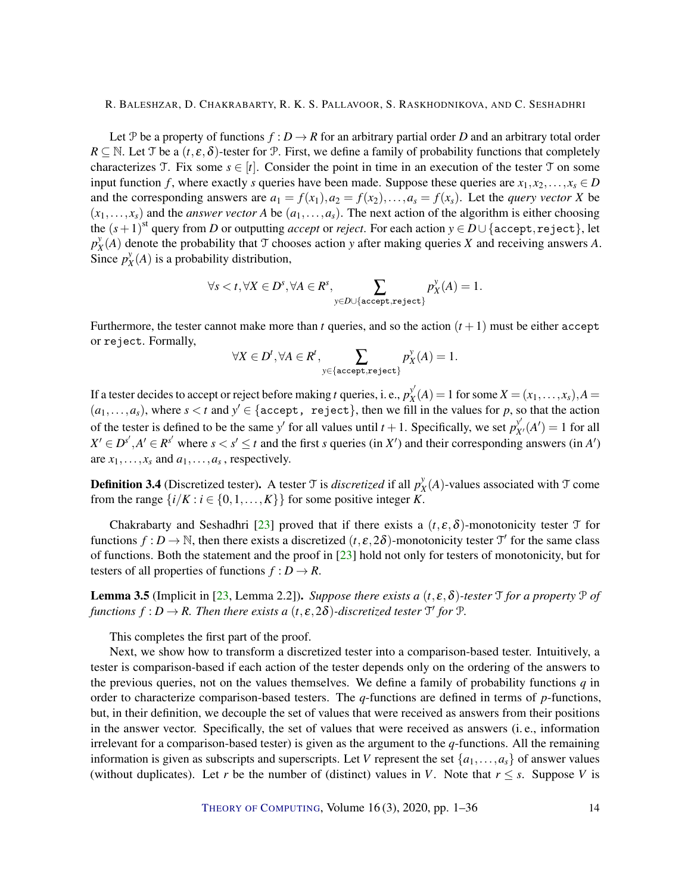Let $\mathcal{P}$ be a property of functions $f : D \to R$ for an arbitrary partial order $D$ and an arbitrary total order $R \subseteq \mathbb{N}$. Let $\mathcal{T}$ be a $(t, \varepsilon, \delta)$-tester for $\mathcal{P}$. First, we define a family of probability functions that completely characterizes $\mathcal{T}$. Fix some $s \in [t]$. Consider the point in time in an execution of the tester $\mathcal{T}$ on some input function $f$, where exactly $s$ queries have been made. Suppose these queries are $x_1, x_2, \ldots, x_s \in D$ and the corresponding answers are $a_1 = f(x_1), a_2 = f(x_2), \ldots, a_s = f(x_s)$. Let the *query vector* $X$ be $(x_1, \ldots, x_s)$ and the *answer vector* $A$ be $(a_1, \ldots, a_s)$. The next action of the algorithm is either choosing the $(s+1)^{\text{st}}$ query from $D$ or outputting *accept* or *reject*. For each action $y \in D \cup \{\texttt{accept}, \texttt{reject}\}$, let $p_X^y(A)$ denote the probability that $\mathcal{T}$ chooses action $y$ after making queries $X$ and receiving answers $A$. Since $p_X^y(A)$ is a probability distribution,

$$\forall s < t, \forall X \in D^s, \forall A \in R^s, \sum_{y \in D \cup \{\texttt{accept}, \texttt{reject}\}} p_X^y(A) = 1.$$

Furthermore, the tester cannot make more than $t$ queries, and so the action $(t+1)$ must be either accept or reject. Formally,

$$\forall X \in D^t, \forall A \in R^t, \sum_{y \in \{\texttt{accept}, \texttt{reject}\}} p_X^y(A) = 1.$$

If a tester decides to accept or reject before making $t$ queries, i.e., $p_X^{y'}(A) = 1$ for some $X = (x_1, \ldots, x_s), A = (a_1, \ldots, a_s)$, where $s < t$ and $y' \in \{\texttt{accept, reject}\}$, then we fill in the values for $p$, so that the action of the tester is defined to be the same $y'$ for all values until $t+1$. Specifically, we set $p_{X'}^{y'}(A') = 1$ for all $X' \in D^{s'}, A' \in R^{s'}$ where $s < s' \leq t$ and the first $s$ queries (in $X'$) and their corresponding answers (in $A'$) are $x_1, \ldots, x_s$ and $a_1, \ldots, a_s$, respectively.

**Definition 3.4** (Discretized tester). A tester $\mathcal{T}$ is *discretized* if all $p_X^y(A)$-values associated with $\mathcal{T}$ come from the range $\{i/K : i \in \{0, 1, \ldots, K\}\}$ for some positive integer $K$.

Chakrabarty and Seshadhri [23] proved that if there exists a $(t, \varepsilon, \delta)$-monotonicity tester $\mathcal{T}$ for functions $f : D \to \mathbb{N}$, then there exists a discretized $(t, \varepsilon, 2\delta)$-monotonicity tester $\mathcal{T}'$ for the same class of functions. Both the statement and the proof in [23] hold not only for testers of monotonicity, but for testers of all properties of functions $f : D \to R$.

**Lemma 3.5** (Implicit in [23, Lemma 2.2]). *Suppose there exists a $(t, \varepsilon, \delta)$-tester $\mathcal{T}$ for a property $\mathcal{P}$ of functions $f : D \to R$. Then there exists a $(t, \varepsilon, 2\delta)$-discretized tester $\mathcal{T}'$ for $\mathcal{P}$.*

This completes the first part of the proof.

Next, we show how to transform a discretized tester into a comparison-based tester. Intuitively, a tester is comparison-based if each action of the tester depends only on the ordering of the answers to the previous queries, not on the values themselves. We define a family of probability functions $q$ in order to characterize comparison-based testers. The $q$-functions are defined in terms of $p$-functions, but, in their definition, we decouple the set of values that were received as answers from their positions in the answer vector. Specifically, the set of values that were received as answers (i. e., information irrelevant for a comparison-based tester) is given as the argument to the $q$-functions. All the remaining information is given as subscripts and superscripts. Let $V$ represent the set $\{a_1, \ldots, a_s\}$ of answer values (without duplicates). Let $r$ be the number of (distinct) values in $V$. Note that $r \leq s$. Suppose $V$ is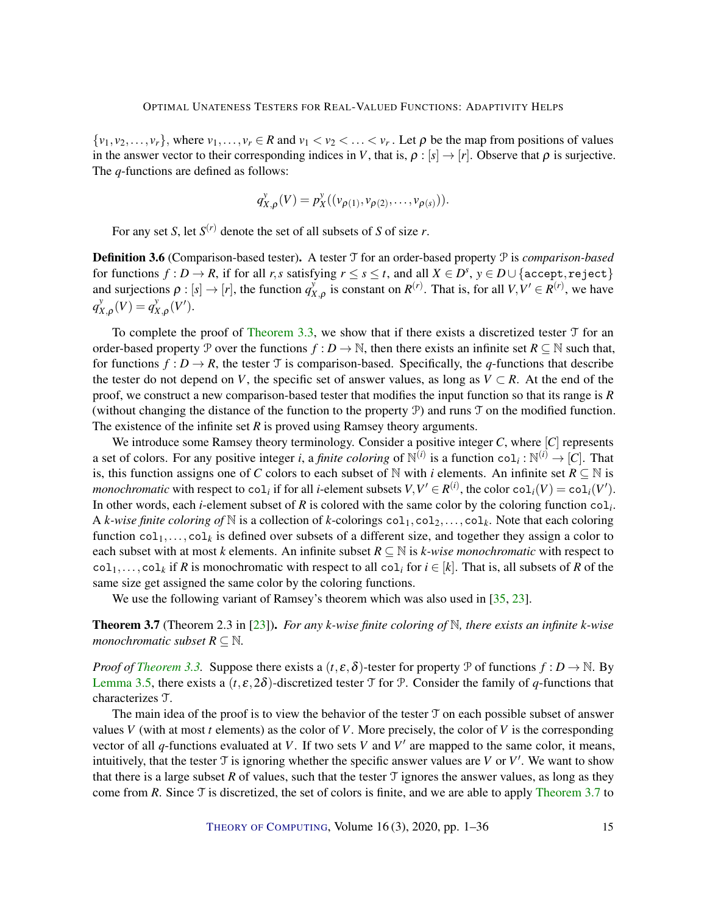$\{v_1, v_2, \ldots, v_r\}$, where $v_1, \ldots, v_r \in R$ and $v_1 < v_2 < \ldots < v_r$. Let $\rho$ be the map from positions of values in the answer vector to their corresponding indices in $V$, that is, $\rho : [s] \to [r]$. Observe that $\rho$ is surjective. The $q$-functions are defined as follows:

$$q^y_{X,\rho}(V) = p^y_X((v_{\rho(1)}, v_{\rho(2)}, \ldots, v_{\rho(s)})).$$

For any set $S$, let $S^{(r)}$ denote the set of all subsets of $S$ of size $r$.

**Definition 3.6** (Comparison-based tester)**.** A tester $\mathcal{T}$ for an order-based property $\mathcal{P}$ is *comparison-based* for functions $f : D \to R$, if for all $r, s$ satisfying $r \le s \le t$, and all $X \in D^s$, $y \in D \cup \{\texttt{accept}, \texttt{reject}\}$ and surjections $\rho : [s] \to [r]$, the function $q^y_{X,\rho}$ is constant on $R^{(r)}$. That is, for all $V, V' \in R^{(r)}$, we have $q^y_{X,\rho}(V) = q^y_{X,\rho}(V')$.

To complete the proof of Theorem 3.3, we show that if there exists a discretized tester $\mathcal{T}$ for an order-based property $\mathcal{P}$ over the functions $f : D \to \mathbb{N}$, then there exists an infinite set $R \subseteq \mathbb{N}$ such that, for functions $f : D \to R$, the tester $\mathcal{T}$ is comparison-based. Specifically, the $q$-functions that describe the tester do not depend on $V$, the specific set of answer values, as long as $V \subset R$. At the end of the proof, we construct a new comparison-based tester that modifies the input function so that its range is $R$ (without changing the distance of the function to the property $\mathcal{P}$) and runs $\mathcal{T}$ on the modified function. The existence of the infinite set $R$ is proved using Ramsey theory arguments.

We introduce some Ramsey theory terminology. Consider a positive integer $C$, where $[C]$ represents a set of colors. For any positive integer $i$, a *finite coloring* of $\mathbb{N}^{(i)}$ is a function $\texttt{col}_i : \mathbb{N}^{(i)} \to [C]$. That is, this function assigns one of $C$ colors to each subset of $\mathbb{N}$ with $i$ elements. An infinite set $R \subseteq \mathbb{N}$ is *monochromatic* with respect to $\texttt{col}_i$ if for all $i$-element subsets $V, V' \in R^{(i)}$, the color $\texttt{col}_i(V) = \texttt{col}_i(V')$. In other words, each $i$-element subset of $R$ is colored with the same color by the coloring function $\texttt{col}_i$. A *$k$-wise finite coloring of* $\mathbb{N}$ is a collection of $k$-colorings $\texttt{col}_1, \texttt{col}_2, \ldots, \texttt{col}_k$. Note that each coloring function $\texttt{col}_1, \ldots, \texttt{col}_k$ is defined over subsets of a different size, and together they assign a color to each subset with at most $k$ elements. An infinite subset $R \subseteq \mathbb{N}$ is *$k$-wise monochromatic* with respect to $\texttt{col}_1, \ldots, \texttt{col}_k$ if $R$ is monochromatic with respect to all $\texttt{col}_i$ for $i \in [k]$. That is, all subsets of $R$ of the same size get assigned the same color by the coloring functions.

We use the following variant of Ramsey's theorem which was also used in [35, 23].

**Theorem 3.7** (Theorem 2.3 in [23])**.** *For any $k$-wise finite coloring of $\mathbb{N}$, there exists an infinite $k$-wise monochromatic subset $R \subseteq \mathbb{N}$.*

*Proof of Theorem 3.3.* Suppose there exists a $(t, \varepsilon, \delta)$-tester for property $\mathcal{P}$ of functions $f : D \to \mathbb{N}$. By Lemma 3.5, there exists a $(t, \varepsilon, 2\delta)$-discretized tester $\mathcal{T}$ for $\mathcal{P}$. Consider the family of $q$-functions that characterizes $\mathcal{T}$.

The main idea of the proof is to view the behavior of the tester $\mathcal{T}$ on each possible subset of answer values $V$ (with at most $t$ elements) as the color of $V$. More precisely, the color of $V$ is the corresponding vector of all $q$-functions evaluated at $V$. If two sets $V$ and $V'$ are mapped to the same color, it means, intuitively, that the tester $\mathcal{T}$ is ignoring whether the specific answer values are $V$ or $V'$. We want to show that there is a large subset $R$ of values, such that the tester $\mathcal{T}$ ignores the answer values, as long as they come from $R$. Since $\mathcal{T}$ is discretized, the set of colors is finite, and we are able to apply Theorem 3.7 to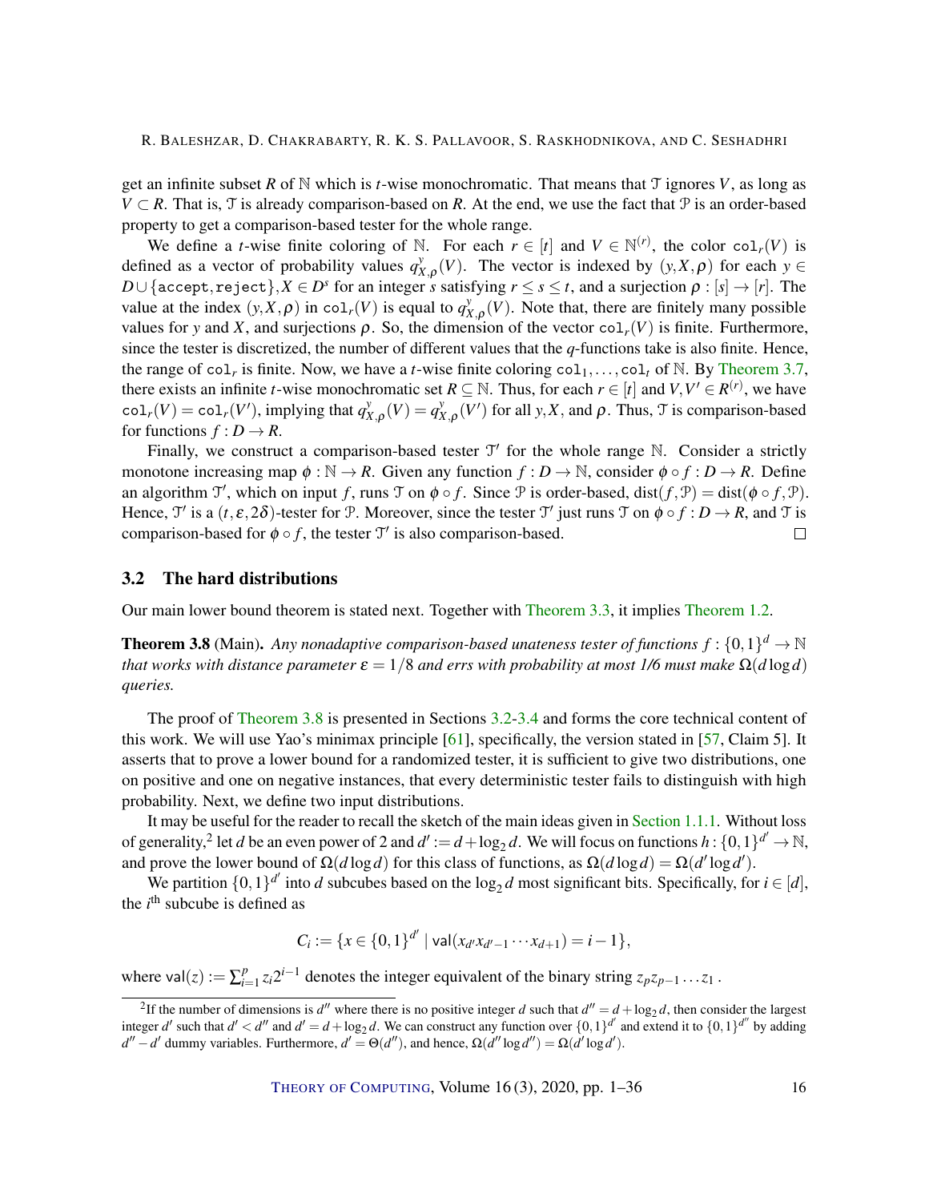get an infinite subset $R$ of $\mathbb{N}$ which is $t$-wise monochromatic. That means that $\mathcal{T}$ ignores $V$, as long as $V \subset R$. That is, $\mathcal{T}$ is already comparison-based on $R$. At the end, we use the fact that $\mathcal{P}$ is an order-based property to get a comparison-based tester for the whole range.

We define a $t$-wise finite coloring of $\mathbb{N}$. For each $r \in [t]$ and $V \in \mathbb{N}^{(r)}$, the color $\texttt{col}_r(V)$ is defined as a vector of probability values $q^y_{X,\rho}(V)$. The vector is indexed by $(y, X, \rho)$ for each $y \in D \cup \{\texttt{accept}, \texttt{reject}\}, X \in D^s$ for an integer $s$ satisfying $r \le s \le t$, and a surjection $\rho : [s] \to [r]$. The value at the index $(y, X, \rho)$ in $\texttt{col}_r(V)$ is equal to $q^y_{X,\rho}(V)$. Note that, there are finitely many possible values for $y$ and $X$, and surjections $\rho$. So, the dimension of the vector $\texttt{col}_r(V)$ is finite. Furthermore, since the tester is discretized, the number of different values that the $q$-functions take is also finite. Hence, the range of $\texttt{col}_r$ is finite. Now, we have a $t$-wise finite coloring $\texttt{col}_1, \ldots, \texttt{col}_t$ of $\mathbb{N}$. By Theorem 3.7, there exists an infinite $t$-wise monochromatic set $R \subseteq \mathbb{N}$. Thus, for each $r \in [t]$ and $V, V' \in R^{(r)}$, we have $\texttt{col}_r(V) = \texttt{col}_r(V')$, implying that $q^y_{X,\rho}(V) = q^y_{X,\rho}(V')$ for all $y, X$, and $\rho$. Thus, $\mathcal{T}$ is comparison-based for functions $f : D \to R$.

Finally, we construct a comparison-based tester $\mathcal{T}'$ for the whole range $\mathbb{N}$. Consider a strictly monotone increasing map $\phi : \mathbb{N} \to R$. Given any function $f : D \to \mathbb{N}$, consider $\phi \circ f : D \to R$. Define an algorithm $\mathcal{T}'$, which on input $f$, runs $\mathcal{T}$ on $\phi \circ f$. Since $\mathcal{P}$ is order-based, $\text{dist}(f, \mathcal{P}) = \text{dist}(\phi \circ f, \mathcal{P})$. Hence, $\mathcal{T}'$ is a $(t, \varepsilon, 2\delta)$-tester for $\mathcal{P}$. Moreover, since the tester $\mathcal{T}'$ just runs $\mathcal{T}$ on $\phi \circ f : D \to R$, and $\mathcal{T}$ is comparison-based for $\phi \circ f$, the tester $\mathcal{T}'$ is also comparison-based. $\square$

## 3.2 The hard distributions

Our main lower bound theorem is stated next. Together with Theorem 3.3, it implies Theorem 1.2.

**Theorem 3.8** (Main). *Any nonadaptive comparison-based unateness tester of functions $f : \{0,1\}^d \to \mathbb{N}$ that works with distance parameter $\varepsilon = 1/8$ and errs with probability at most 1/6 must make $\Omega(d \log d)$ queries.*

The proof of Theorem 3.8 is presented in Sections 3.2-3.4 and forms the core technical content of this work. We will use Yao's minimax principle [61], specifically, the version stated in [57, Claim 5]. It asserts that to prove a lower bound for a randomized tester, it is sufficient to give two distributions, one on positive and one on negative instances, that every deterministic tester fails to distinguish with high probability. Next, we define two input distributions.

It may be useful for the reader to recall the sketch of the main ideas given in Section 1.1.1. Without loss of generality,[2] let $d$ be an even power of 2 and $d' := d + \log_2 d$. We will focus on functions $h : \{0,1\}^{d'} \to \mathbb{N}$, and prove the lower bound of $\Omega(d \log d)$ for this class of functions, as $\Omega(d \log d) = \Omega(d' \log d')$.

We partition $\{0,1\}^{d'}$ into $d$ subcubes based on the $\log_2 d$ most significant bits. Specifically, for $i \in [d]$, the $i^{\text{th}}$ subcube is defined as

$$C_i := \{x \in \{0,1\}^{d'} \mid \mathsf{val}(x_{d'} x_{d'-1} \cdots x_{d+1}) = i - 1\},$$

where $\mathsf{val}(z) := \sum_{i=1}^{p} z_i 2^{i-1}$ denotes the integer equivalent of the binary string $z_p z_{p-1} \ldots z_1$.

[2] If the number of dimensions is $d''$ where there is no positive integer $d$ such that $d'' = d + \log_2 d$, then consider the largest integer $d'$ such that $d' < d''$ and $d' = d + \log_2 d$. We can construct any function over $\{0,1\}^{d'}$ and extend it to $\{0,1\}^{d''}$ by adding $d'' - d'$ dummy variables. Furthermore, $d' = \Theta(d'')$, and hence, $\Omega(d'' \log d'') = \Omega(d' \log d')$.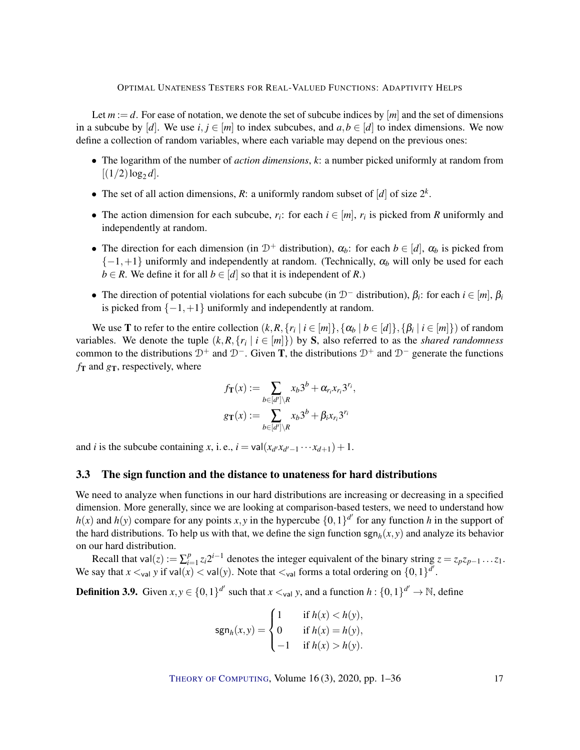Let $m := d$. For ease of notation, we denote the set of subcube indices by $[m]$ and the set of dimensions in a subcube by $[d]$. We use $i, j \in [m]$ to index subcubes, and $a, b \in [d]$ to index dimensions. We now define a collection of random variables, where each variable may depend on the previous ones:

- The logarithm of the number of *action dimensions*, $k$: a number picked uniformly at random from $[(1/2)\log_2 d]$.
- The set of all action dimensions, $R$: a uniformly random subset of $[d]$ of size $2^k$.
- The action dimension for each subcube, $r_i$: for each $i \in [m]$, $r_i$ is picked from $R$ uniformly and independently at random.
- The direction for each dimension (in $\mathcal{D}^+$ distribution), $\alpha_b$: for each $b \in [d]$, $\alpha_b$ is picked from $\{-1, +1\}$ uniformly and independently at random. (Technically, $\alpha_b$ will only be used for each $b \in R$. We define it for all $b \in [d]$ so that it is independent of $R$.)
- The direction of potential violations for each subcube (in $\mathcal{D}^-$ distribution), $\beta_i$: for each $i \in [m]$, $\beta_i$ is picked from $\{-1, +1\}$ uniformly and independently at random.

We use $\mathbf{T}$ to refer to the entire collection $(k, R, \{r_i \mid i \in [m]\}, \{\alpha_b \mid b \in [d]\}, \{\beta_i \mid i \in [m]\})$ of random variables. We denote the tuple $(k, R, \{r_i \mid i \in [m]\})$ by $\mathbf{S}$, also referred to as the *shared randomness* common to the distributions $\mathcal{D}^+$ and $\mathcal{D}^-$. Given $\mathbf{T}$, the distributions $\mathcal{D}^+$ and $\mathcal{D}^-$ generate the functions $f_{\mathbf{T}}$ and $g_{\mathbf{T}}$, respectively, where

$$f_{\mathbf{T}}(x) := \sum_{b \in [d'] \setminus R} x_b 3^b + \alpha_{r_i} x_{r_i} 3^{r_i},$$

$$g_{\mathbf{T}}(x) := \sum_{b \in [d'] \setminus R} x_b 3^b + \beta_i x_{r_i} 3^{r_i}$$

and $i$ is the subcube containing $x$, i. e., $i = \mathsf{val}(x_{d'} x_{d'-1} \cdots x_{d+1}) + 1$.

### 3.3 The sign function and the distance to unateness for hard distributions

We need to analyze when functions in our hard distributions are increasing or decreasing in a specified dimension. More generally, since we are looking at comparison-based testers, we need to understand how $h(x)$ and $h(y)$ compare for any points $x, y$ in the hypercube $\{0,1\}^{d'}$ for any function $h$ in the support of the hard distributions. To help us with that, we define the sign function $\mathsf{sgn}_h(x,y)$ and analyze its behavior on our hard distribution.

Recall that $\mathsf{val}(z) := \sum_{i=1}^{p} z_i 2^{i-1}$ denotes the integer equivalent of the binary string $z = z_p z_{p-1} \dots z_1$. We say that $x <_{\mathsf{val}} y$ if $\mathsf{val}(x) < \mathsf{val}(y)$. Note that $<_{\mathsf{val}}$ forms a total ordering on $\{0,1\}^{d'}$.

**Definition 3.9.** Given $x, y \in \{0,1\}^{d'}$ such that $x <_{\mathsf{val}} y$, and a function $h : \{0,1\}^{d'} \to \mathbb{N}$, define

$$\mathsf{sgn}_h(x,y) = \begin{cases} 1 & \text{if } h(x) < h(y), \\ 0 & \text{if } h(x) = h(y), \\ -1 & \text{if } h(x) > h(y). \end{cases}$$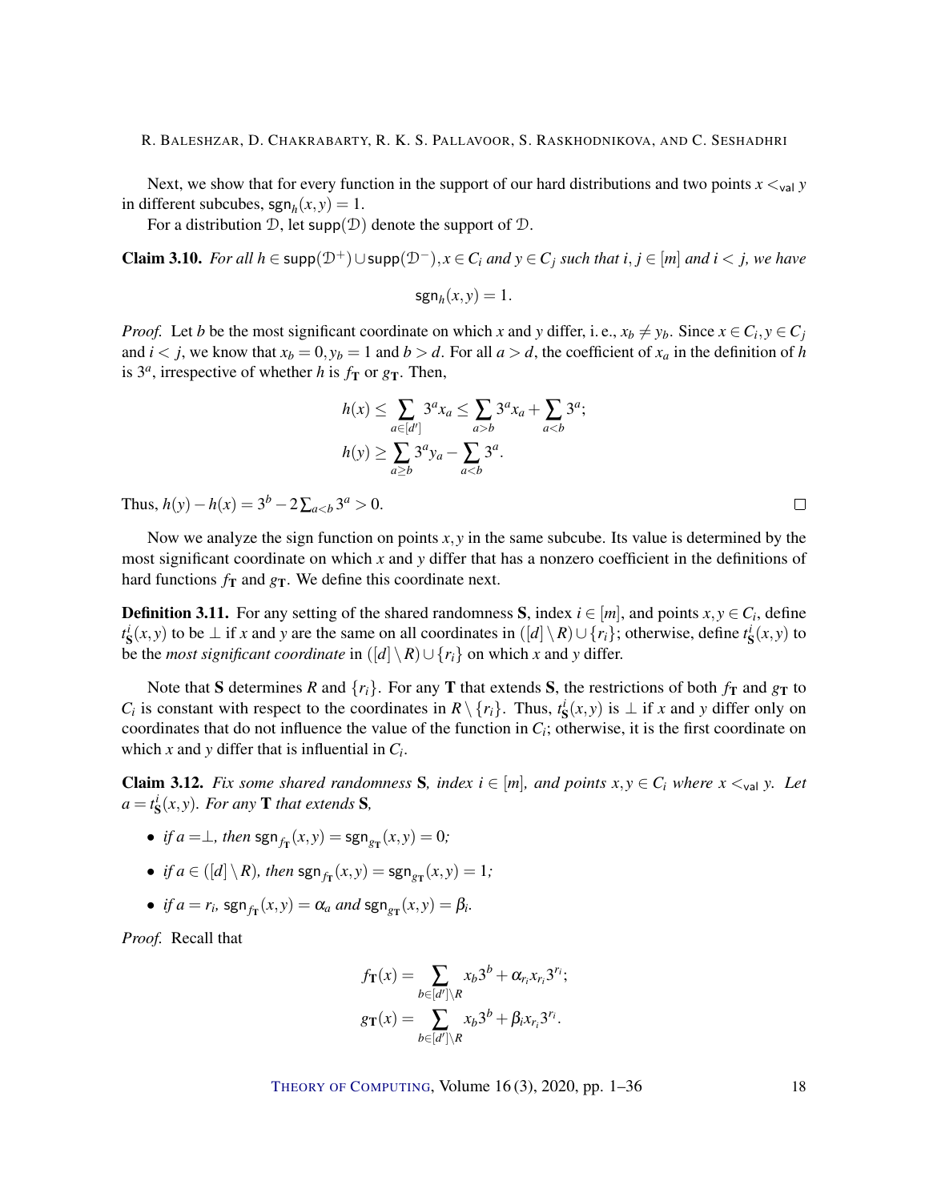Next, we show that for every function in the support of our hard distributions and two points $x <_{\mathsf{val}} y$ in different subcubes, $\mathsf{sgn}_h(x,y) = 1$.

For a distribution $\mathcal{D}$, let $\mathsf{supp}(\mathcal{D})$ denote the support of $\mathcal{D}$.

**Claim 3.10.** *For all $h \in \mathsf{supp}(\mathcal{D}^+) \cup \mathsf{supp}(\mathcal{D}^-)$, $x \in C_i$ and $y \in C_j$ such that $i, j \in [m]$ and $i < j$, we have*

$$\mathsf{sgn}_h(x,y) = 1.$$

*Proof.* Let $b$ be the most significant coordinate on which $x$ and $y$ differ, i. e., $x_b \neq y_b$. Since $x \in C_i, y \in C_j$ and $i < j$, we know that $x_b = 0, y_b = 1$ and $b > d$. For all $a > d$, the coefficient of $x_a$ in the definition of $h$ is $3^a$, irrespective of whether $h$ is $f_{\mathbf{T}}$ or $g_{\mathbf{T}}$. Then,

$$h(x) \leq \sum_{a \in [d']} 3^a x_a \leq \sum_{a > b} 3^a x_a + \sum_{a < b} 3^a;$$
$$h(y) \geq \sum_{a \geq b} 3^a y_a - \sum_{a < b} 3^a.$$

Thus, $h(y) - h(x) = 3^b - 2\sum_{a<b} 3^a > 0$. ◻

Now we analyze the sign function on points $x, y$ in the same subcube. Its value is determined by the most significant coordinate on which $x$ and $y$ differ that has a nonzero coefficient in the definitions of hard functions $f_{\mathbf{T}}$ and $g_{\mathbf{T}}$. We define this coordinate next.

**Definition 3.11.** For any setting of the shared randomness $\mathbf{S}$, index $i \in [m]$, and points $x, y \in C_i$, define $t^i_{\mathbf{S}}(x,y)$ to be $\perp$ if $x$ and $y$ are the same on all coordinates in $([d] \setminus R) \cup \{r_i\}$; otherwise, define $t^i_{\mathbf{S}}(x,y)$ to be the *most significant coordinate* in $([d] \setminus R) \cup \{r_i\}$ on which $x$ and $y$ differ.

Note that $\mathbf{S}$ determines $R$ and $\{r_i\}$. For any $\mathbf{T}$ that extends $\mathbf{S}$, the restrictions of both $f_{\mathbf{T}}$ and $g_{\mathbf{T}}$ to $C_i$ is constant with respect to the coordinates in $R \setminus \{r_i\}$. Thus, $t^i_{\mathbf{S}}(x,y)$ is $\perp$ if $x$ and $y$ differ only on coordinates that do not influence the value of the function in $C_i$; otherwise, it is the first coordinate on which $x$ and $y$ differ that is influential in $C_i$.

**Claim 3.12.** *Fix some shared randomness $\mathbf{S}$, index $i \in [m]$, and points $x, y \in C_i$ where $x <_{\mathsf{val}} y$. Let $a = t^i_{\mathbf{S}}(x,y)$. For any $\mathbf{T}$ that extends $\mathbf{S}$,*

- *if $a = \perp$, then $\mathsf{sgn}_{f_{\mathbf{T}}}(x,y) = \mathsf{sgn}_{g_{\mathbf{T}}}(x,y) = 0$;*
- *if $a \in ([d] \setminus R)$, then $\mathsf{sgn}_{f_{\mathbf{T}}}(x,y) = \mathsf{sgn}_{g_{\mathbf{T}}}(x,y) = 1$;*
- *if $a = r_i$, $\mathsf{sgn}_{f_{\mathbf{T}}}(x,y) = \alpha_a$ and $\mathsf{sgn}_{g_{\mathbf{T}}}(x,y) = \beta_i$.*

*Proof.* Recall that

$$f_{\mathbf{T}}(x) = \sum_{b \in [d'] \setminus R} x_b 3^b + \alpha_{r_i} x_{r_i} 3^{r_i};$$
$$g_{\mathbf{T}}(x) = \sum_{b \in [d'] \setminus R} x_b 3^b + \beta_i x_{r_i} 3^{r_i}.$$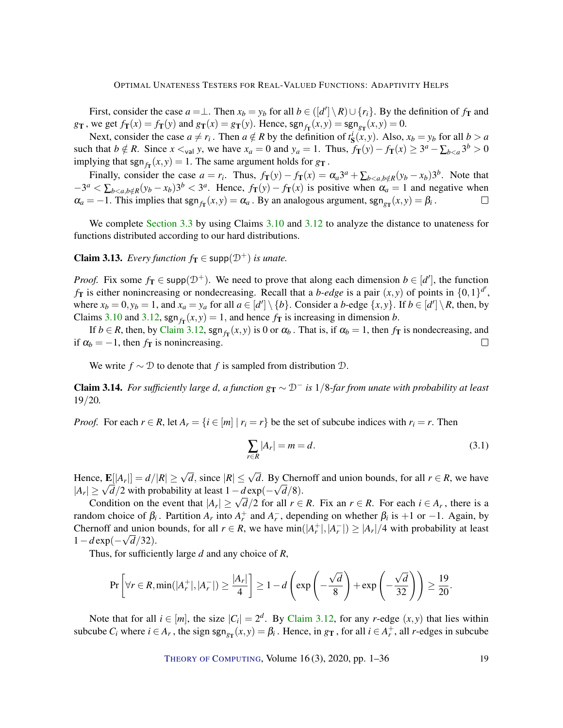First, consider the case $a = \perp$. Then $x_b = y_b$ for all $b \in ([d'] \setminus R) \cup \{r_i\}$. By the definition of $f_{\mathbf{T}}$ and $g_{\mathbf{T}}$, we get $f_{\mathbf{T}}(x) = f_{\mathbf{T}}(y)$ and $g_{\mathbf{T}}(x) = g_{\mathbf{T}}(y)$. Hence, $\mathsf{sgn}_{f_{\mathbf{T}}}(x,y) = \mathsf{sgn}_{g_{\mathbf{T}}}(x,y) = 0$.

Next, consider the case $a \neq r_i$. Then $a \notin R$ by the definition of $t^i_{\mathbf{S}}(x,y)$. Also, $x_b = y_b$ for all $b > a$ such that $b \notin R$. Since $x <_{\mathsf{val}} y$, we have $x_a = 0$ and $y_a = 1$. Thus, $f_{\mathbf{T}}(y) - f_{\mathbf{T}}(x) \geq 3^a - \sum_{b<a} 3^b > 0$ implying that $\mathsf{sgn}_{f_{\mathbf{T}}}(x,y) = 1$. The same argument holds for $g_{\mathbf{T}}$.

Finally, consider the case $a = r_i$. Thus, $f_{\mathbf{T}}(y) - f_{\mathbf{T}}(x) = \alpha_a 3^a + \sum_{b<a, b\notin R}(y_b - x_b)3^b$. Note that $-3^a < \sum_{b<a, b\notin R}(y_b - x_b)3^b < 3^a$. Hence, $f_{\mathbf{T}}(y) - f_{\mathbf{T}}(x)$ is positive when $\alpha_a = 1$ and negative when $\alpha_a = -1$. This implies that $\mathsf{sgn}_{f_{\mathbf{T}}}(x,y) = \alpha_a$. By an analogous argument, $\mathsf{sgn}_{g_{\mathbf{T}}}(x,y) = \beta_i$. □

We complete Section 3.3 by using Claims 3.10 and 3.12 to analyze the distance to unateness for functions distributed according to our hard distributions.

**Claim 3.13.** *Every function $f_{\mathbf{T}} \in \mathsf{supp}(\mathcal{D}^+)$ is unate.*

*Proof.* Fix some $f_{\mathbf{T}} \in \mathsf{supp}(\mathcal{D}^+)$. We need to prove that along each dimension $b \in [d']$, the function $f_{\mathbf{T}}$ is either nonincreasing or nondecreasing. Recall that a *$b$-edge* is a pair $(x,y)$ of points in $\{0,1\}^{d'}$, where $x_b = 0, y_b = 1$, and $x_a = y_a$ for all $a \in [d'] \setminus \{b\}$. Consider a $b$-edge $\{x,y\}$. If $b \in [d'] \setminus R$, then, by Claims 3.10 and 3.12, $\mathsf{sgn}_{f_{\mathbf{T}}}(x,y) = 1$, and hence $f_{\mathbf{T}}$ is increasing in dimension $b$.

If $b \in R$, then, by Claim 3.12, $\mathsf{sgn}_{f_{\mathbf{T}}}(x,y)$ is 0 or $\alpha_b$. That is, if $\alpha_b = 1$, then $f_{\mathbf{T}}$ is nondecreasing, and if $\alpha_b = -1$, then $f_{\mathbf{T}}$ is nonincreasing. □

We write $f \sim \mathcal{D}$ to denote that $f$ is sampled from distribution $\mathcal{D}$.

**Claim 3.14.** *For sufficiently large $d$, a function $g_{\mathbf{T}} \sim \mathcal{D}^-$ is $1/8$-far from unate with probability at least $19/20$.*

*Proof.* For each $r \in R$, let $A_r = \{i \in [m] \mid r_i = r\}$ be the set of subcube indices with $r_i = r$. Then

$$\sum_{r\in R} |A_r| = m = d. \tag{3.1}$$

Hence, $\mathbf{E}[|A_r|] = d/|R| \geq \sqrt{d}$, since $|R| \leq \sqrt{d}$. By Chernoff and union bounds, for all $r \in R$, we have $|A_r| \geq \sqrt{d}/2$ with probability at least $1 - d\exp(-\sqrt{d}/8)$.

Condition on the event that $|A_r| \geq \sqrt{d}/2$ for all $r \in R$. Fix an $r \in R$. For each $i \in A_r$, there is a random choice of $\beta_i$. Partition $A_r$ into $A_r^+$ and $A_r^-$, depending on whether $\beta_i$ is $+1$ or $-1$. Again, by Chernoff and union bounds, for all $r \in R$, we have $\min(|A_r^+|, |A_r^-|) \geq |A_r|/4$ with probability at least $1 - d\exp(-\sqrt{d}/32)$.

Thus, for sufficiently large $d$ and any choice of $R$,

$$\Pr\left[\forall r \in R, \min(|A_r^+|, |A_r^-|) \geq \frac{|A_r|}{4}\right] \geq 1 - d\left(\exp\left(-\frac{\sqrt{d}}{8}\right) + \exp\left(-\frac{\sqrt{d}}{32}\right)\right) \geq \frac{19}{20}.$$

Note that for all $i \in [m]$, the size $|C_i| = 2^d$. By Claim 3.12, for any $r$-edge $(x,y)$ that lies within subcube $C_i$ where $i \in A_r$, the sign $\mathsf{sgn}_{g_{\mathbf{T}}}(x,y) = \beta_i$. Hence, in $g_{\mathbf{T}}$, for all $i \in A_r^+$, all $r$-edges in subcube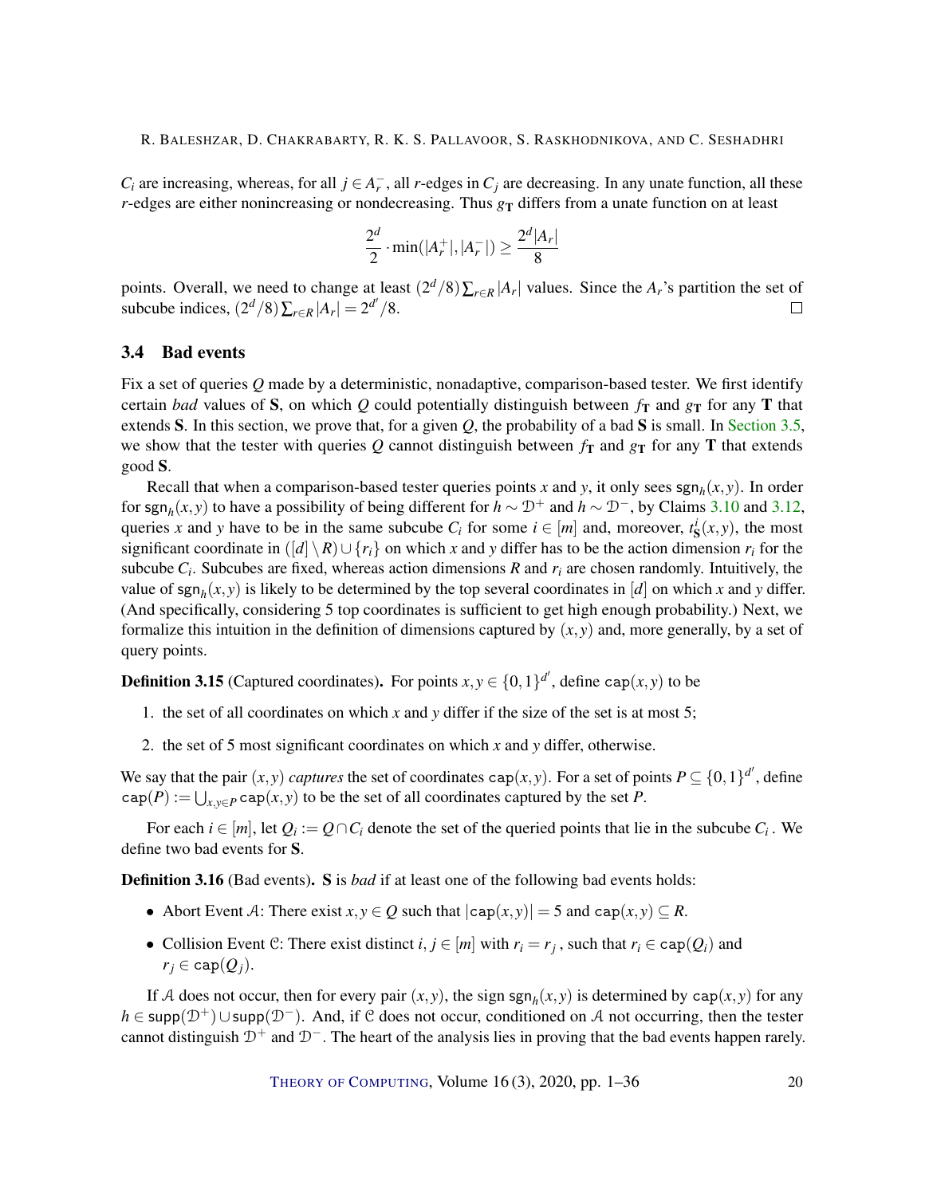$C_i$ are increasing, whereas, for all $j \in A_r^-$, all $r$-edges in $C_j$ are decreasing. In any unate function, all these $r$-edges are either nonincreasing or nondecreasing. Thus $g_{\mathbf{T}}$ differs from a unate function on at least

$$\frac{2^d}{2} \cdot \min(|A_r^+|, |A_r^-|) \geq \frac{2^d |A_r|}{8}$$

points. Overall, we need to change at least $(2^d/8)\sum_{r \in R} |A_r|$ values. Since the $A_r$'s partition the set of subcube indices, $(2^d/8)\sum_{r \in R} |A_r| = 2^{d'}/8$. □

### 3.4 Bad events

Fix a set of queries $Q$ made by a deterministic, nonadaptive, comparison-based tester. We first identify certain *bad* values of $\mathbf{S}$, on which $Q$ could potentially distinguish between $f_{\mathbf{T}}$ and $g_{\mathbf{T}}$ for any $\mathbf{T}$ that extends $\mathbf{S}$. In this section, we prove that, for a given $Q$, the probability of a bad $\mathbf{S}$ is small. In Section 3.5, we show that the tester with queries $Q$ cannot distinguish between $f_{\mathbf{T}}$ and $g_{\mathbf{T}}$ for any $\mathbf{T}$ that extends good $\mathbf{S}$.

Recall that when a comparison-based tester queries points $x$ and $y$, it only sees $\mathsf{sgn}_h(x,y)$. In order for $\mathsf{sgn}_h(x,y)$ to have a possibility of being different for $h \sim \mathcal{D}^+$ and $h \sim \mathcal{D}^-$, by Claims 3.10 and 3.12, queries $x$ and $y$ have to be in the same subcube $C_i$ for some $i \in [m]$ and, moreover, $t^i_{\mathbf{S}}(x,y)$, the most significant coordinate in $([d] \setminus R) \cup \{r_i\}$ on which $x$ and $y$ differ has to be the action dimension $r_i$ for the subcube $C_i$. Subcubes are fixed, whereas action dimensions $R$ and $r_i$ are chosen randomly. Intuitively, the value of $\mathsf{sgn}_h(x,y)$ is likely to be determined by the top several coordinates in $[d]$ on which $x$ and $y$ differ. (And specifically, considering 5 top coordinates is sufficient to get high enough probability.) Next, we formalize this intuition in the definition of dimensions captured by $(x,y)$ and, more generally, by a set of query points.

**Definition 3.15** (Captured coordinates)**.** For points $x, y \in \{0,1\}^{d'}$, define $\mathtt{cap}(x,y)$ to be

1. the set of all coordinates on which $x$ and $y$ differ if the size of the set is at most 5;
2. the set of 5 most significant coordinates on which $x$ and $y$ differ, otherwise.

We say that the pair $(x,y)$ *captures* the set of coordinates $\mathtt{cap}(x,y)$. For a set of points $P \subseteq \{0,1\}^{d'}$, define $\mathtt{cap}(P) := \bigcup_{x,y \in P} \mathtt{cap}(x,y)$ to be the set of all coordinates captured by the set $P$.

For each $i \in [m]$, let $Q_i := Q \cap C_i$ denote the set of the queried points that lie in the subcube $C_i$. We define two bad events for $\mathbf{S}$.

**Definition 3.16** (Bad events)**.** $\mathbf{S}$ is *bad* if at least one of the following bad events holds:

- Abort Event $\mathcal{A}$: There exist $x, y \in Q$ such that $|\mathtt{cap}(x,y)| = 5$ and $\mathtt{cap}(x,y) \subseteq R$.
- Collision Event $\mathcal{C}$: There exist distinct $i, j \in [m]$ with $r_i = r_j$, such that $r_i \in \mathtt{cap}(Q_i)$ and $r_j \in \mathtt{cap}(Q_j)$.

If $\mathcal{A}$ does not occur, then for every pair $(x,y)$, the sign $\mathsf{sgn}_h(x,y)$ is determined by $\mathtt{cap}(x,y)$ for any $h \in \mathsf{supp}(\mathcal{D}^+) \cup \mathsf{supp}(\mathcal{D}^-)$. And, if $\mathcal{C}$ does not occur, conditioned on $\mathcal{A}$ not occurring, then the tester cannot distinguish $\mathcal{D}^+$ and $\mathcal{D}^-$. The heart of the analysis lies in proving that the bad events happen rarely.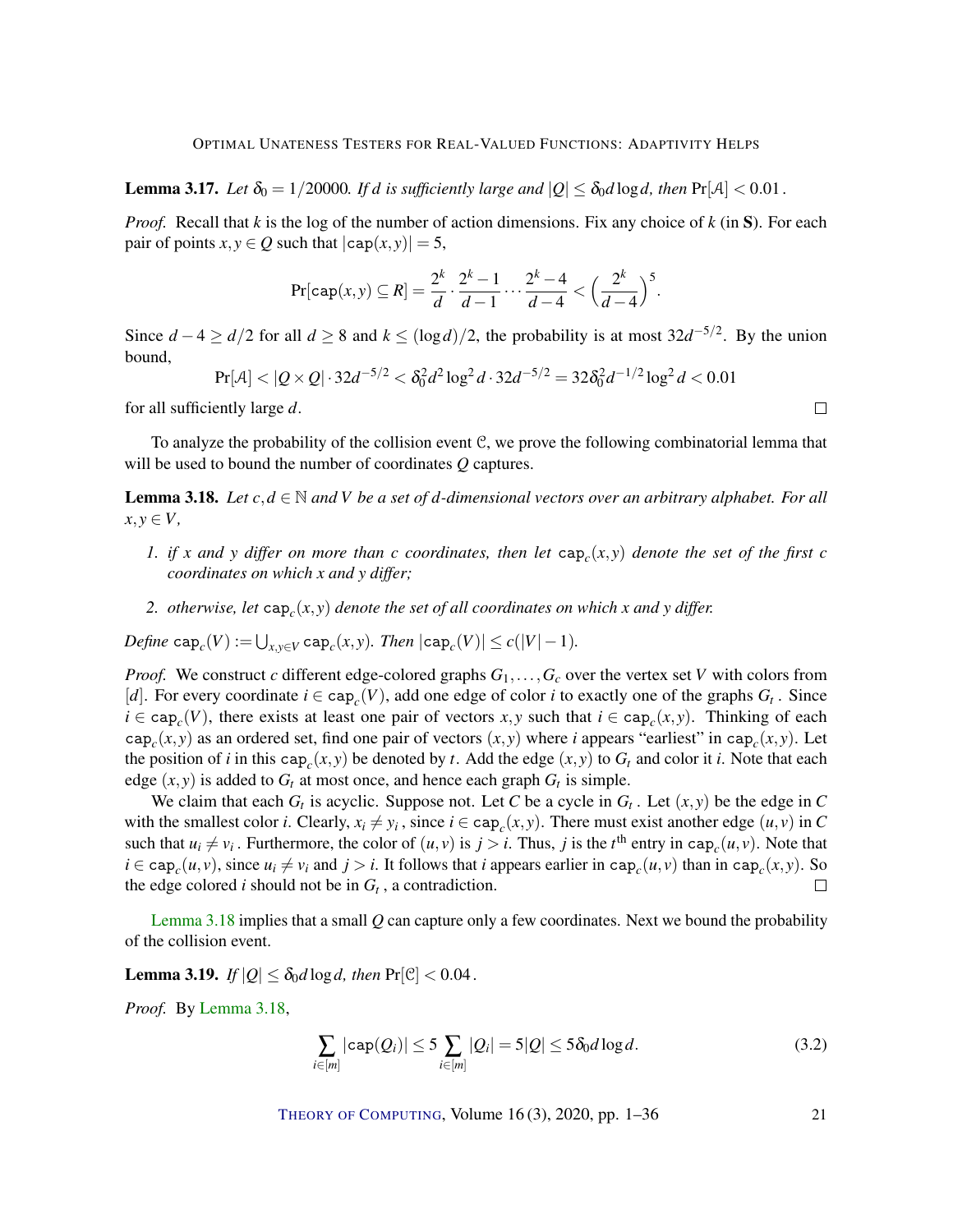**Lemma 3.17.** *Let $\delta_0 = 1/20000$. If $d$ is sufficiently large and $|Q| \le \delta_0 d \log d$, then $\Pr[\mathcal{A}] < 0.01$.*

*Proof.* Recall that $k$ is the log of the number of action dimensions. Fix any choice of $k$ (in $\mathbf{S}$). For each pair of points $x, y \in Q$ such that $|\mathtt{cap}(x,y)| = 5$,

$$\Pr[\mathtt{cap}(x,y) \subseteq R] = \frac{2^k}{d} \cdot \frac{2^k - 1}{d-1} \cdots \frac{2^k - 4}{d-4} < \left(\frac{2^k}{d-4}\right)^5.$$

Since $d - 4 \ge d/2$ for all $d \ge 8$ and $k \le (\log d)/2$, the probability is at most $32d^{-5/2}$. By the union bound,

$$\Pr[\mathcal{A}] < |Q \times Q| \cdot 32d^{-5/2} < \delta_0^2 d^2 \log^2 d \cdot 32d^{-5/2} = 32\delta_0^2 d^{-1/2} \log^2 d < 0.01$$

for all sufficiently large $d$. $\square$

To analyze the probability of the collision event $\mathcal{C}$, we prove the following combinatorial lemma that will be used to bound the number of coordinates $Q$ captures.

**Lemma 3.18.** *Let $c, d \in \mathbb{N}$ and $V$ be a set of $d$-dimensional vectors over an arbitrary alphabet. For all $x, y \in V$,*

1. *if $x$ and $y$ differ on more than $c$ coordinates, then let $\mathtt{cap}_c(x,y)$ denote the set of the first $c$ coordinates on which $x$ and $y$ differ;*

2. *otherwise, let $\mathtt{cap}_c(x,y)$ denote the set of all coordinates on which $x$ and $y$ differ.*

*Define $\mathtt{cap}_c(V) := \bigcup_{x,y \in V} \mathtt{cap}_c(x,y)$. Then $|\mathtt{cap}_c(V)| \le c(|V| - 1)$.*

*Proof.* We construct $c$ different edge-colored graphs $G_1, \dots, G_c$ over the vertex set $V$ with colors from $[d]$. For every coordinate $i \in \mathtt{cap}_c(V)$, add one edge of color $i$ to exactly one of the graphs $G_t$. Since $i \in \mathtt{cap}_c(V)$, there exists at least one pair of vectors $x, y$ such that $i \in \mathtt{cap}_c(x,y)$. Thinking of each $\mathtt{cap}_c(x,y)$ as an ordered set, find one pair of vectors $(x,y)$ where $i$ appears "earliest" in $\mathtt{cap}_c(x,y)$. Let the position of $i$ in this $\mathtt{cap}_c(x,y)$ be denoted by $t$. Add the edge $(x,y)$ to $G_t$ and color it $i$. Note that each edge $(x,y)$ is added to $G_t$ at most once, and hence each graph $G_t$ is simple.

We claim that each $G_t$ is acyclic. Suppose not. Let $C$ be a cycle in $G_t$. Let $(x,y)$ be the edge in $C$ with the smallest color $i$. Clearly, $x_i \ne y_i$, since $i \in \mathtt{cap}_c(x,y)$. There must exist another edge $(u,v)$ in $C$ such that $u_i \ne v_i$. Furthermore, the color of $(u,v)$ is $j > i$. Thus, $j$ is the $t^{\text{th}}$ entry in $\mathtt{cap}_c(u,v)$. Note that $i \in \mathtt{cap}_c(u,v)$, since $u_i \ne v_i$ and $j > i$. It follows that $i$ appears earlier in $\mathtt{cap}_c(u,v)$ than in $\mathtt{cap}_c(x,y)$. So the edge colored $i$ should not be in $G_t$, a contradiction. $\square$

Lemma 3.18 implies that a small $Q$ can capture only a few coordinates. Next we bound the probability of the collision event.

**Lemma 3.19.** *If $|Q| \le \delta_0 d \log d$, then $\Pr[\mathcal{C}] < 0.04$.*

*Proof.* By Lemma 3.18,

$$\sum_{i \in [m]} |\mathtt{cap}(Q_i)| \le 5 \sum_{i \in [m]} |Q_i| = 5|Q| \le 5\delta_0 d \log d. \tag{3.2}$$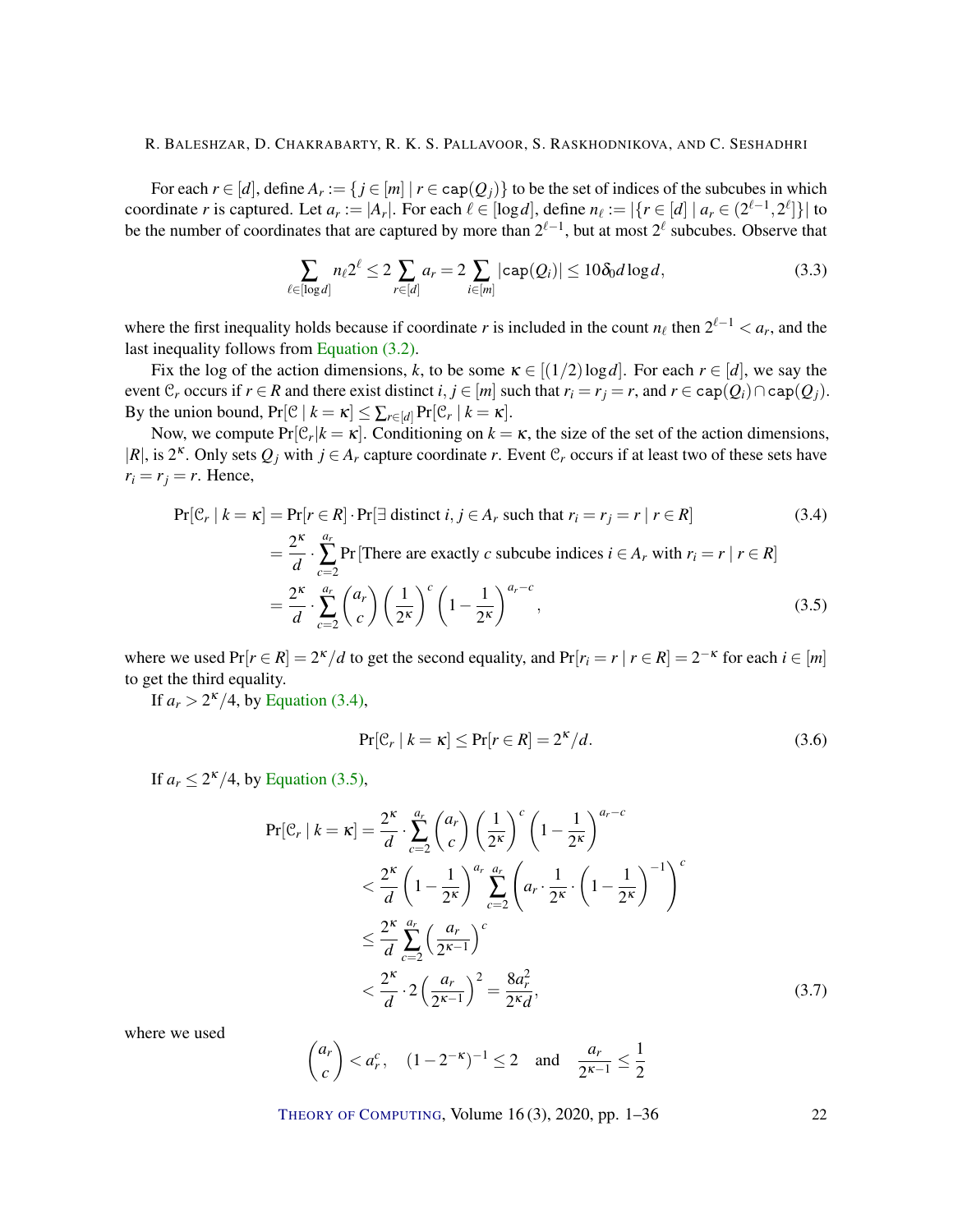For each $r \in [d]$, define $A_r := \{j \in [m] \mid r \in \texttt{cap}(Q_j)\}$ to be the set of indices of the subcubes in which coordinate $r$ is captured. Let $a_r := |A_r|$. For each $\ell \in [\log d]$, define $n_\ell := |\{r \in [d] \mid a_r \in (2^{\ell-1}, 2^\ell]\}|$ to be the number of coordinates that are captured by more than $2^{\ell-1}$, but at most $2^\ell$ subcubes. Observe that

$$\sum_{\ell \in [\log d]} n_\ell 2^\ell \le 2 \sum_{r \in [d]} a_r = 2 \sum_{i \in [m]} |\texttt{cap}(Q_i)| \le 10\delta_0 d \log d, \tag{3.3}$$

where the first inequality holds because if coordinate $r$ is included in the count $n_\ell$ then $2^{\ell-1} < a_r$, and the last inequality follows from Equation (3.2).

Fix the log of the action dimensions, $k$, to be some $\kappa \in [(1/2)\log d]$. For each $r \in [d]$, we say the event $\mathcal{C}_r$ occurs if $r \in R$ and there exist distinct $i, j \in [m]$ such that $r_i = r_j = r$, and $r \in \texttt{cap}(Q_i) \cap \texttt{cap}(Q_j)$. By the union bound, $\Pr[\mathcal{C} \mid k = \kappa] \le \sum_{r \in [d]} \Pr[\mathcal{C}_r \mid k = \kappa]$.

Now, we compute $\Pr[\mathcal{C}_r | k = \kappa]$. Conditioning on $k = \kappa$, the size of the set of the action dimensions, $|R|$, is $2^\kappa$. Only sets $Q_j$ with $j \in A_r$ capture coordinate $r$. Event $\mathcal{C}_r$ occurs if at least two of these sets have $r_i = r_j = r$. Hence,

$$\begin{aligned}
\Pr[\mathcal{C}_r \mid k = \kappa] &= \Pr[r \in R] \cdot \Pr[\exists \text{ distinct } i, j \in A_r \text{ such that } r_i = r_j = r \mid r \in R] &(3.4)\\
&= \frac{2^\kappa}{d} \cdot \sum_{c=2}^{a_r} \Pr\left[\text{There are exactly } c \text{ subcube indices } i \in A_r \text{ with } r_i = r \mid r \in R\right] \\
&= \frac{2^\kappa}{d} \cdot \sum_{c=2}^{a_r} \binom{a_r}{c} \left(\frac{1}{2^\kappa}\right)^c \left(1 - \frac{1}{2^\kappa}\right)^{a_r - c}, &(3.5)
\end{aligned}$$

where we used $\Pr[r \in R] = 2^\kappa/d$ to get the second equality, and $\Pr[r_i = r \mid r \in R] = 2^{-\kappa}$ for each $i \in [m]$ to get the third equality.

If $a_r > 2^\kappa/4$, by Equation (3.4),

$$\Pr[\mathcal{C}_r \mid k = \kappa] \le \Pr[r \in R] = 2^\kappa/d. \tag{3.6}$$

If $a_r \le 2^\kappa/4$, by Equation (3.5),

$$\begin{aligned}
\Pr[\mathcal{C}_r \mid k = \kappa] &= \frac{2^\kappa}{d} \cdot \sum_{c=2}^{a_r} \binom{a_r}{c} \left(\frac{1}{2^\kappa}\right)^c \left(1 - \frac{1}{2^\kappa}\right)^{a_r - c} \\
&< \frac{2^\kappa}{d} \left(1 - \frac{1}{2^\kappa}\right)^{a_r} \sum_{c=2}^{a_r} \left(a_r \cdot \frac{1}{2^\kappa} \cdot \left(1 - \frac{1}{2^\kappa}\right)^{-1}\right)^c \\
&\le \frac{2^\kappa}{d} \sum_{c=2}^{a_r} \left(\frac{a_r}{2^{\kappa-1}}\right)^c \\
&< \frac{2^\kappa}{d} \cdot 2 \left(\frac{a_r}{2^{\kappa-1}}\right)^2 = \frac{8a_r^2}{2^\kappa d}, &(3.7)
\end{aligned}$$

where we used

$$\binom{a_r}{c} < a_r^c, \quad (1 - 2^{-\kappa})^{-1} \le 2 \quad \text{and} \quad \frac{a_r}{2^{\kappa-1}} \le \frac{1}{2}$$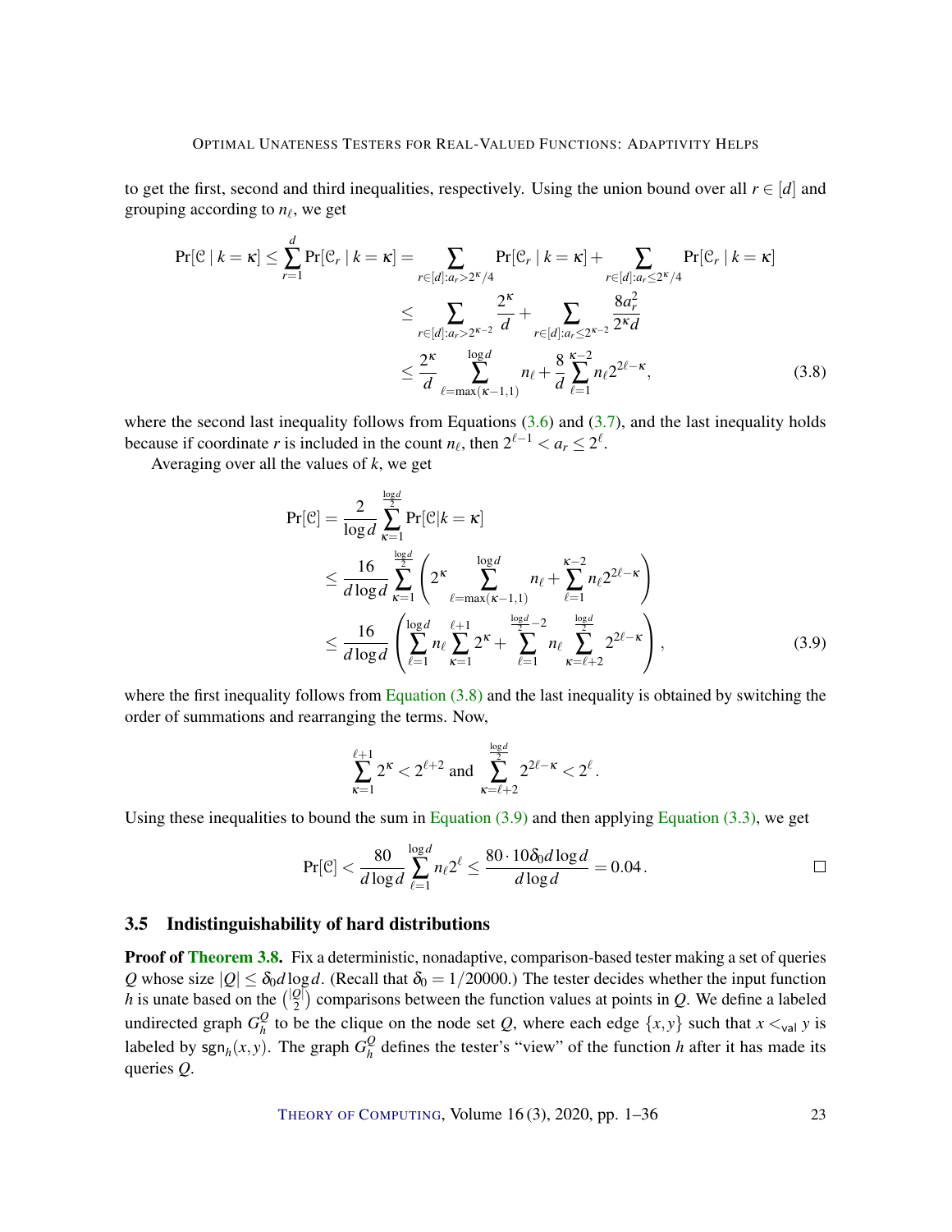to get the first, second and third inequalities, respectively. Using the union bound over all $r \in [d]$ and grouping according to $n_\ell$, we get

$$
\begin{aligned}
\Pr[\mathcal{C} \mid k = \kappa] \leq \sum_{r=1}^{d} \Pr[\mathcal{C}_r \mid k = \kappa] &= \sum_{r \in [d]: a_r > 2^\kappa/4} \Pr[\mathcal{C}_r \mid k = \kappa] + \sum_{r \in [d]: a_r \leq 2^\kappa/4} \Pr[\mathcal{C}_r \mid k = \kappa] \\
&\leq \sum_{r \in [d]: a_r > 2^{\kappa-2}} \frac{2^\kappa}{d} + \sum_{r \in [d]: a_r \leq 2^{\kappa-2}} \frac{8a_r^2}{2^\kappa d} \\
&\leq \frac{2^\kappa}{d} \sum_{\ell=\max(\kappa-1,1)}^{\log d} n_\ell + \frac{8}{d} \sum_{\ell=1}^{\kappa-2} n_\ell 2^{2\ell-\kappa}, \qquad (3.8)
\end{aligned}
$$

where the second last inequality follows from Equations (3.6) and (3.7), and the last inequality holds because if coordinate $r$ is included in the count $n_\ell$, then $2^{\ell-1} < a_r \leq 2^\ell$.

Averaging over all the values of $k$, we get

$$
\begin{aligned}
\Pr[\mathcal{C}] &= \frac{2}{\log d} \sum_{\kappa=1}^{\frac{\log d}{2}} \Pr[\mathcal{C} | k = \kappa] \\
&\leq \frac{16}{d \log d} \sum_{\kappa=1}^{\frac{\log d}{2}} \left( 2^\kappa \sum_{\ell=\max(\kappa-1,1)}^{\log d} n_\ell + \sum_{\ell=1}^{\kappa-2} n_\ell 2^{2\ell-\kappa} \right) \\
&\leq \frac{16}{d \log d} \left( \sum_{\ell=1}^{\log d} n_\ell \sum_{\kappa=1}^{\ell+1} 2^\kappa + \sum_{\ell=1}^{\frac{\log d}{2}-2} n_\ell \sum_{\kappa=\ell+2}^{\frac{\log d}{2}} 2^{2\ell-\kappa} \right), \qquad (3.9)
\end{aligned}
$$

where the first inequality follows from Equation (3.8) and the last inequality is obtained by switching the order of summations and rearranging the terms. Now,

$$
\sum_{\kappa=1}^{\ell+1} 2^\kappa < 2^{\ell+2} \text{ and } \sum_{\kappa=\ell+2}^{\frac{\log d}{2}} 2^{2\ell-\kappa} < 2^\ell.
$$

Using these inequalities to bound the sum in Equation (3.9) and then applying Equation (3.3), we get

$$
\Pr[\mathcal{C}] < \frac{80}{d \log d} \sum_{\ell=1}^{\log d} n_\ell 2^\ell \leq \frac{80 \cdot 10\delta_0 d \log d}{d \log d} = 0.04. \qquad \square
$$

### 3.5 Indistinguishability of hard distributions

**Proof of Theorem 3.8.** Fix a deterministic, nonadaptive, comparison-based tester making a set of queries $Q$ whose size $|Q| \leq \delta_0 d \log d$. (Recall that $\delta_0 = 1/20000$.) The tester decides whether the input function $h$ is unate based on the $\binom{|Q|}{2}$ comparisons between the function values at points in $Q$. We define a labeled undirected graph $G_h^Q$ to be the clique on the node set $Q$, where each edge $\{x,y\}$ such that $x <_{\mathsf{val}} y$ is labeled by $\mathsf{sgn}_h(x,y)$. The graph $G_h^Q$ defines the tester's "view" of the function $h$ after it has made its queries $Q$.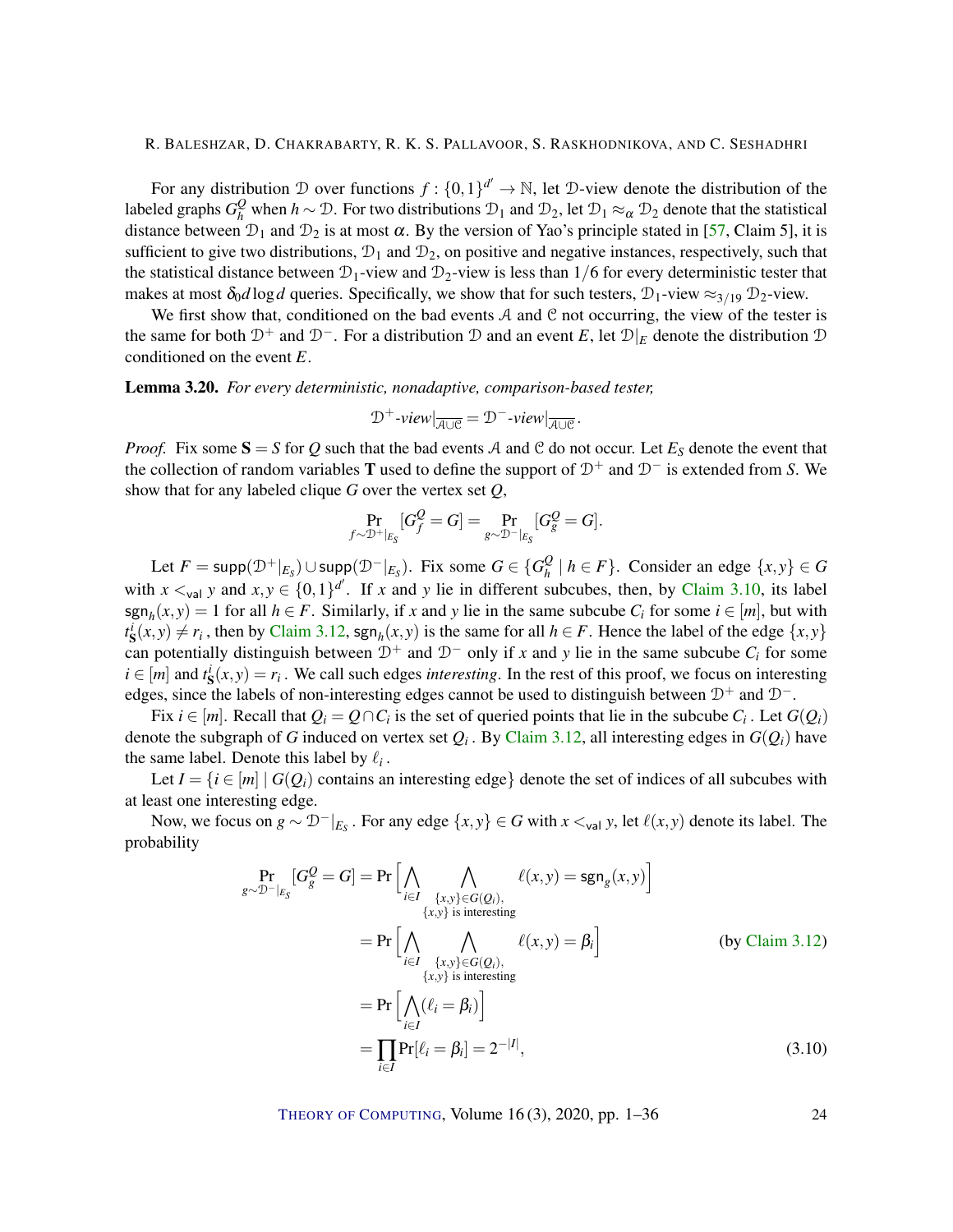For any distribution $\mathcal{D}$ over functions $f : \{0,1\}^{d'} \to \mathbb{N}$, let $\mathcal{D}$-view denote the distribution of the labeled graphs $G_h^Q$ when $h \sim \mathcal{D}$. For two distributions $\mathcal{D}_1$ and $\mathcal{D}_2$, let $\mathcal{D}_1 \approx_\alpha \mathcal{D}_2$ denote that the statistical distance between $\mathcal{D}_1$ and $\mathcal{D}_2$ is at most $\alpha$. By the version of Yao's principle stated in [57, Claim 5], it is sufficient to give two distributions, $\mathcal{D}_1$ and $\mathcal{D}_2$, on positive and negative instances, respectively, such that the statistical distance between $\mathcal{D}_1$-view and $\mathcal{D}_2$-view is less than $1/6$ for every deterministic tester that makes at most $\delta_0 d \log d$ queries. Specifically, we show that for such testers, $\mathcal{D}_1$-view $\approx_{3/19}$ $\mathcal{D}_2$-view.

We first show that, conditioned on the bad events $\mathcal{A}$ and $\mathcal{C}$ not occurring, the view of the tester is the same for both $\mathcal{D}^+$ and $\mathcal{D}^-$. For a distribution $\mathcal{D}$ and an event $E$, let $\mathcal{D}|_E$ denote the distribution $\mathcal{D}$ conditioned on the event $E$.

**Lemma 3.20.** *For every deterministic, nonadaptive, comparison-based tester,*

$$\mathcal{D}^+\text{-}view|_{\overline{\mathcal{A}\cup\mathcal{C}}} = \mathcal{D}^-\text{-}view|_{\overline{\mathcal{A}\cup\mathcal{C}}}.$$

*Proof.* Fix some $\mathbf{S} = S$ for $Q$ such that the bad events $\mathcal{A}$ and $\mathcal{C}$ do not occur. Let $E_S$ denote the event that the collection of random variables $\mathbf{T}$ used to define the support of $\mathcal{D}^+$ and $\mathcal{D}^-$ is extended from $S$. We show that for any labeled clique $G$ over the vertex set $Q$,

$$\Pr_{f \sim \mathcal{D}^+|_{E_S}}[G_f^Q = G] = \Pr_{g \sim \mathcal{D}^-|_{E_S}}[G_g^Q = G].$$

Let $F = \mathsf{supp}(\mathcal{D}^+|_{E_S}) \cup \mathsf{supp}(\mathcal{D}^-|_{E_S})$. Fix some $G \in \{G_h^Q \mid h \in F\}$. Consider an edge $\{x,y\} \in G$ with $x <_{\mathsf{val}} y$ and $x, y \in \{0,1\}^{d'}$. If $x$ and $y$ lie in different subcubes, then, by Claim 3.10, its label $\mathsf{sgn}_h(x,y) = 1$ for all $h \in F$. Similarly, if $x$ and $y$ lie in the same subcube $C_i$ for some $i \in [m]$, but with $t^i_{\mathbf{S}}(x,y) \neq r_i$, then by Claim 3.12, $\mathsf{sgn}_h(x,y)$ is the same for all $h \in F$. Hence the label of the edge $\{x,y\}$ can potentially distinguish between $\mathcal{D}^+$ and $\mathcal{D}^-$ only if $x$ and $y$ lie in the same subcube $C_i$ for some $i \in [m]$ and $t^i_{\mathbf{S}}(x,y) = r_i$. We call such edges *interesting*. In the rest of this proof, we focus on interesting edges, since the labels of non-interesting edges cannot be used to distinguish between $\mathcal{D}^+$ and $\mathcal{D}^-$.

Fix $i \in [m]$. Recall that $Q_i = Q \cap C_i$ is the set of queried points that lie in the subcube $C_i$. Let $G(Q_i)$ denote the subgraph of $G$ induced on vertex set $Q_i$. By Claim 3.12, all interesting edges in $G(Q_i)$ have the same label. Denote this label by $\ell_i$.

Let $I = \{i \in [m] \mid G(Q_i) \text{ contains an interesting edge}\}$ denote the set of indices of all subcubes with at least one interesting edge.

Now, we focus on $g \sim \mathcal{D}^-|_{E_S}$. For any edge $\{x,y\} \in G$ with $x <_{\mathsf{val}} y$, let $\ell(x,y)$ denote its label. The probability

$$\begin{aligned}
\Pr_{g \sim \mathcal{D}^-|_{E_S}}[G_g^Q = G] &= \Pr\Big[\bigwedge_{i \in I} \bigwedge_{\substack{\{x,y\} \in G(Q_i), \\ \{x,y\} \text{ is interesting}}} \ell(x,y) = \mathsf{sgn}_g(x,y)\Big] \\
&= \Pr\Big[\bigwedge_{i \in I} \bigwedge_{\substack{\{x,y\} \in G(Q_i), \\ \{x,y\} \text{ is interesting}}} \ell(x,y) = \beta_i\Big] && \text{(by Claim 3.12)} \\
&= \Pr\Big[\bigwedge_{i \in I} (\ell_i = \beta_i)\Big] \\
&= \prod_{i \in I} \Pr[\ell_i = \beta_i] = 2^{-|I|}, && (3.10)
\end{aligned}$$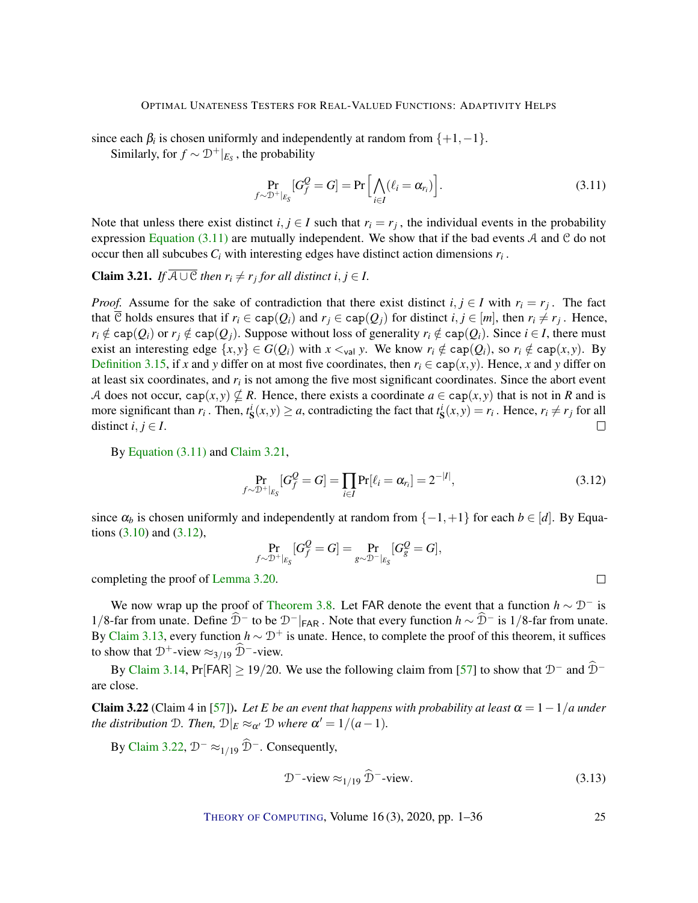since each $\beta_i$ is chosen uniformly and independently at random from $\{+1,-1\}$.

Similarly, for $f \sim \mathcal{D}^+|_{E_S}$, the probability

$$\Pr_{f \sim \mathcal{D}^+|_{E_S}}[G_f^Q = G] = \Pr\Big[\bigwedge_{i \in I}(\ell_i = \alpha_{r_i})\Big]. \tag{3.11}$$

Note that unless there exist distinct $i, j \in I$ such that $r_i = r_j$, the individual events in the probability expression Equation (3.11) are mutually independent. We show that if the bad events $\mathcal{A}$ and $\mathcal{C}$ do not occur then all subcubes $C_i$ with interesting edges have distinct action dimensions $r_i$.

**Claim 3.21.** *If $\overline{\mathcal{A} \cup \mathcal{C}}$ then $r_i \neq r_j$ for all distinct $i, j \in I$.*

*Proof.* Assume for the sake of contradiction that there exist distinct $i, j \in I$ with $r_i = r_j$. The fact that $\overline{\mathcal{C}}$ holds ensures that if $r_i \in \mathtt{cap}(Q_i)$ and $r_j \in \mathtt{cap}(Q_j)$ for distinct $i, j \in [m]$, then $r_i \neq r_j$. Hence, $r_i \notin \mathtt{cap}(Q_i)$ or $r_j \notin \mathtt{cap}(Q_j)$. Suppose without loss of generality $r_i \notin \mathtt{cap}(Q_i)$. Since $i \in I$, there must exist an interesting edge $\{x, y\} \in G(Q_i)$ with $x <_{\mathsf{val}} y$. We know $r_i \notin \mathtt{cap}(Q_i)$, so $r_i \notin \mathtt{cap}(x, y)$. By Definition 3.15, if $x$ and $y$ differ on at most five coordinates, then $r_i \in \mathtt{cap}(x, y)$. Hence, $x$ and $y$ differ on at least six coordinates, and $r_i$ is not among the five most significant coordinates. Since the abort event $\mathcal{A}$ does not occur, $\mathtt{cap}(x, y) \not\subseteq R$. Hence, there exists a coordinate $a \in \mathtt{cap}(x, y)$ that is not in $R$ and is more significant than $r_i$. Then, $t^i_{\mathbf{S}}(x, y) \geq a$, contradicting the fact that $t^i_{\mathbf{S}}(x, y) = r_i$. Hence, $r_i \neq r_j$ for all distinct $i, j \in I$. $\square$

By Equation (3.11) and Claim 3.21,

$$\Pr_{f \sim \mathcal{D}^+|_{E_S}}[G_f^Q = G] = \prod_{i \in I} \Pr[\ell_i = \alpha_{r_i}] = 2^{-|I|}, \tag{3.12}$$

since $\alpha_b$ is chosen uniformly and independently at random from $\{-1,+1\}$ for each $b \in [d]$. By Equations (3.10) and (3.12),

$$\Pr_{f \sim \mathcal{D}^+|_{E_S}}[G_f^Q = G] = \Pr_{g \sim \mathcal{D}^-|_{E_S}}[G_g^Q = G],$$

completing the proof of Lemma 3.20. $\square$

We now wrap up the proof of Theorem 3.8. Let $\mathsf{FAR}$ denote the event that a function $h \sim \mathcal{D}^-$ is $1/8$-far from unate. Define $\widehat{\mathcal{D}}^-$ to be $\mathcal{D}^-|_{\mathsf{FAR}}$. Note that every function $h \sim \widehat{\mathcal{D}}^-$ is $1/8$-far from unate. By Claim 3.13, every function $h \sim \mathcal{D}^+$ is unate. Hence, to complete the proof of this theorem, it suffices to show that $\mathcal{D}^+$-view $\approx_{3/19} \widehat{\mathcal{D}}^-$-view.

By Claim 3.14, $\Pr[\mathsf{FAR}] \geq 19/20$. We use the following claim from [57] to show that $\mathcal{D}^-$ and $\widehat{\mathcal{D}}^-$ are close.

**Claim 3.22** (Claim 4 in [57])**.** *Let $E$ be an event that happens with probability at least $\alpha = 1 - 1/a$ under the distribution $\mathcal{D}$. Then, $\mathcal{D}|_E \approx_{\alpha'} \mathcal{D}$ where $\alpha' = 1/(a-1)$.*

By Claim 3.22, $\mathcal{D}^- \approx_{1/19} \widehat{\mathcal{D}}^-$. Consequently,

$$\mathcal{D}^-\text{-view} \approx_{1/19} \widehat{\mathcal{D}}^-\text{-view}. \tag{3.13}$$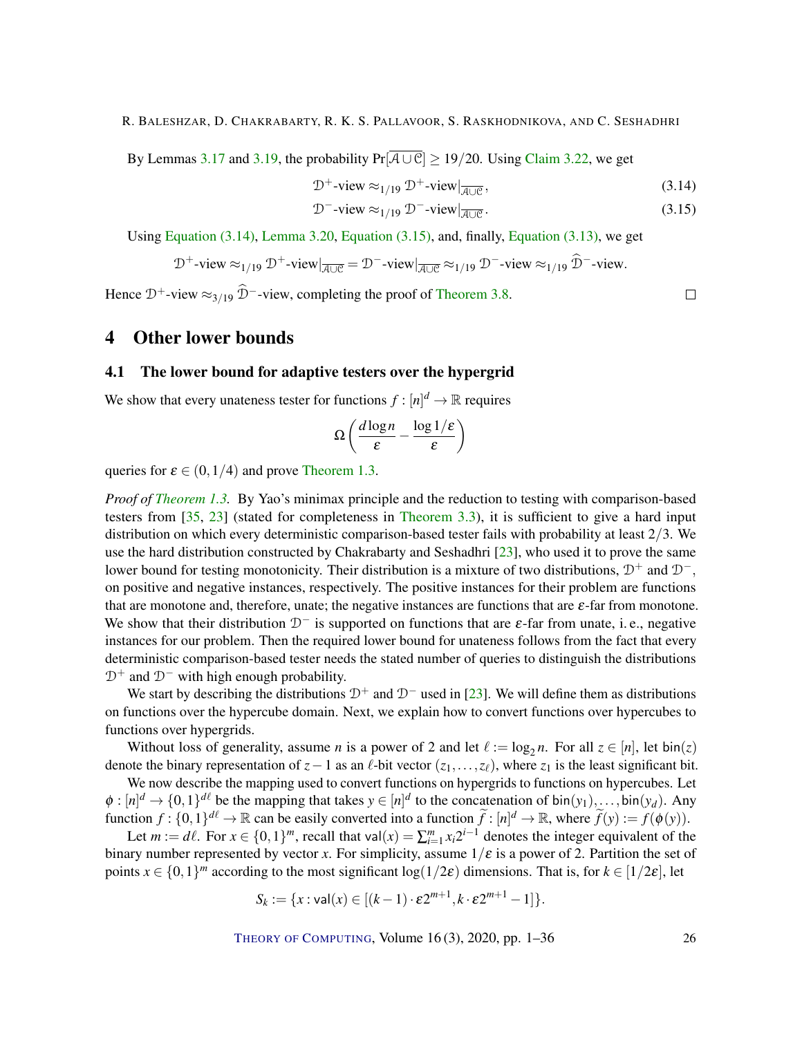By Lemmas 3.17 and 3.19, the probability $\Pr[\overline{\mathcal{A} \cup \mathcal{C}}] \geq 19/20$. Using Claim 3.22, we get

$$\mathcal{D}^+\text{-view} \approx_{1/19} \mathcal{D}^+\text{-view}|_{\overline{\mathcal{A} \cup \mathcal{C}}}, \tag{3.14}$$

$$\mathcal{D}^-\text{-view} \approx_{1/19} \mathcal{D}^-\text{-view}|_{\overline{\mathcal{A} \cup \mathcal{C}}}. \tag{3.15}$$

Using Equation (3.14), Lemma 3.20, Equation (3.15), and, finally, Equation (3.13), we get

$$\mathcal{D}^+\text{-view} \approx_{1/19} \mathcal{D}^+\text{-view}|_{\overline{\mathcal{A} \cup \mathcal{C}}} = \mathcal{D}^-\text{-view}|_{\overline{\mathcal{A} \cup \mathcal{C}}} \approx_{1/19} \mathcal{D}^-\text{-view} \approx_{1/19} \widehat{\mathcal{D}}^-\text{-view}.$$

Hence $\mathcal{D}^+\text{-view} \approx_{3/19} \widehat{\mathcal{D}}^-\text{-view}$, completing the proof of Theorem 3.8. □

## 4 Other lower bounds

### 4.1 The lower bound for adaptive testers over the hypergrid

We show that every unateness tester for functions $f : [n]^d \to \mathbb{R}$ requires

$$\Omega\left(\frac{d \log n}{\varepsilon} - \frac{\log 1/\varepsilon}{\varepsilon}\right)$$

queries for $\varepsilon \in (0, 1/4)$ and prove Theorem 1.3.

*Proof of Theorem 1.3.* By Yao's minimax principle and the reduction to testing with comparison-based testers from [35, 23] (stated for completeness in Theorem 3.3), it is sufficient to give a hard input distribution on which every deterministic comparison-based tester fails with probability at least 2/3. We use the hard distribution constructed by Chakrabarty and Seshadhri [23], who used it to prove the same lower bound for testing monotonicity. Their distribution is a mixture of two distributions, $\mathcal{D}^+$ and $\mathcal{D}^-$, on positive and negative instances, respectively. The positive instances for their problem are functions that are monotone and, therefore, unate; the negative instances are functions that are $\varepsilon$-far from monotone. We show that their distribution $\mathcal{D}^-$ is supported on functions that are $\varepsilon$-far from unate, i. e., negative instances for our problem. Then the required lower bound for unateness follows from the fact that every deterministic comparison-based tester needs the stated number of queries to distinguish the distributions $\mathcal{D}^+$ and $\mathcal{D}^-$ with high enough probability.

We start by describing the distributions $\mathcal{D}^+$ and $\mathcal{D}^-$ used in [23]. We will define them as distributions on functions over the hypercube domain. Next, we explain how to convert functions over hypercubes to functions over hypergrids.

Without loss of generality, assume $n$ is a power of 2 and let $\ell := \log_2 n$. For all $z \in [n]$, let $\mathsf{bin}(z)$ denote the binary representation of $z - 1$ as an $\ell$-bit vector $(z_1, \ldots, z_\ell)$, where $z_1$ is the least significant bit.

We now describe the mapping used to convert functions on hypergrids to functions on hypercubes. Let $\phi : [n]^d \to \{0,1\}^{d\ell}$ be the mapping that takes $y \in [n]^d$ to the concatenation of $\mathsf{bin}(y_1), \ldots, \mathsf{bin}(y_d)$. Any function $f : \{0,1\}^{d\ell} \to \mathbb{R}$ can be easily converted into a function $\widetilde{f} : [n]^d \to \mathbb{R}$, where $\widetilde{f}(y) := f(\phi(y))$.

Let $m := d\ell$. For $x \in \{0,1\}^m$, recall that $\mathsf{val}(x) = \sum_{i=1}^m x_i 2^{i-1}$ denotes the integer equivalent of the binary number represented by vector $x$. For simplicity, assume $1/\varepsilon$ is a power of 2. Partition the set of points $x \in \{0,1\}^m$ according to the most significant $\log(1/2\varepsilon)$ dimensions. That is, for $k \in [1/2\varepsilon]$, let

$$S_k := \{x : \mathsf{val}(x) \in [(k-1) \cdot \varepsilon 2^{m+1}, k \cdot \varepsilon 2^{m+1} - 1]\}.$$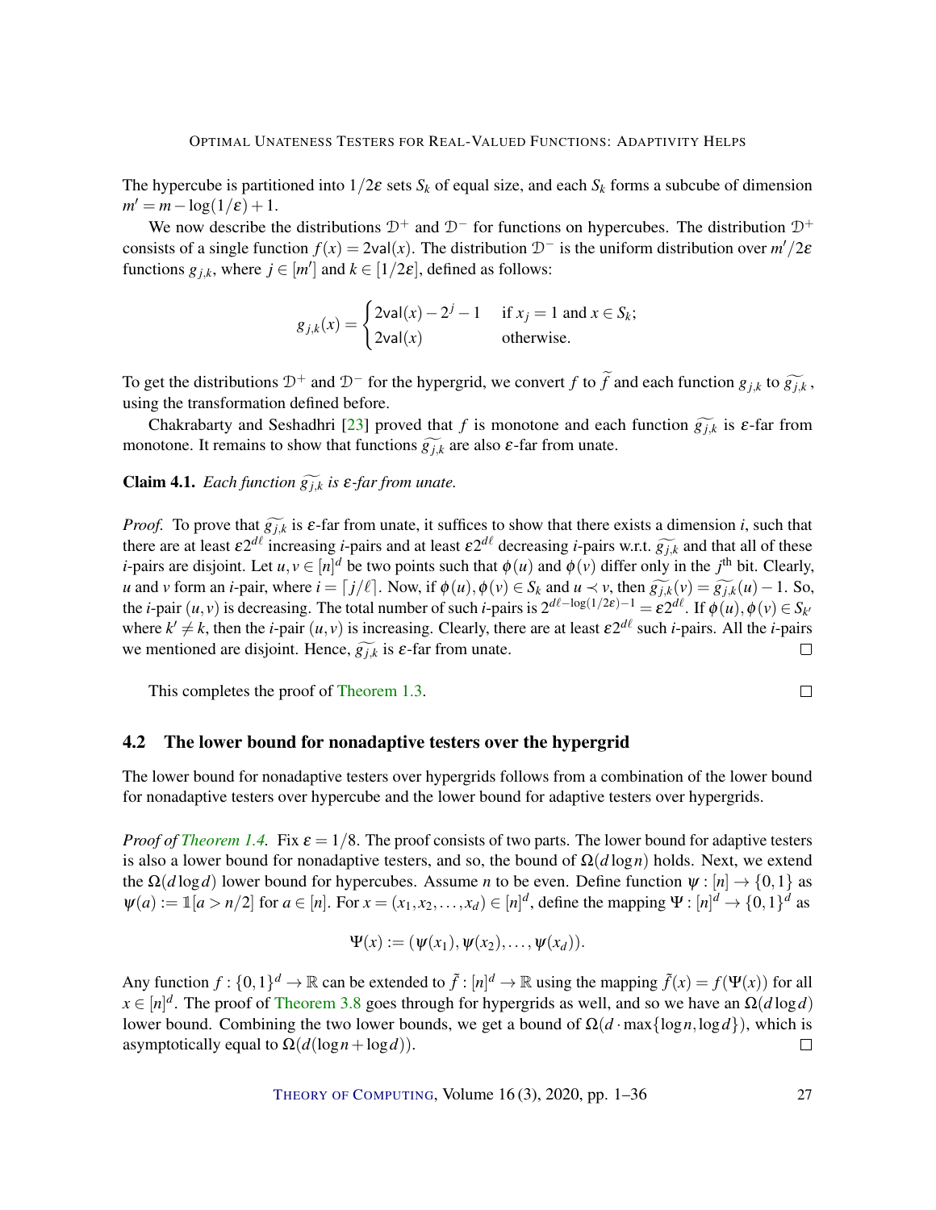The hypercube is partitioned into $1/2\varepsilon$ sets $S_k$ of equal size, and each $S_k$ forms a subcube of dimension $m' = m - \log(1/\varepsilon) + 1$.

We now describe the distributions $\mathcal{D}^+$ and $\mathcal{D}^-$ for functions on hypercubes. The distribution $\mathcal{D}^+$ consists of a single function $f(x) = 2\mathsf{val}(x)$. The distribution $\mathcal{D}^-$ is the uniform distribution over $m'/2\varepsilon$ functions $g_{j,k}$, where $j \in [m']$ and $k \in [1/2\varepsilon]$, defined as follows:

$$g_{j,k}(x) = \begin{cases} 2\mathsf{val}(x) - 2^j - 1 & \text{if } x_j = 1 \text{ and } x \in S_k; \\ 2\mathsf{val}(x) & \text{otherwise.} \end{cases}$$

To get the distributions $\mathcal{D}^+$ and $\mathcal{D}^-$ for the hypergrid, we convert $f$ to $\widetilde{f}$ and each function $g_{j,k}$ to $\widetilde{g_{j,k}}$, using the transformation defined before.

Chakrabarty and Seshadhri [23] proved that $f$ is monotone and each function $\widetilde{g_{j,k}}$ is $\varepsilon$-far from monotone. It remains to show that functions $\widetilde{g_{j,k}}$ are also $\varepsilon$-far from unate.

**Claim 4.1.** *Each function $\widetilde{g_{j,k}}$ is $\varepsilon$-far from unate.*

*Proof.* To prove that $\widetilde{g_{j,k}}$ is $\varepsilon$-far from unate, it suffices to show that there exists a dimension $i$, such that there are at least $\varepsilon 2^{d\ell}$ increasing $i$-pairs and at least $\varepsilon 2^{d\ell}$ decreasing $i$-pairs w.r.t. $\widetilde{g_{j,k}}$ and that all of these $i$-pairs are disjoint. Let $u, v \in [n]^d$ be two points such that $\phi(u)$ and $\phi(v)$ differ only in the $j^{\text{th}}$ bit. Clearly, $u$ and $v$ form an $i$-pair, where $i = \lceil j/\ell \rceil$. Now, if $\phi(u), \phi(v) \in S_k$ and $u \prec v$, then $\widetilde{g_{j,k}}(v) = \widetilde{g_{j,k}}(u) - 1$. So, the $i$-pair $(u,v)$ is decreasing. The total number of such $i$-pairs is $2^{d\ell - \log(1/2\varepsilon) - 1} = \varepsilon 2^{d\ell}$. If $\phi(u), \phi(v) \in S_{k'}$ where $k' \neq k$, then the $i$-pair $(u,v)$ is increasing. Clearly, there are at least $\varepsilon 2^{d\ell}$ such $i$-pairs. All the $i$-pairs we mentioned are disjoint. Hence, $\widetilde{g_{j,k}}$ is $\varepsilon$-far from unate. □

This completes the proof of Theorem 1.3. □

### 4.2 The lower bound for nonadaptive testers over the hypergrid

The lower bound for nonadaptive testers over hypergrids follows from a combination of the lower bound for nonadaptive testers over hypercube and the lower bound for adaptive testers over hypergrids.

*Proof of Theorem 1.4.* Fix $\varepsilon = 1/8$. The proof consists of two parts. The lower bound for adaptive testers is also a lower bound for nonadaptive testers, and so, the bound of $\Omega(d \log n)$ holds. Next, we extend the $\Omega(d \log d)$ lower bound for hypercubes. Assume $n$ to be even. Define function $\psi : [n] \to \{0,1\}$ as $\psi(a) := \mathbb{1}[a > n/2]$ for $a \in [n]$. For $x = (x_1, x_2, \ldots, x_d) \in [n]^d$, define the mapping $\Psi : [n]^d \to \{0,1\}^d$ as

$$\Psi(x) := (\psi(x_1), \psi(x_2), \ldots, \psi(x_d)).$$

Any function $f : \{0,1\}^d \to \mathbb{R}$ can be extended to $\tilde{f} : [n]^d \to \mathbb{R}$ using the mapping $\tilde{f}(x) = f(\Psi(x))$ for all $x \in [n]^d$. The proof of Theorem 3.8 goes through for hypergrids as well, and so we have an $\Omega(d \log d)$ lower bound. Combining the two lower bounds, we get a bound of $\Omega(d \cdot \max\{\log n, \log d\})$, which is asymptotically equal to $\Omega(d(\log n + \log d))$. □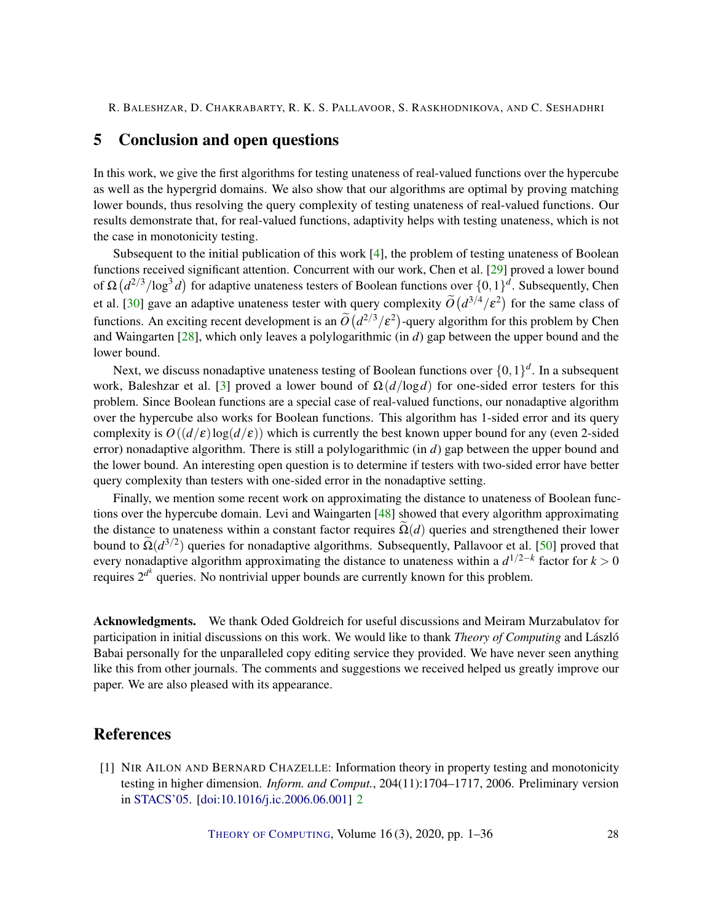## 5 Conclusion and open questions

In this work, we give the first algorithms for testing unateness of real-valued functions over the hypercube as well as the hypergrid domains. We also show that our algorithms are optimal by proving matching lower bounds, thus resolving the query complexity of testing unateness of real-valued functions. Our results demonstrate that, for real-valued functions, adaptivity helps with testing unateness, which is not the case in monotonicity testing.

Subsequent to the initial publication of this work [4], the problem of testing unateness of Boolean functions received significant attention. Concurrent with our work, Chen et al. [29] proved a lower bound of $\Omega\left(d^{2/3}/\log^3 d\right)$ for adaptive unateness testers of Boolean functions over $\{0,1\}^d$. Subsequently, Chen et al. [30] gave an adaptive unateness tester with query complexity $\widetilde{O}\left(d^{3/4}/\varepsilon^2\right)$ for the same class of functions. An exciting recent development is an $\widetilde{O}\left(d^{2/3}/\varepsilon^2\right)$-query algorithm for this problem by Chen and Waingarten [28], which only leaves a polylogarithmic (in $d$) gap between the upper bound and the lower bound.

Next, we discuss nonadaptive unateness testing of Boolean functions over $\{0,1\}^d$. In a subsequent work, Baleshzar et al. [3] proved a lower bound of $\Omega(d/\log d)$ for one-sided error testers for this problem. Since Boolean functions are a special case of real-valued functions, our nonadaptive algorithm over the hypercube also works for Boolean functions. This algorithm has 1-sided error and its query complexity is $O((d/\varepsilon)\log(d/\varepsilon))$ which is currently the best known upper bound for any (even 2-sided error) nonadaptive algorithm. There is still a polylogarithmic (in $d$) gap between the upper bound and the lower bound. An interesting open question is to determine if testers with two-sided error have better query complexity than testers with one-sided error in the nonadaptive setting.

Finally, we mention some recent work on approximating the distance to unateness of Boolean functions over the hypercube domain. Levi and Waingarten [48] showed that every algorithm approximating the distance to unateness within a constant factor requires $\widetilde{\Omega}(d)$ queries and strengthened their lower bound to $\widetilde{\Omega}(d^{3/2})$ queries for nonadaptive algorithms. Subsequently, Pallavoor et al. [50] proved that every nonadaptive algorithm approximating the distance to unateness within a $d^{1/2-k}$ factor for $k > 0$ requires $2^{d^k}$ queries. No nontrivial upper bounds are currently known for this problem.

**Acknowledgments.** We thank Oded Goldreich for useful discussions and Meiram Murzabulatov for participation in initial discussions on this work. We would like to thank *Theory of Computing* and László Babai personally for the unparalleled copy editing service they provided. We have never seen anything like this from other journals. The comments and suggestions we received helped us greatly improve our paper. We are also pleased with its appearance.

## References

[1] Nir Ailon and Bernard Chazelle: Information theory in property testing and monotonicity testing in higher dimension. *Inform. and Comput.*, 204(11):1704–1717, 2006. Preliminary version in STACS'05. [doi:10.1016/j.ic.2006.06.001] 2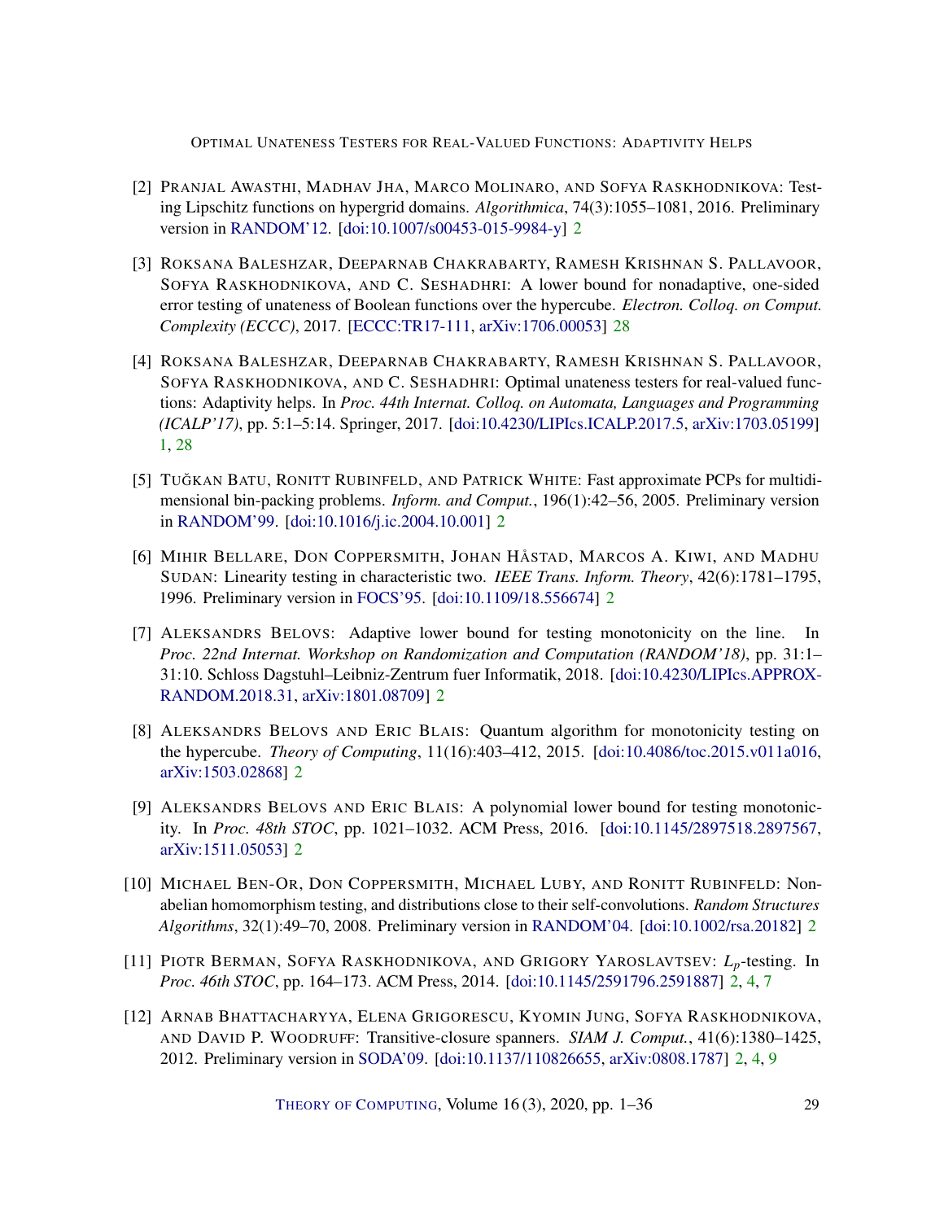[2] Pranjal Awasthi, Madhav Jha, Marco Molinaro, and Sofya Raskhodnikova: Testing Lipschitz functions on hypergrid domains. *Algorithmica*, 74(3):1055–1081, 2016. Preliminary version in RANDOM'12. [doi:10.1007/s00453-015-9984-y] 2

[3] Roksana Baleshzar, Deeparnab Chakrabarty, Ramesh Krishnan S. Pallavoor, Sofya Raskhodnikova, and C. Seshadhri: A lower bound for nonadaptive, one-sided error testing of unateness of Boolean functions over the hypercube. *Electron. Colloq. on Comput. Complexity (ECCC)*, 2017. [ECCC:TR17-111, arXiv:1706.00053] 28

[4] Roksana Baleshzar, Deeparnab Chakrabarty, Ramesh Krishnan S. Pallavoor, Sofya Raskhodnikova, and C. Seshadhri: Optimal unateness testers for real-valued functions: Adaptivity helps. In *Proc. 44th Internat. Colloq. on Automata, Languages and Programming (ICALP'17)*, pp. 5:1–5:14. Springer, 2017. [doi:10.4230/LIPIcs.ICALP.2017.5, arXiv:1703.05199] 1, 28

[5] Tuğkan Batu, Ronitt Rubinfeld, and Patrick White: Fast approximate PCPs for multidimensional bin-packing problems. *Inform. and Comput.*, 196(1):42–56, 2005. Preliminary version in RANDOM'99. [doi:10.1016/j.ic.2004.10.001] 2

[6] Mihir Bellare, Don Coppersmith, Johan Håstad, Marcos A. Kiwi, and Madhu Sudan: Linearity testing in characteristic two. *IEEE Trans. Inform. Theory*, 42(6):1781–1795, 1996. Preliminary version in FOCS'95. [doi:10.1109/18.556674] 2

[7] Aleksandrs Belovs: Adaptive lower bound for testing monotonicity on the line. In *Proc. 22nd Internat. Workshop on Randomization and Computation (RANDOM'18)*, pp. 31:1–31:10. Schloss Dagstuhl–Leibniz-Zentrum fuer Informatik, 2018. [doi:10.4230/LIPIcs.APPROX-RANDOM.2018.31, arXiv:1801.08709] 2

[8] Aleksandrs Belovs and Eric Blais: Quantum algorithm for monotonicity testing on the hypercube. *Theory of Computing*, 11(16):403–412, 2015. [doi:10.4086/toc.2015.v011a016, arXiv:1503.02868] 2

[9] Aleksandrs Belovs and Eric Blais: A polynomial lower bound for testing monotonicity. In *Proc. 48th STOC*, pp. 1021–1032. ACM Press, 2016. [doi:10.1145/2897518.2897567, arXiv:1511.05053] 2

[10] Michael Ben-Or, Don Coppersmith, Michael Luby, and Ronitt Rubinfeld: Non-abelian homomorphism testing, and distributions close to their self-convolutions. *Random Structures Algorithms*, 32(1):49–70, 2008. Preliminary version in RANDOM'04. [doi:10.1002/rsa.20182] 2

[11] Piotr Berman, Sofya Raskhodnikova, and Grigory Yaroslavtsev: $L_p$-testing. In *Proc. 46th STOC*, pp. 164–173. ACM Press, 2014. [doi:10.1145/2591796.2591887] 2, 4, 7

[12] Arnab Bhattacharyya, Elena Grigorescu, Kyomin Jung, Sofya Raskhodnikova, and David P. Woodruff: Transitive-closure spanners. *SIAM J. Comput.*, 41(6):1380–1425, 2012. Preliminary version in SODA'09. [doi:10.1137/110826655, arXiv:0808.1787] 2, 4, 9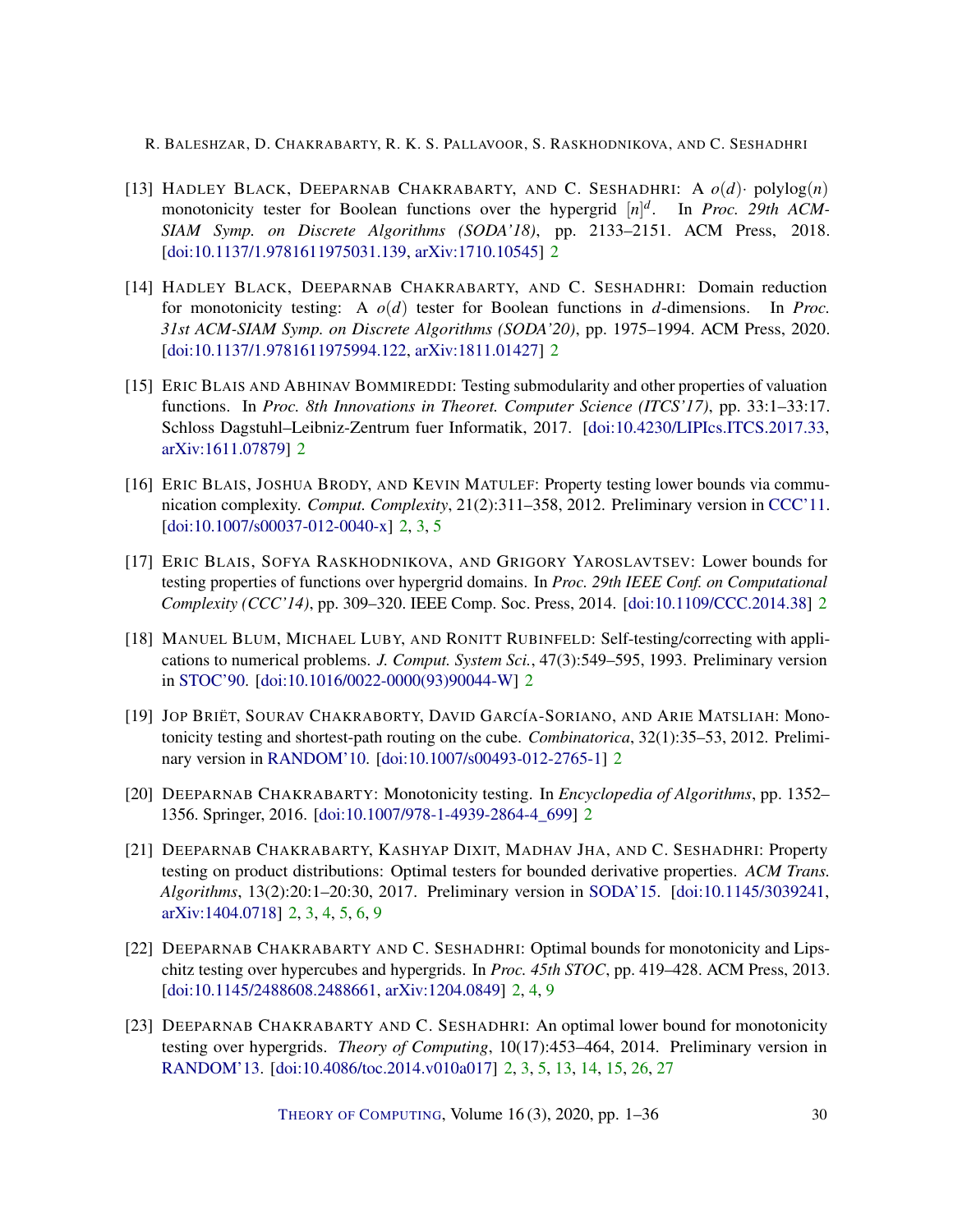[13] Hadley Black, Deeparnab Chakrabarty, and C. Seshadhri: A $o(d)\cdot$ polylog$(n)$ monotonicity tester for Boolean functions over the hypergrid $[n]^d$. In *Proc. 29th ACM-SIAM Symp. on Discrete Algorithms (SODA'18)*, pp. 2133–2151. ACM Press, 2018. [doi:10.1137/1.9781611975031.139, arXiv:1710.10545] 2

[14] Hadley Black, Deeparnab Chakrabarty, and C. Seshadhri: Domain reduction for monotonicity testing: A $o(d)$ tester for Boolean functions in $d$-dimensions. In *Proc. 31st ACM-SIAM Symp. on Discrete Algorithms (SODA'20)*, pp. 1975–1994. ACM Press, 2020. [doi:10.1137/1.9781611975994.122, arXiv:1811.01427] 2

[15] Eric Blais and Abhinav Bommireddi: Testing submodularity and other properties of valuation functions. In *Proc. 8th Innovations in Theoret. Computer Science (ITCS'17)*, pp. 33:1–33:17. Schloss Dagstuhl–Leibniz-Zentrum fuer Informatik, 2017. [doi:10.4230/LIPIcs.ITCS.2017.33, arXiv:1611.07879] 2

[16] Eric Blais, Joshua Brody, and Kevin Matulef: Property testing lower bounds via communication complexity. *Comput. Complexity*, 21(2):311–358, 2012. Preliminary version in CCC'11. [doi:10.1007/s00037-012-0040-x] 2, 3, 5

[17] Eric Blais, Sofya Raskhodnikova, and Grigory Yaroslavtsev: Lower bounds for testing properties of functions over hypergrid domains. In *Proc. 29th IEEE Conf. on Computational Complexity (CCC'14)*, pp. 309–320. IEEE Comp. Soc. Press, 2014. [doi:10.1109/CCC.2014.38] 2

[18] Manuel Blum, Michael Luby, and Ronitt Rubinfeld: Self-testing/correcting with applications to numerical problems. *J. Comput. System Sci.*, 47(3):549–595, 1993. Preliminary version in STOC'90. [doi:10.1016/0022-0000(93)90044-W] 2

[19] Jop Briët, Sourav Chakraborty, David García-Soriano, and Arie Matsliah: Monotonicity testing and shortest-path routing on the cube. *Combinatorica*, 32(1):35–53, 2012. Preliminary version in RANDOM'10. [doi:10.1007/s00493-012-2765-1] 2

[20] Deeparnab Chakrabarty: Monotonicity testing. In *Encyclopedia of Algorithms*, pp. 1352–1356. Springer, 2016. [doi:10.1007/978-1-4939-2864-4_699] 2

[21] Deeparnab Chakrabarty, Kashyap Dixit, Madhav Jha, and C. Seshadhri: Property testing on product distributions: Optimal testers for bounded derivative properties. *ACM Trans. Algorithms*, 13(2):20:1–20:30, 2017. Preliminary version in SODA'15. [doi:10.1145/3039241, arXiv:1404.0718] 2, 3, 4, 5, 6, 9

[22] Deeparnab Chakrabarty and C. Seshadhri: Optimal bounds for monotonicity and Lipschitz testing over hypercubes and hypergrids. In *Proc. 45th STOC*, pp. 419–428. ACM Press, 2013. [doi:10.1145/2488608.2488661, arXiv:1204.0849] 2, 4, 9

[23] Deeparnab Chakrabarty and C. Seshadhri: An optimal lower bound for monotonicity testing over hypergrids. *Theory of Computing*, 10(17):453–464, 2014. Preliminary version in RANDOM'13. [doi:10.4086/toc.2014.v010a017] 2, 3, 5, 13, 14, 15, 26, 27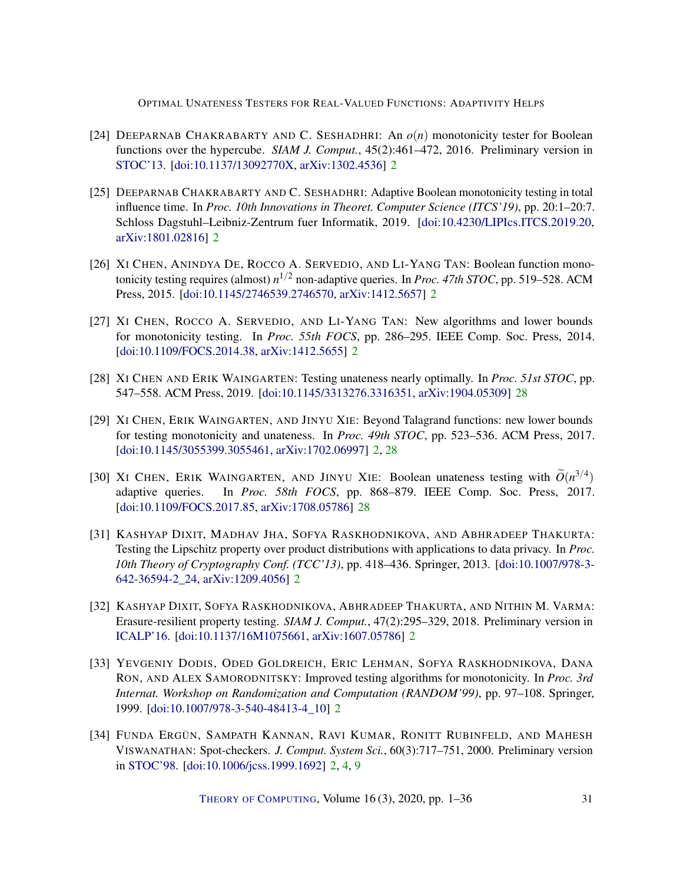[24] Deeparnab Chakrabarty and C. Seshadhri: An $o(n)$ monotonicity tester for Boolean functions over the hypercube. *SIAM J. Comput.*, 45(2):461–472, 2016. Preliminary version in STOC'13. [doi:10.1137/13092770X, arXiv:1302.4536] 2

[25] Deeparnab Chakrabarty and C. Seshadhri: Adaptive Boolean monotonicity testing in total influence time. In *Proc. 10th Innovations in Theoret. Computer Science (ITCS'19)*, pp. 20:1–20:7. Schloss Dagstuhl–Leibniz-Zentrum fuer Informatik, 2019. [doi:10.4230/LIPIcs.ITCS.2019.20, arXiv:1801.02816] 2

[26] Xi Chen, Anindya De, Rocco A. Servedio, and Li-Yang Tan: Boolean function monotonicity testing requires (almost) $n^{1/2}$ non-adaptive queries. In *Proc. 47th STOC*, pp. 519–528. ACM Press, 2015. [doi:10.1145/2746539.2746570, arXiv:1412.5657] 2

[27] Xi Chen, Rocco A. Servedio, and Li-Yang Tan: New algorithms and lower bounds for monotonicity testing. In *Proc. 55th FOCS*, pp. 286–295. IEEE Comp. Soc. Press, 2014. [doi:10.1109/FOCS.2014.38, arXiv:1412.5655] 2

[28] Xi Chen and Erik Waingarten: Testing unateness nearly optimally. In *Proc. 51st STOC*, pp. 547–558. ACM Press, 2019. [doi:10.1145/3313276.3316351, arXiv:1904.05309] 28

[29] Xi Chen, Erik Waingarten, and Jinyu Xie: Beyond Talagrand functions: new lower bounds for testing monotonicity and unateness. In *Proc. 49th STOC*, pp. 523–536. ACM Press, 2017. [doi:10.1145/3055399.3055461, arXiv:1702.06997] 2, 28

[30] Xi Chen, Erik Waingarten, and Jinyu Xie: Boolean unateness testing with $\widetilde{O}(n^{3/4})$ adaptive queries. In *Proc. 58th FOCS*, pp. 868–879. IEEE Comp. Soc. Press, 2017. [doi:10.1109/FOCS.2017.85, arXiv:1708.05786] 28

[31] Kashyap Dixit, Madhav Jha, Sofya Raskhodnikova, and Abhradeep Thakurta: Testing the Lipschitz property over product distributions with applications to data privacy. In *Proc. 10th Theory of Cryptography Conf. (TCC'13)*, pp. 418–436. Springer, 2013. [doi:10.1007/978-3-642-36594-2_24, arXiv:1209.4056] 2

[32] Kashyap Dixit, Sofya Raskhodnikova, Abhradeep Thakurta, and Nithin M. Varma: Erasure-resilient property testing. *SIAM J. Comput.*, 47(2):295–329, 2018. Preliminary version in ICALP'16. [doi:10.1137/16M1075661, arXiv:1607.05786] 2

[33] Yevgeniy Dodis, Oded Goldreich, Eric Lehman, Sofya Raskhodnikova, Dana Ron, and Alex Samorodnitsky: Improved testing algorithms for monotonicity. In *Proc. 3rd Internat. Workshop on Randomization and Computation (RANDOM'99)*, pp. 97–108. Springer, 1999. [doi:10.1007/978-3-540-48413-4_10] 2

[34] Funda Ergün, Sampath Kannan, Ravi Kumar, Ronitt Rubinfeld, and Mahesh Viswanathan: Spot-checkers. *J. Comput. System Sci.*, 60(3):717–751, 2000. Preliminary version in STOC'98. [doi:10.1006/jcss.1999.1692] 2, 4, 9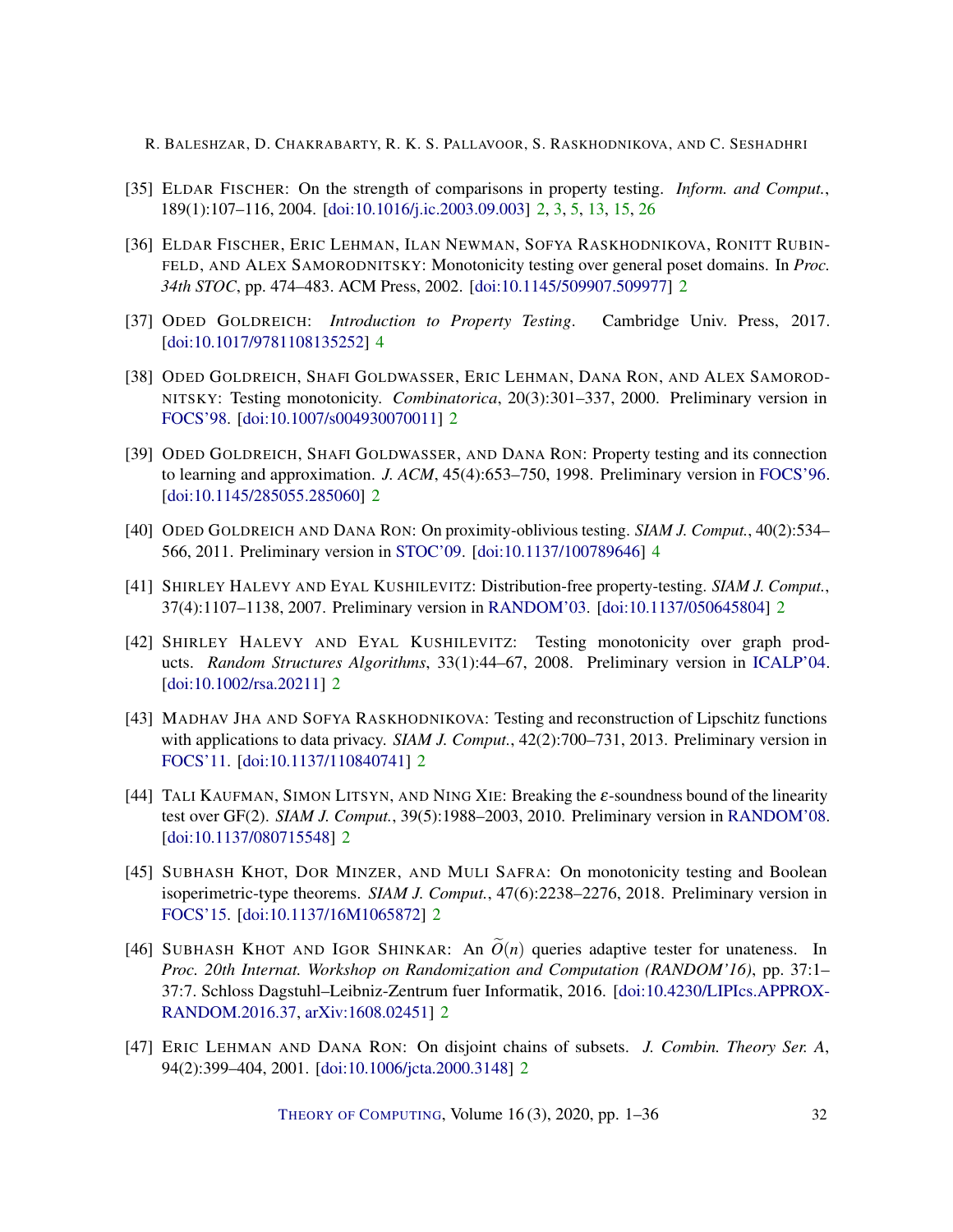[35] Eldar Fischer: On the strength of comparisons in property testing. *Inform. and Comput.*, 189(1):107–116, 2004. [doi:10.1016/j.ic.2003.09.003] 2, 3, 5, 13, 15, 26

[36] Eldar Fischer, Eric Lehman, Ilan Newman, Sofya Raskhodnikova, Ronitt Rubinfeld, and Alex Samorodnitsky: Monotonicity testing over general poset domains. In *Proc. 34th STOC*, pp. 474–483. ACM Press, 2002. [doi:10.1145/509907.509977] 2

[37] Oded Goldreich: *Introduction to Property Testing*. Cambridge Univ. Press, 2017. [doi:10.1017/9781108135252] 4

[38] Oded Goldreich, Shafi Goldwasser, Eric Lehman, Dana Ron, and Alex Samorodnitsky: Testing monotonicity. *Combinatorica*, 20(3):301–337, 2000. Preliminary version in FOCS'98. [doi:10.1007/s004930070011] 2

[39] Oded Goldreich, Shafi Goldwasser, and Dana Ron: Property testing and its connection to learning and approximation. *J. ACM*, 45(4):653–750, 1998. Preliminary version in FOCS'96. [doi:10.1145/285055.285060] 2

[40] Oded Goldreich and Dana Ron: On proximity-oblivious testing. *SIAM J. Comput.*, 40(2):534–566, 2011. Preliminary version in STOC'09. [doi:10.1137/100789646] 4

[41] Shirley Halevy and Eyal Kushilevitz: Distribution-free property-testing. *SIAM J. Comput.*, 37(4):1107–1138, 2007. Preliminary version in RANDOM'03. [doi:10.1137/050645804] 2

[42] Shirley Halevy and Eyal Kushilevitz: Testing monotonicity over graph products. *Random Structures Algorithms*, 33(1):44–67, 2008. Preliminary version in ICALP'04. [doi:10.1002/rsa.20211] 2

[43] Madhav Jha and Sofya Raskhodnikova: Testing and reconstruction of Lipschitz functions with applications to data privacy. *SIAM J. Comput.*, 42(2):700–731, 2013. Preliminary version in FOCS'11. [doi:10.1137/110840741] 2

[44] Tali Kaufman, Simon Litsyn, and Ning Xie: Breaking the $\varepsilon$-soundness bound of the linearity test over GF(2). *SIAM J. Comput.*, 39(5):1988–2003, 2010. Preliminary version in RANDOM'08. [doi:10.1137/080715548] 2

[45] Subhash Khot, Dor Minzer, and Muli Safra: On monotonicity testing and Boolean isoperimetric-type theorems. *SIAM J. Comput.*, 47(6):2238–2276, 2018. Preliminary version in FOCS'15. [doi:10.1137/16M1065872] 2

[46] Subhash Khot and Igor Shinkar: An $\widetilde{O}(n)$ queries adaptive tester for unateness. In *Proc. 20th Internat. Workshop on Randomization and Computation (RANDOM'16)*, pp. 37:1–37:7. Schloss Dagstuhl–Leibniz-Zentrum fuer Informatik, 2016. [doi:10.4230/LIPIcs.APPROX-RANDOM.2016.37, arXiv:1608.02451] 2

[47] Eric Lehman and Dana Ron: On disjoint chains of subsets. *J. Combin. Theory Ser. A*, 94(2):399–404, 2001. [doi:10.1006/jcta.2000.3148] 2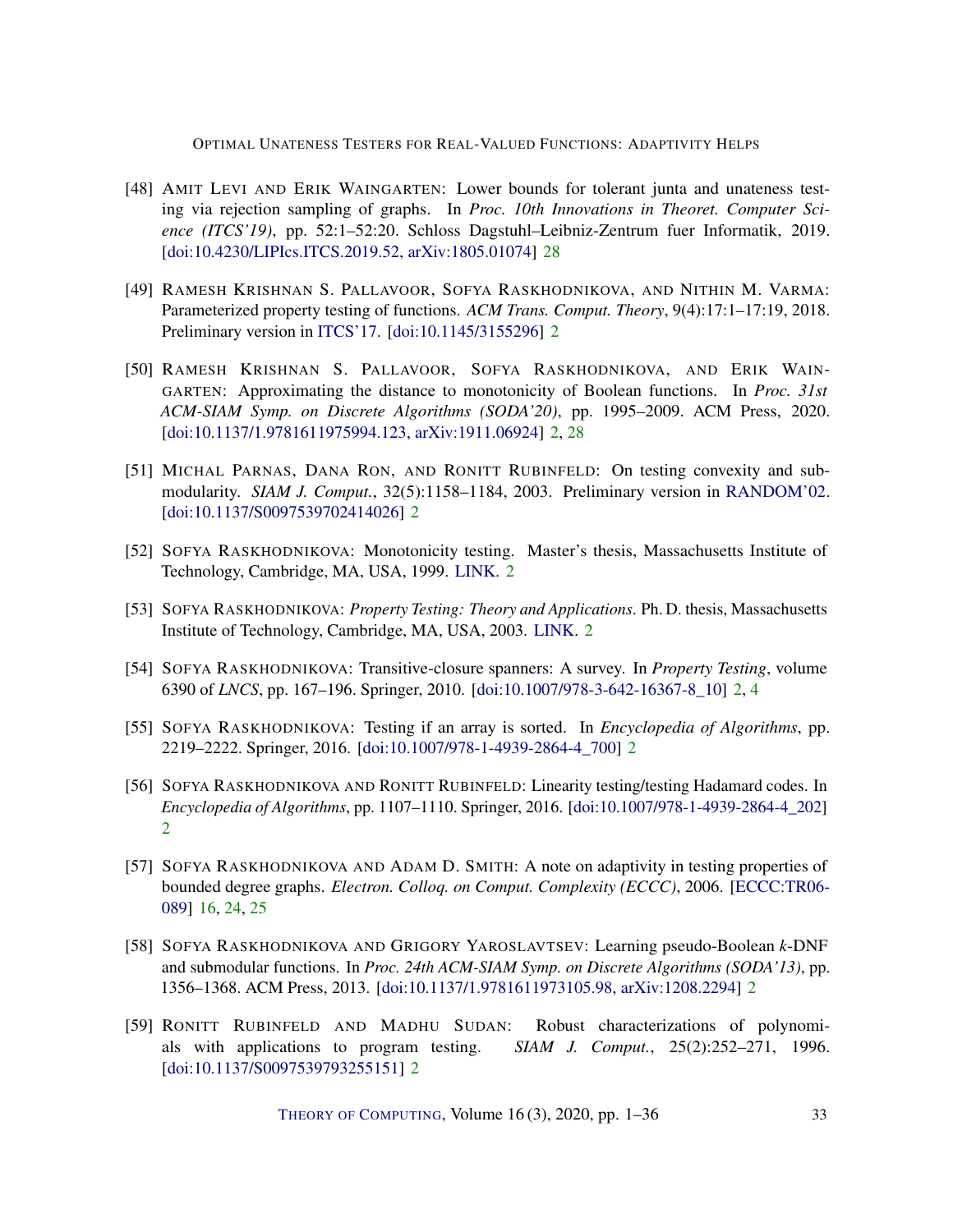[48] Amit Levi and Erik Waingarten: Lower bounds for tolerant junta and unateness testing via rejection sampling of graphs. In *Proc. 10th Innovations in Theoret. Computer Science (ITCS'19)*, pp. 52:1–52:20. Schloss Dagstuhl–Leibniz-Zentrum fuer Informatik, 2019. [doi:10.4230/LIPIcs.ITCS.2019.52, arXiv:1805.01074] 28

[49] Ramesh Krishnan S. Pallavoor, Sofya Raskhodnikova, and Nithin M. Varma: Parameterized property testing of functions. *ACM Trans. Comput. Theory*, 9(4):17:1–17:19, 2018. Preliminary version in ITCS'17. [doi:10.1145/3155296] 2

[50] Ramesh Krishnan S. Pallavoor, Sofya Raskhodnikova, and Erik Waingarten: Approximating the distance to monotonicity of Boolean functions. In *Proc. 31st ACM-SIAM Symp. on Discrete Algorithms (SODA'20)*, pp. 1995–2009. ACM Press, 2020. [doi:10.1137/1.9781611975994.123, arXiv:1911.06924] 2, 28

[51] Michal Parnas, Dana Ron, and Ronitt Rubinfeld: On testing convexity and submodularity. *SIAM J. Comput.*, 32(5):1158–1184, 2003. Preliminary version in RANDOM'02. [doi:10.1137/S0097539702414026] 2

[52] Sofya Raskhodnikova: Monotonicity testing. Master's thesis, Massachusetts Institute of Technology, Cambridge, MA, USA, 1999. LINK. 2

[53] Sofya Raskhodnikova: *Property Testing: Theory and Applications*. Ph. D. thesis, Massachusetts Institute of Technology, Cambridge, MA, USA, 2003. LINK. 2

[54] Sofya Raskhodnikova: Transitive-closure spanners: A survey. In *Property Testing*, volume 6390 of *LNCS*, pp. 167–196. Springer, 2010. [doi:10.1007/978-3-642-16367-8_10] 2, 4

[55] Sofya Raskhodnikova: Testing if an array is sorted. In *Encyclopedia of Algorithms*, pp. 2219–2222. Springer, 2016. [doi:10.1007/978-1-4939-2864-4_700] 2

[56] Sofya Raskhodnikova and Ronitt Rubinfeld: Linearity testing/testing Hadamard codes. In *Encyclopedia of Algorithms*, pp. 1107–1110. Springer, 2016. [doi:10.1007/978-1-4939-2864-4_202] 2

[57] Sofya Raskhodnikova and Adam D. Smith: A note on adaptivity in testing properties of bounded degree graphs. *Electron. Colloq. on Comput. Complexity (ECCC)*, 2006. [ECCC:TR06-089] 16, 24, 25

[58] Sofya Raskhodnikova and Grigory Yaroslavtsev: Learning pseudo-Boolean *k*-DNF and submodular functions. In *Proc. 24th ACM-SIAM Symp. on Discrete Algorithms (SODA'13)*, pp. 1356–1368. ACM Press, 2013. [doi:10.1137/1.9781611973105.98, arXiv:1208.2294] 2

[59] Ronitt Rubinfeld and Madhu Sudan: Robust characterizations of polynomials with applications to program testing. *SIAM J. Comput.*, 25(2):252–271, 1996. [doi:10.1137/S0097539793255151] 2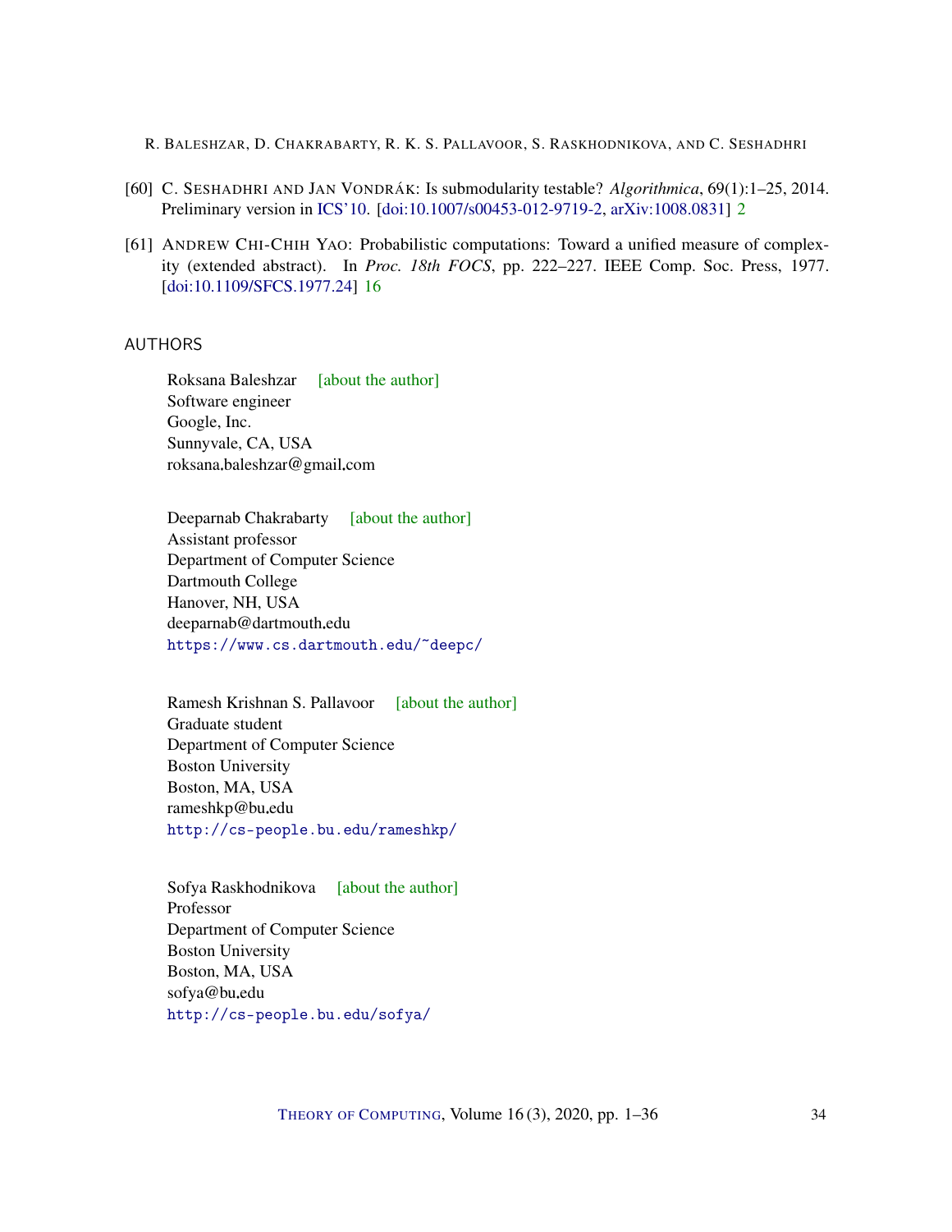[60] C. Seshadhri and Jan Vondrák: Is submodularity testable? *Algorithmica*, 69(1):1–25, 2014. Preliminary version in ICS'10. [doi:10.1007/s00453-012-9719-2, arXiv:1008.0831] 2

[61] Andrew Chi-Chih Yao: Probabilistic computations: Toward a unified measure of complexity (extended abstract). In *Proc. 18th FOCS*, pp. 222–227. IEEE Comp. Soc. Press, 1977. [doi:10.1109/SFCS.1977.24] 16

## AUTHORS

Roksana Baleshzar [about the author]
Software engineer
Google, Inc.
Sunnyvale, CA, USA
roksana.baleshzar@gmail.com

Deeparnab Chakrabarty [about the author]
Assistant professor
Department of Computer Science
Dartmouth College
Hanover, NH, USA
deeparnab@dartmouth.edu
https://www.cs.dartmouth.edu/~deepc/

Ramesh Krishnan S. Pallavoor [about the author]
Graduate student
Department of Computer Science
Boston University
Boston, MA, USA
rameshkp@bu.edu
http://cs-people.bu.edu/rameshkp/

Sofya Raskhodnikova [about the author]
Professor
Department of Computer Science
Boston University
Boston, MA, USA
sofya@bu.edu
http://cs-people.bu.edu/sofya/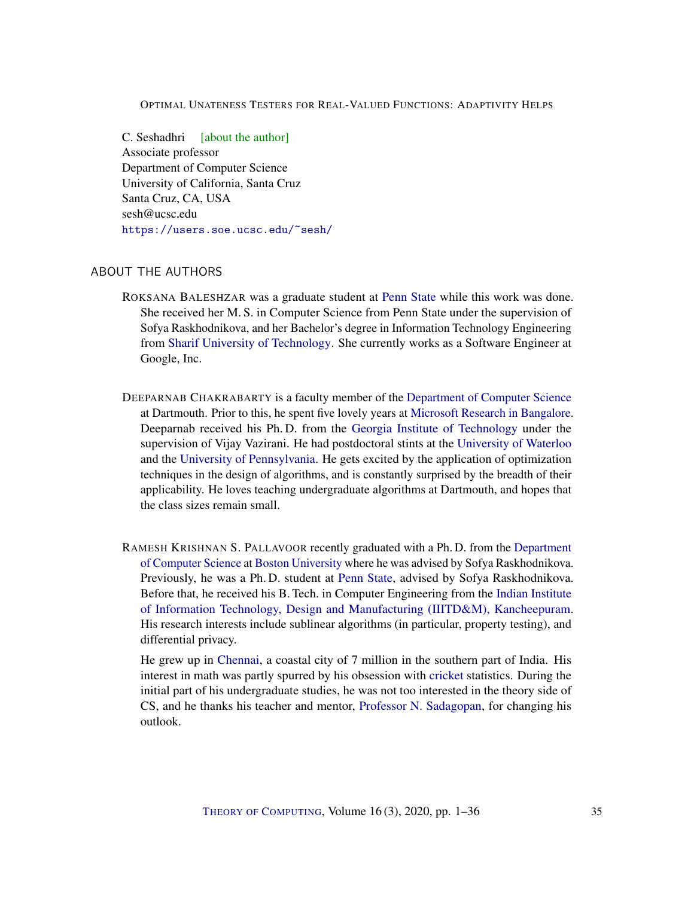C. Seshadhri [about the author]
Associate professor
Department of Computer Science
University of California, Santa Cruz
Santa Cruz, CA, USA
sesh@ucsc,edu
https://users.soe.ucsc.edu/~sesh/

## ABOUT THE AUTHORS

ROKSANA BALESHZAR was a graduate student at Penn State while this work was done. She received her M. S. in Computer Science from Penn State under the supervision of Sofya Raskhodnikova, and her Bachelor's degree in Information Technology Engineering from Sharif University of Technology. She currently works as a Software Engineer at Google, Inc.

DEEPARNAB CHAKRABARTY is a faculty member of the Department of Computer Science at Dartmouth. Prior to this, he spent five lovely years at Microsoft Research in Bangalore. Deeparnab received his Ph. D. from the Georgia Institute of Technology under the supervision of Vijay Vazirani. He had postdoctoral stints at the University of Waterloo and the University of Pennsylvania. He gets excited by the application of optimization techniques in the design of algorithms, and is constantly surprised by the breadth of their applicability. He loves teaching undergraduate algorithms at Dartmouth, and hopes that the class sizes remain small.

RAMESH KRISHNAN S. PALLAVOOR recently graduated with a Ph. D. from the Department of Computer Science at Boston University where he was advised by Sofya Raskhodnikova. Previously, he was a Ph. D. student at Penn State, advised by Sofya Raskhodnikova. Before that, he received his B. Tech. in Computer Engineering from the Indian Institute of Information Technology, Design and Manufacturing (IIITD&M), Kancheepuram. His research interests include sublinear algorithms (in particular, property testing), and differential privacy.

He grew up in Chennai, a coastal city of 7 million in the southern part of India. His interest in math was partly spurred by his obsession with cricket statistics. During the initial part of his undergraduate studies, he was not too interested in the theory side of CS, and he thanks his teacher and mentor, Professor N. Sadagopan, for changing his outlook.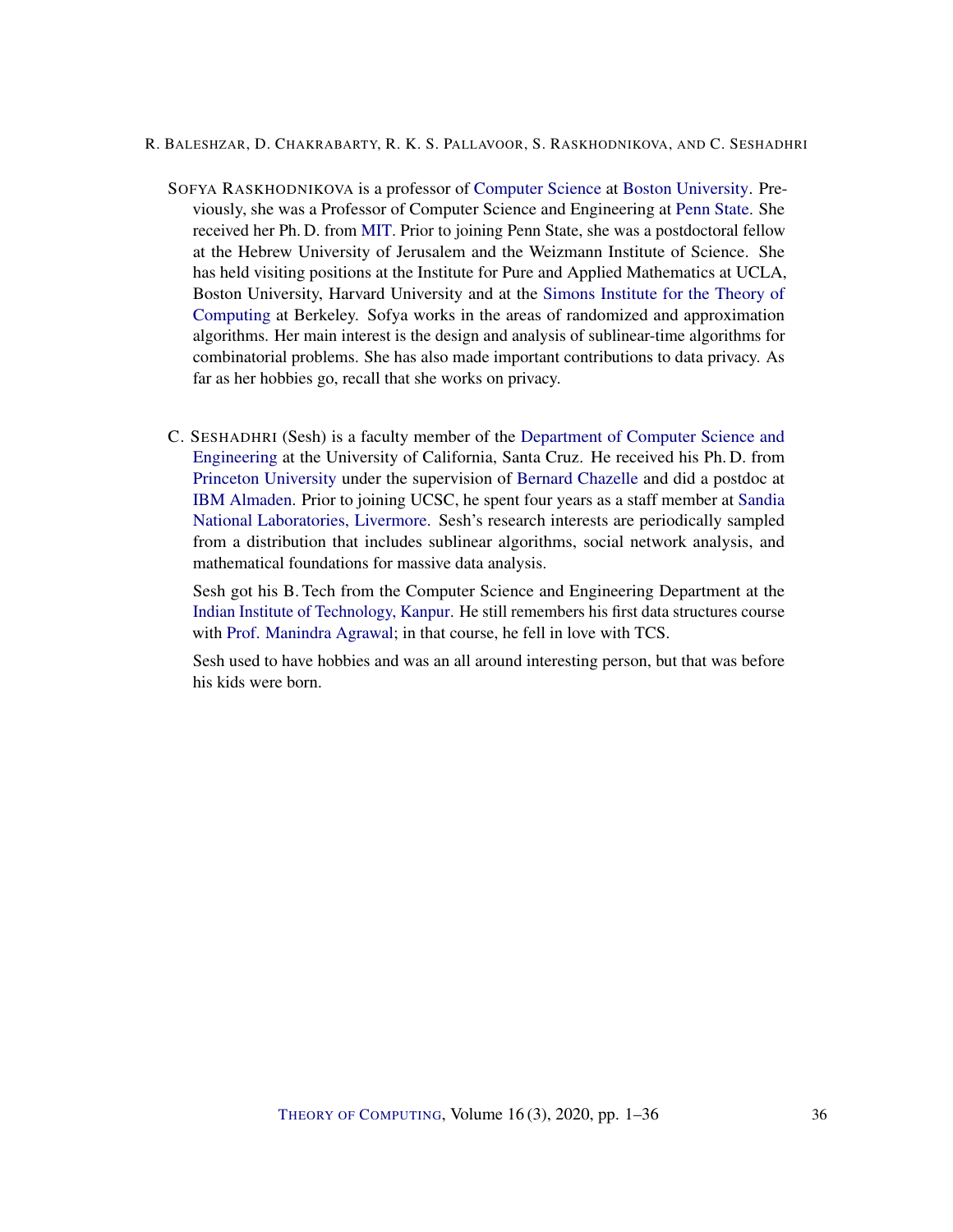SOFYA RASKHODNIKOVA is a professor of Computer Science at Boston University. Previously, she was a Professor of Computer Science and Engineering at Penn State. She received her Ph. D. from MIT. Prior to joining Penn State, she was a postdoctoral fellow at the Hebrew University of Jerusalem and the Weizmann Institute of Science. She has held visiting positions at the Institute for Pure and Applied Mathematics at UCLA, Boston University, Harvard University and at the Simons Institute for the Theory of Computing at Berkeley. Sofya works in the areas of randomized and approximation algorithms. Her main interest is the design and analysis of sublinear-time algorithms for combinatorial problems. She has also made important contributions to data privacy. As far as her hobbies go, recall that she works on privacy.

C. SESHADHRI (Sesh) is a faculty member of the Department of Computer Science and Engineering at the University of California, Santa Cruz. He received his Ph. D. from Princeton University under the supervision of Bernard Chazelle and did a postdoc at IBM Almaden. Prior to joining UCSC, he spent four years as a staff member at Sandia National Laboratories, Livermore. Sesh's research interests are periodically sampled from a distribution that includes sublinear algorithms, social network analysis, and mathematical foundations for massive data analysis.

Sesh got his B. Tech from the Computer Science and Engineering Department at the Indian Institute of Technology, Kanpur. He still remembers his first data structures course with Prof. Manindra Agrawal; in that course, he fell in love with TCS.

Sesh used to have hobbies and was an all around interesting person, but that was before his kids were born.